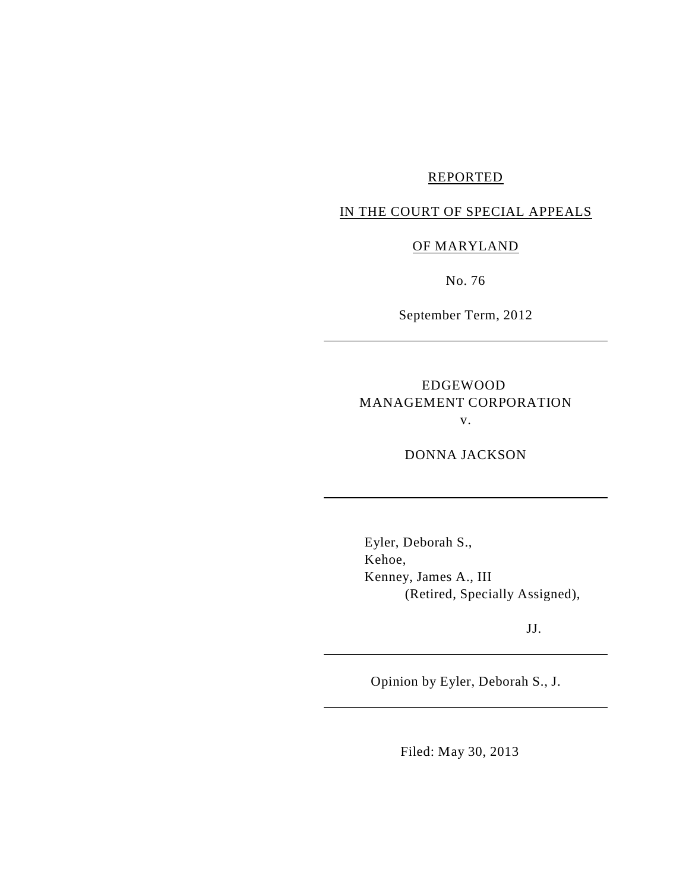REPORTED

IN THE COURT OF SPECIAL APPEALS

OF MARYLAND

No. 76

September Term, 2012

---

EDGEWOOD MANAGEMENT CORPORATION

v.

DONNA JACKSON

---

Eyler, Deborah S.,
Kehoe,
Kenney, James A., III
(Retired, Specially Assigned),

JJ.

---

Opinion by Eyler, Deborah S., J.

---

Filed: May 30, 2013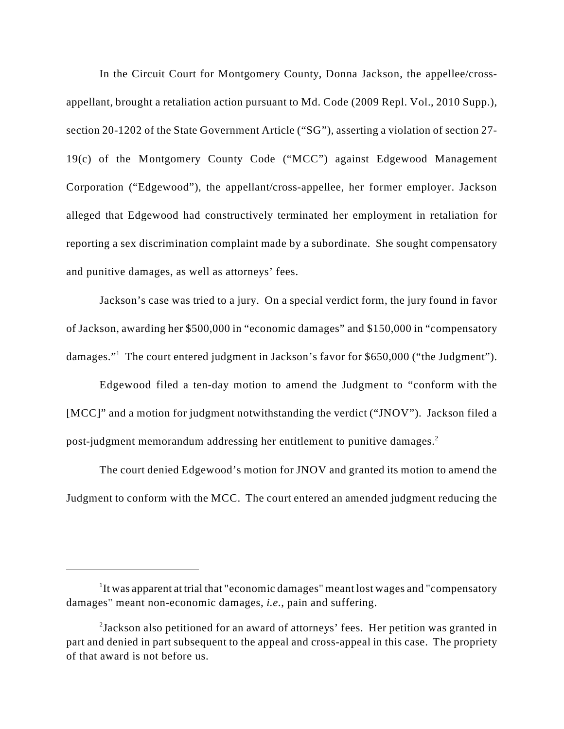In the Circuit Court for Montgomery County, Donna Jackson, the appellee/cross-appellant, brought a retaliation action pursuant to Md. Code (2009 Repl. Vol., 2010 Supp.), section 20-1202 of the State Government Article ("SG"), asserting a violation of section 27-19(c) of the Montgomery County Code ("MCC") against Edgewood Management Corporation ("Edgewood"), the appellant/cross-appellee, her former employer. Jackson alleged that Edgewood had constructively terminated her employment in retaliation for reporting a sex discrimination complaint made by a subordinate. She sought compensatory and punitive damages, as well as attorneys' fees.

Jackson's case was tried to a jury. On a special verdict form, the jury found in favor of Jackson, awarding her $500,000 in "economic damages" and $150,000 in "compensatory damages."[1] The court entered judgment in Jackson's favor for $650,000 ("the Judgment").

Edgewood filed a ten-day motion to amend the Judgment to "conform with the [MCC]" and a motion for judgment notwithstanding the verdict ("JNOV"). Jackson filed a post-judgment memorandum addressing her entitlement to punitive damages.[2]

The court denied Edgewood's motion for JNOV and granted its motion to amend the Judgment to conform with the MCC. The court entered an amended judgment reducing the

---

[1] It was apparent at trial that "economic damages" meant lost wages and "compensatory damages" meant non-economic damages, *i.e.*, pain and suffering.

[2] Jackson also petitioned for an award of attorneys' fees. Her petition was granted in part and denied in part subsequent to the appeal and cross-appeal in this case. The propriety of that award is not before us.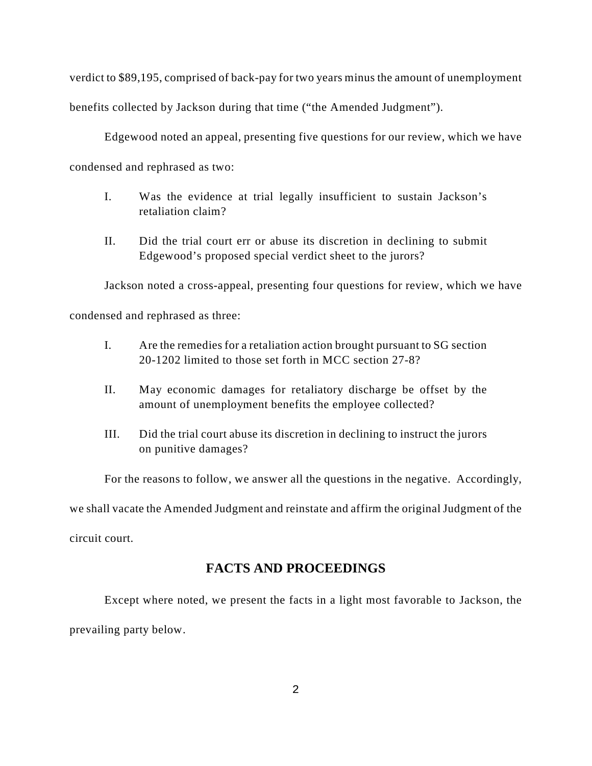verdict to $89,195, comprised of back-pay for two years minus the amount of unemployment benefits collected by Jackson during that time ("the Amended Judgment").

Edgewood noted an appeal, presenting five questions for our review, which we have condensed and rephrased as two:

> I. Was the evidence at trial legally insufficient to sustain Jackson's retaliation claim?
>
> II. Did the trial court err or abuse its discretion in declining to submit Edgewood's proposed special verdict sheet to the jurors?

Jackson noted a cross-appeal, presenting four questions for review, which we have condensed and rephrased as three:

> I. Are the remedies for a retaliation action brought pursuant to SG section 20-1202 limited to those set forth in MCC section 27-8?
>
> II. May economic damages for retaliatory discharge be offset by the amount of unemployment benefits the employee collected?
>
> III. Did the trial court abuse its discretion in declining to instruct the jurors on punitive damages?

For the reasons to follow, we answer all the questions in the negative. Accordingly, we shall vacate the Amended Judgment and reinstate and affirm the original Judgment of the circuit court.

## FACTS AND PROCEEDINGS

Except where noted, we present the facts in a light most favorable to Jackson, the prevailing party below.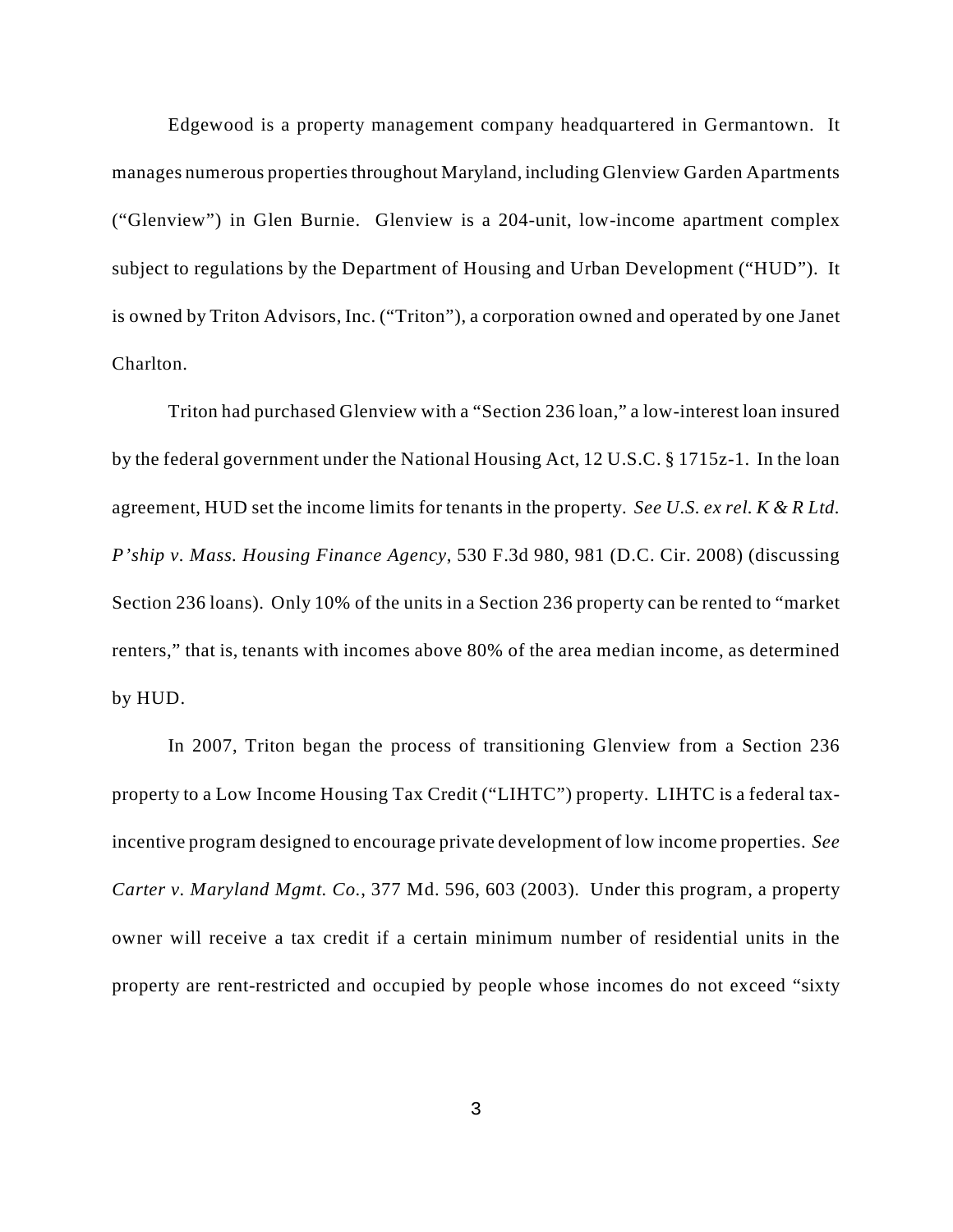Edgewood is a property management company headquartered in Germantown. It manages numerous properties throughout Maryland, including Glenview Garden Apartments ("Glenview") in Glen Burnie. Glenview is a 204-unit, low-income apartment complex subject to regulations by the Department of Housing and Urban Development ("HUD"). It is owned by Triton Advisors, Inc. ("Triton"), a corporation owned and operated by one Janet Charlton.

Triton had purchased Glenview with a "Section 236 loan," a low-interest loan insured by the federal government under the National Housing Act, 12 U.S.C. § 1715z-1. In the loan agreement, HUD set the income limits for tenants in the property. *See U.S. ex rel. K & R Ltd. P'ship v. Mass. Housing Finance Agency*, 530 F.3d 980, 981 (D.C. Cir. 2008) (discussing Section 236 loans). Only 10% of the units in a Section 236 property can be rented to "market renters," that is, tenants with incomes above 80% of the area median income, as determined by HUD.

In 2007, Triton began the process of transitioning Glenview from a Section 236 property to a Low Income Housing Tax Credit ("LIHTC") property. LIHTC is a federal tax-incentive program designed to encourage private development of low income properties. *See Carter v. Maryland Mgmt. Co.*, 377 Md. 596, 603 (2003). Under this program, a property owner will receive a tax credit if a certain minimum number of residential units in the property are rent-restricted and occupied by people whose incomes do not exceed "sixty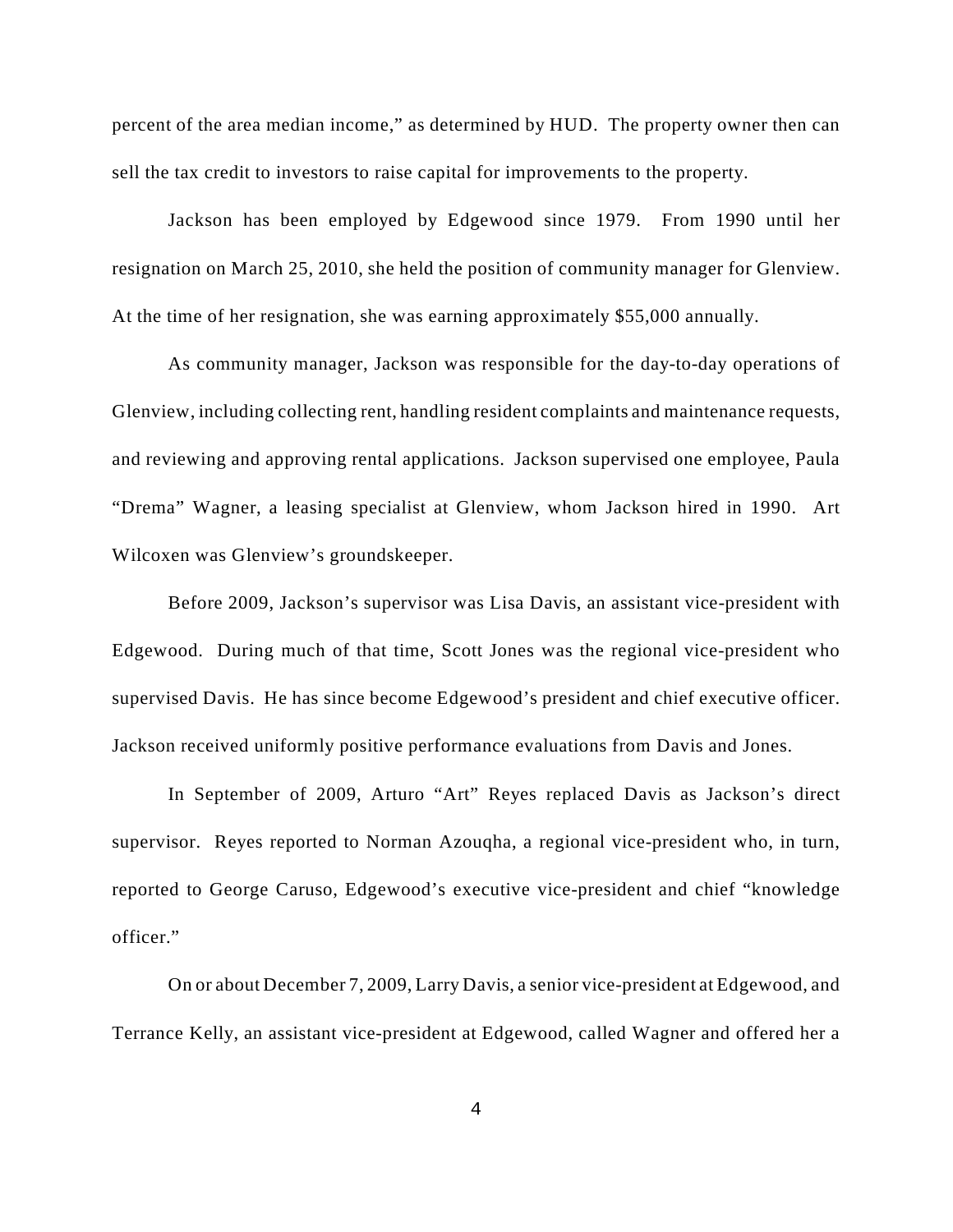percent of the area median income," as determined by HUD. The property owner then can sell the tax credit to investors to raise capital for improvements to the property.

Jackson has been employed by Edgewood since 1979. From 1990 until her resignation on March 25, 2010, she held the position of community manager for Glenview. At the time of her resignation, she was earning approximately $55,000 annually.

As community manager, Jackson was responsible for the day-to-day operations of Glenview, including collecting rent, handling resident complaints and maintenance requests, and reviewing and approving rental applications. Jackson supervised one employee, Paula "Drema" Wagner, a leasing specialist at Glenview, whom Jackson hired in 1990. Art Wilcoxen was Glenview's groundskeeper.

Before 2009, Jackson's supervisor was Lisa Davis, an assistant vice-president with Edgewood. During much of that time, Scott Jones was the regional vice-president who supervised Davis. He has since become Edgewood's president and chief executive officer. Jackson received uniformly positive performance evaluations from Davis and Jones.

In September of 2009, Arturo "Art" Reyes replaced Davis as Jackson's direct supervisor. Reyes reported to Norman Azouqha, a regional vice-president who, in turn, reported to George Caruso, Edgewood's executive vice-president and chief "knowledge officer."

On or about December 7, 2009, Larry Davis, a senior vice-president at Edgewood, and Terrance Kelly, an assistant vice-president at Edgewood, called Wagner and offered her a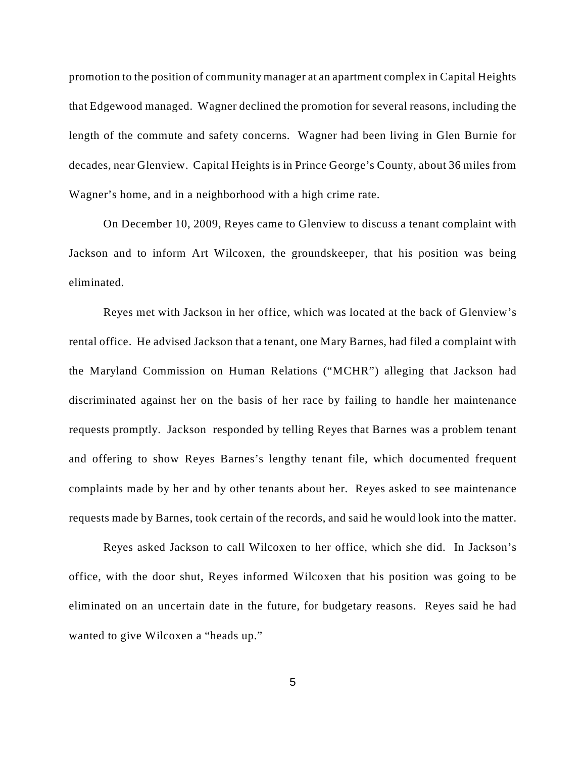promotion to the position of community manager at an apartment complex in Capital Heights that Edgewood managed. Wagner declined the promotion for several reasons, including the length of the commute and safety concerns. Wagner had been living in Glen Burnie for decades, near Glenview. Capital Heights is in Prince George's County, about 36 miles from Wagner's home, and in a neighborhood with a high crime rate.

On December 10, 2009, Reyes came to Glenview to discuss a tenant complaint with Jackson and to inform Art Wilcoxen, the groundskeeper, that his position was being eliminated.

Reyes met with Jackson in her office, which was located at the back of Glenview's rental office. He advised Jackson that a tenant, one Mary Barnes, had filed a complaint with the Maryland Commission on Human Relations ("MCHR") alleging that Jackson had discriminated against her on the basis of her race by failing to handle her maintenance requests promptly. Jackson responded by telling Reyes that Barnes was a problem tenant and offering to show Reyes Barnes's lengthy tenant file, which documented frequent complaints made by her and by other tenants about her. Reyes asked to see maintenance requests made by Barnes, took certain of the records, and said he would look into the matter.

Reyes asked Jackson to call Wilcoxen to her office, which she did. In Jackson's office, with the door shut, Reyes informed Wilcoxen that his position was going to be eliminated on an uncertain date in the future, for budgetary reasons. Reyes said he had wanted to give Wilcoxen a "heads up."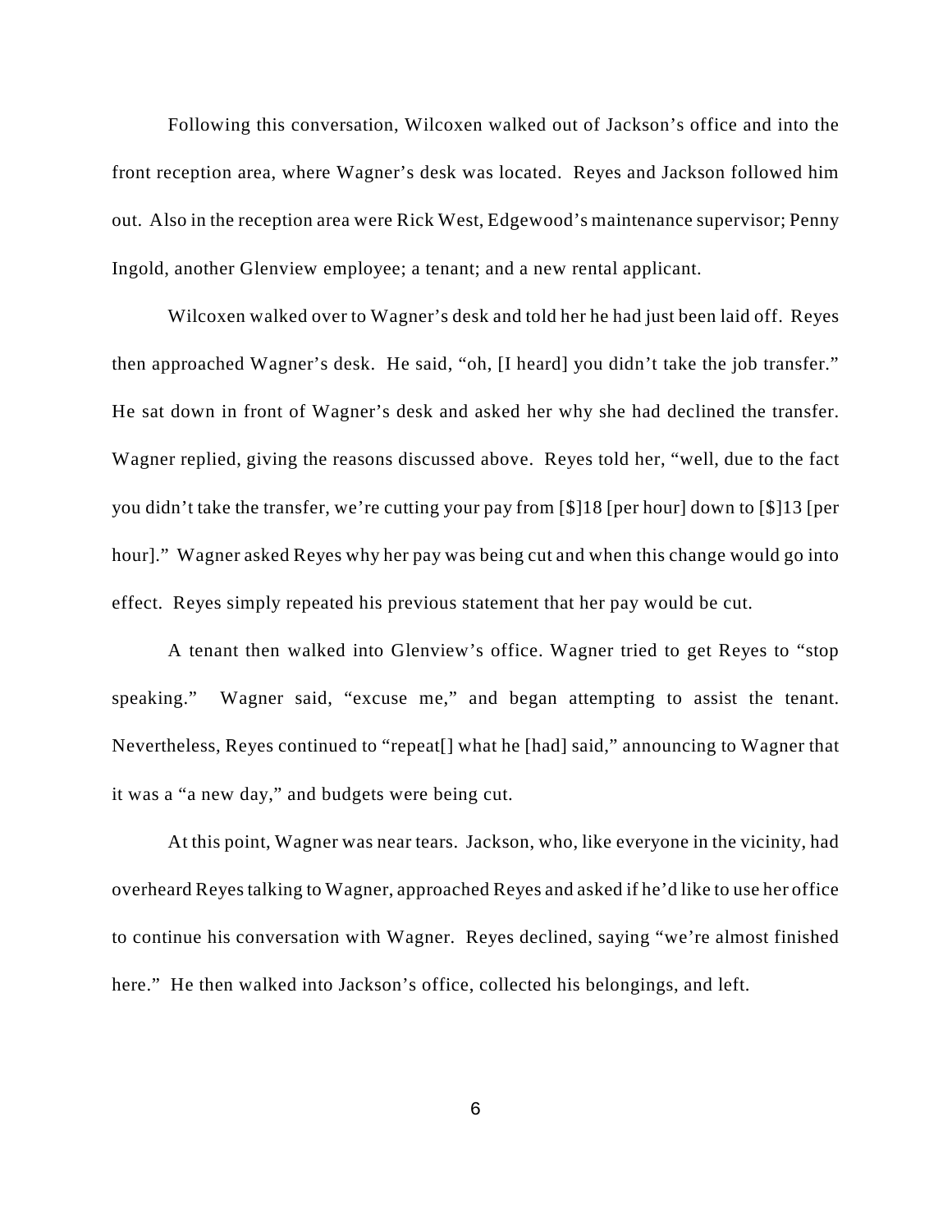Following this conversation, Wilcoxen walked out of Jackson's office and into the front reception area, where Wagner's desk was located. Reyes and Jackson followed him out. Also in the reception area were Rick West, Edgewood's maintenance supervisor; Penny Ingold, another Glenview employee; a tenant; and a new rental applicant.

Wilcoxen walked over to Wagner's desk and told her he had just been laid off. Reyes then approached Wagner's desk. He said, "oh, [I heard] you didn't take the job transfer." He sat down in front of Wagner's desk and asked her why she had declined the transfer. Wagner replied, giving the reasons discussed above. Reyes told her, "well, due to the fact you didn't take the transfer, we're cutting your pay from [$]18 [per hour] down to [$]13 [per hour]." Wagner asked Reyes why her pay was being cut and when this change would go into effect. Reyes simply repeated his previous statement that her pay would be cut.

A tenant then walked into Glenview's office. Wagner tried to get Reyes to "stop speaking." Wagner said, "excuse me," and began attempting to assist the tenant. Nevertheless, Reyes continued to "repeat[] what he [had] said," announcing to Wagner that it was a "a new day," and budgets were being cut.

At this point, Wagner was near tears. Jackson, who, like everyone in the vicinity, had overheard Reyes talking to Wagner, approached Reyes and asked if he'd like to use her office to continue his conversation with Wagner. Reyes declined, saying "we're almost finished here." He then walked into Jackson's office, collected his belongings, and left.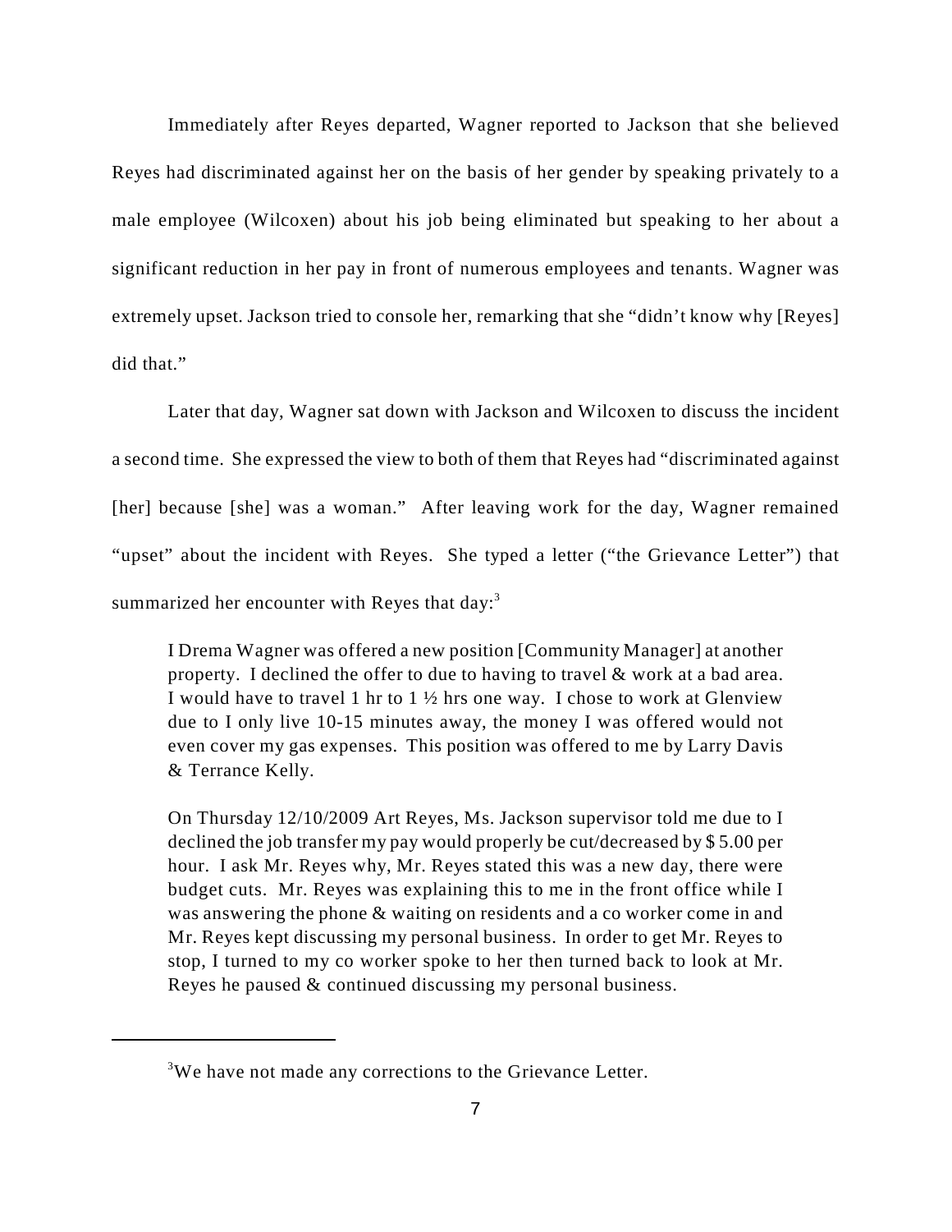Immediately after Reyes departed, Wagner reported to Jackson that she believed Reyes had discriminated against her on the basis of her gender by speaking privately to a male employee (Wilcoxen) about his job being eliminated but speaking to her about a significant reduction in her pay in front of numerous employees and tenants. Wagner was extremely upset. Jackson tried to console her, remarking that she "didn't know why [Reyes] did that."

Later that day, Wagner sat down with Jackson and Wilcoxen to discuss the incident a second time. She expressed the view to both of them that Reyes had "discriminated against [her] because [she] was a woman." After leaving work for the day, Wagner remained "upset" about the incident with Reyes. She typed a letter ("the Grievance Letter") that summarized her encounter with Reyes that day:[3]

> I Drema Wagner was offered a new position [Community Manager] at another property. I declined the offer to due to having to travel & work at a bad area. I would have to travel 1 hr to 1 ½ hrs one way. I chose to work at Glenview due to I only live 10-15 minutes away, the money I was offered would not even cover my gas expenses. This position was offered to me by Larry Davis & Terrance Kelly.
>
> On Thursday 12/10/2009 Art Reyes, Ms. Jackson supervisor told me due to I declined the job transfer my pay would properly be cut/decreased by $ 5.00 per hour. I ask Mr. Reyes why, Mr. Reyes stated this was a new day, there were budget cuts. Mr. Reyes was explaining this to me in the front office while I was answering the phone & waiting on residents and a co worker come in and Mr. Reyes kept discussing my personal business. In order to get Mr. Reyes to stop, I turned to my co worker spoke to her then turned back to look at Mr. Reyes he paused & continued discussing my personal business.

---

[3] We have not made any corrections to the Grievance Letter.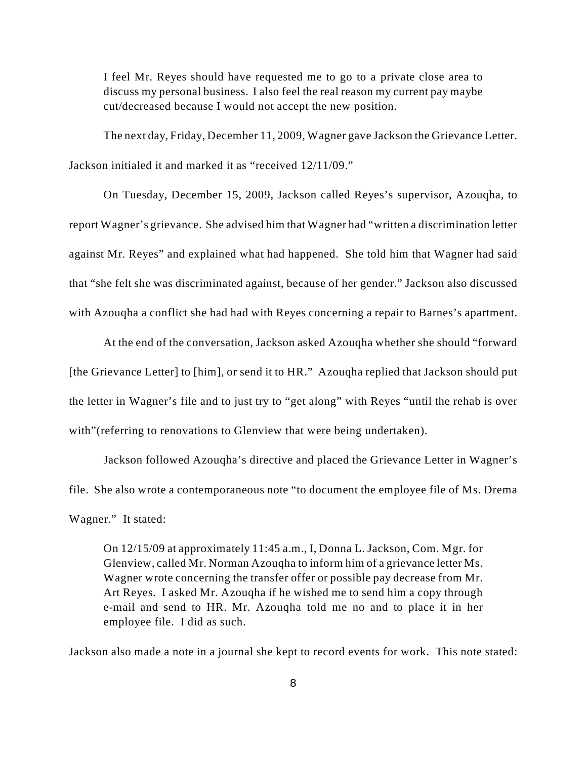> I feel Mr. Reyes should have requested me to go to a private close area to discuss my personal business. I also feel the real reason my current pay maybe cut/decreased because I would not accept the new position.

The next day, Friday, December 11, 2009, Wagner gave Jackson the Grievance Letter. Jackson initialed it and marked it as "received 12/11/09."

On Tuesday, December 15, 2009, Jackson called Reyes's supervisor, Azouqha, to report Wagner's grievance. She advised him that Wagner had "written a discrimination letter against Mr. Reyes" and explained what had happened. She told him that Wagner had said that "she felt she was discriminated against, because of her gender." Jackson also discussed with Azouqha a conflict she had had with Reyes concerning a repair to Barnes's apartment.

At the end of the conversation, Jackson asked Azouqha whether she should "forward [the Grievance Letter] to [him], or send it to HR." Azouqha replied that Jackson should put the letter in Wagner's file and to just try to "get along" with Reyes "until the rehab is over with"(referring to renovations to Glenview that were being undertaken).

Jackson followed Azouqha's directive and placed the Grievance Letter in Wagner's file. She also wrote a contemporaneous note "to document the employee file of Ms. Drema Wagner." It stated:

> On 12/15/09 at approximately 11:45 a.m., I, Donna L. Jackson, Com. Mgr. for Glenview, called Mr. Norman Azouqha to inform him of a grievance letter Ms. Wagner wrote concerning the transfer offer or possible pay decrease from Mr. Art Reyes. I asked Mr. Azouqha if he wished me to send him a copy through e-mail and send to HR. Mr. Azouqha told me no and to place it in her employee file. I did as such.

Jackson also made a note in a journal she kept to record events for work. This note stated: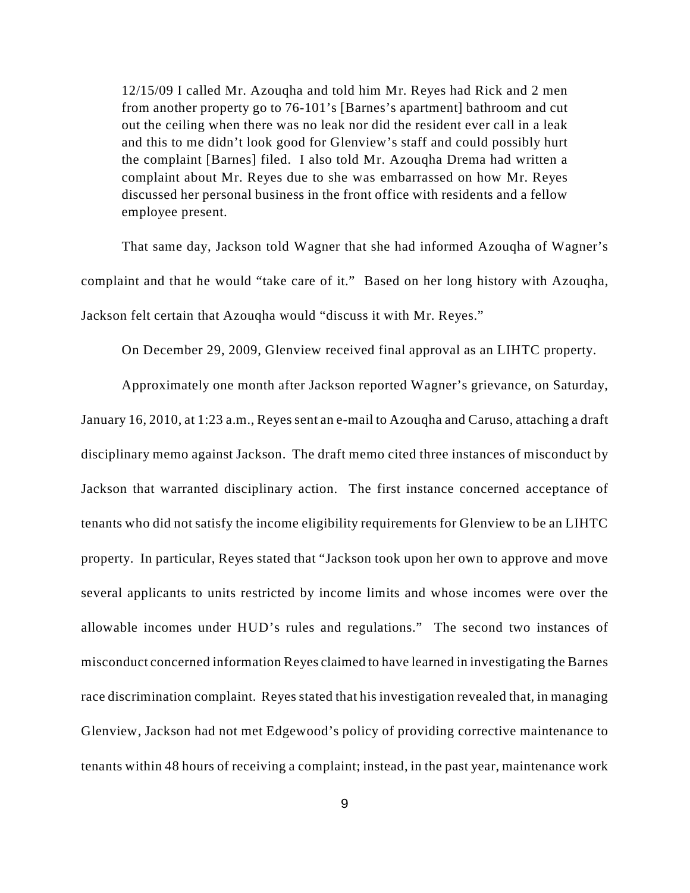> 12/15/09 I called Mr. Azouqha and told him Mr. Reyes had Rick and 2 men from another property go to 76-101's [Barnes's apartment] bathroom and cut out the ceiling when there was no leak nor did the resident ever call in a leak and this to me didn't look good for Glenview's staff and could possibly hurt the complaint [Barnes] filed. I also told Mr. Azouqha Drema had written a complaint about Mr. Reyes due to she was embarrassed on how Mr. Reyes discussed her personal business in the front office with residents and a fellow employee present.

That same day, Jackson told Wagner that she had informed Azouqha of Wagner's complaint and that he would "take care of it." Based on her long history with Azouqha, Jackson felt certain that Azouqha would "discuss it with Mr. Reyes."

On December 29, 2009, Glenview received final approval as an LIHTC property.

Approximately one month after Jackson reported Wagner's grievance, on Saturday, January 16, 2010, at 1:23 a.m., Reyes sent an e-mail to Azouqha and Caruso, attaching a draft disciplinary memo against Jackson. The draft memo cited three instances of misconduct by Jackson that warranted disciplinary action. The first instance concerned acceptance of tenants who did not satisfy the income eligibility requirements for Glenview to be an LIHTC property. In particular, Reyes stated that "Jackson took upon her own to approve and move several applicants to units restricted by income limits and whose incomes were over the allowable incomes under HUD's rules and regulations." The second two instances of misconduct concerned information Reyes claimed to have learned in investigating the Barnes race discrimination complaint. Reyes stated that his investigation revealed that, in managing Glenview, Jackson had not met Edgewood's policy of providing corrective maintenance to tenants within 48 hours of receiving a complaint; instead, in the past year, maintenance work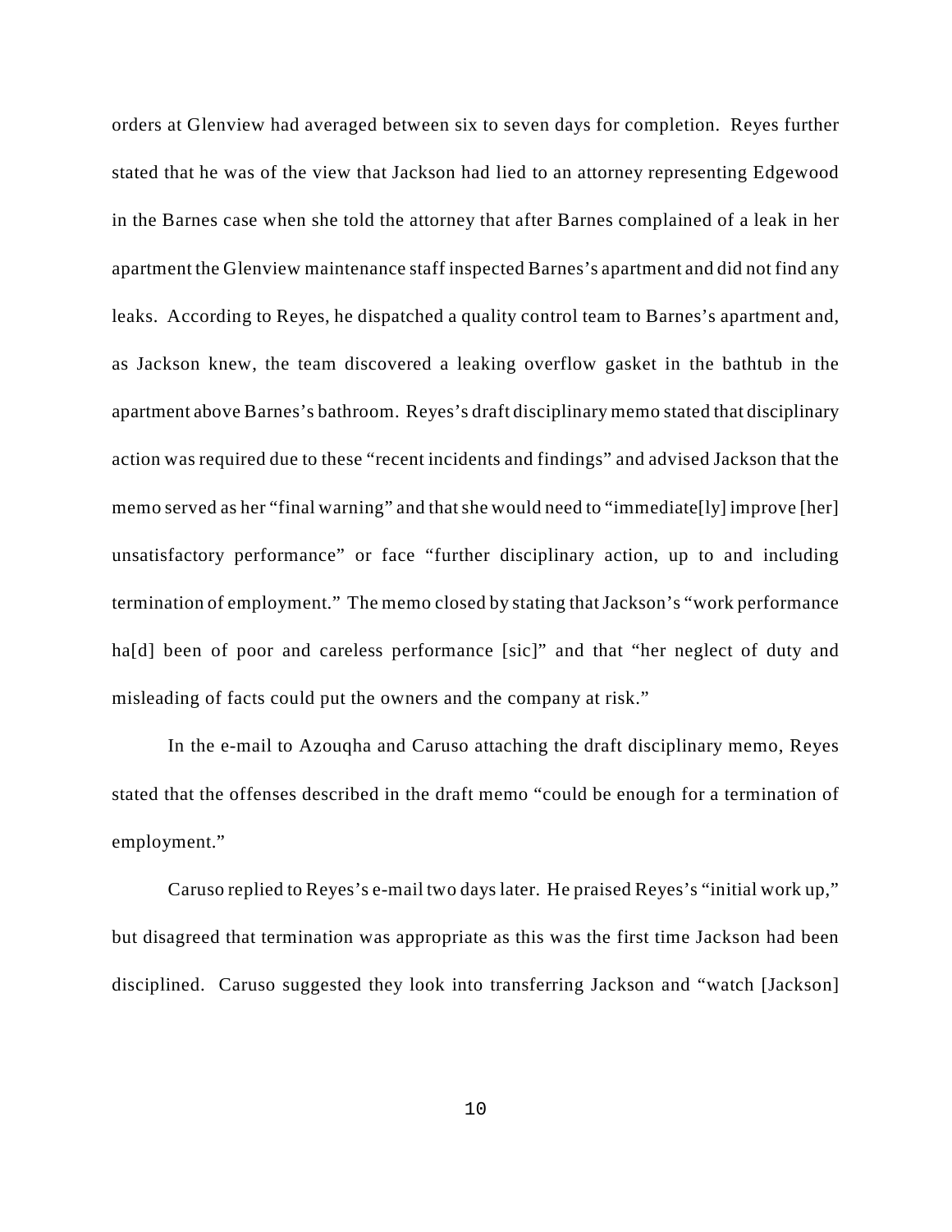orders at Glenview had averaged between six to seven days for completion. Reyes further stated that he was of the view that Jackson had lied to an attorney representing Edgewood in the Barnes case when she told the attorney that after Barnes complained of a leak in her apartment the Glenview maintenance staff inspected Barnes's apartment and did not find any leaks. According to Reyes, he dispatched a quality control team to Barnes's apartment and, as Jackson knew, the team discovered a leaking overflow gasket in the bathtub in the apartment above Barnes's bathroom. Reyes's draft disciplinary memo stated that disciplinary action was required due to these "recent incidents and findings" and advised Jackson that the memo served as her "final warning" and that she would need to "immediate[ly] improve [her] unsatisfactory performance" or face "further disciplinary action, up to and including termination of employment." The memo closed by stating that Jackson's "work performance ha[d] been of poor and careless performance [sic]" and that "her neglect of duty and misleading of facts could put the owners and the company at risk."

In the e-mail to Azouqha and Caruso attaching the draft disciplinary memo, Reyes stated that the offenses described in the draft memo "could be enough for a termination of employment."

Caruso replied to Reyes's e-mail two days later. He praised Reyes's "initial work up," but disagreed that termination was appropriate as this was the first time Jackson had been disciplined. Caruso suggested they look into transferring Jackson and "watch [Jackson]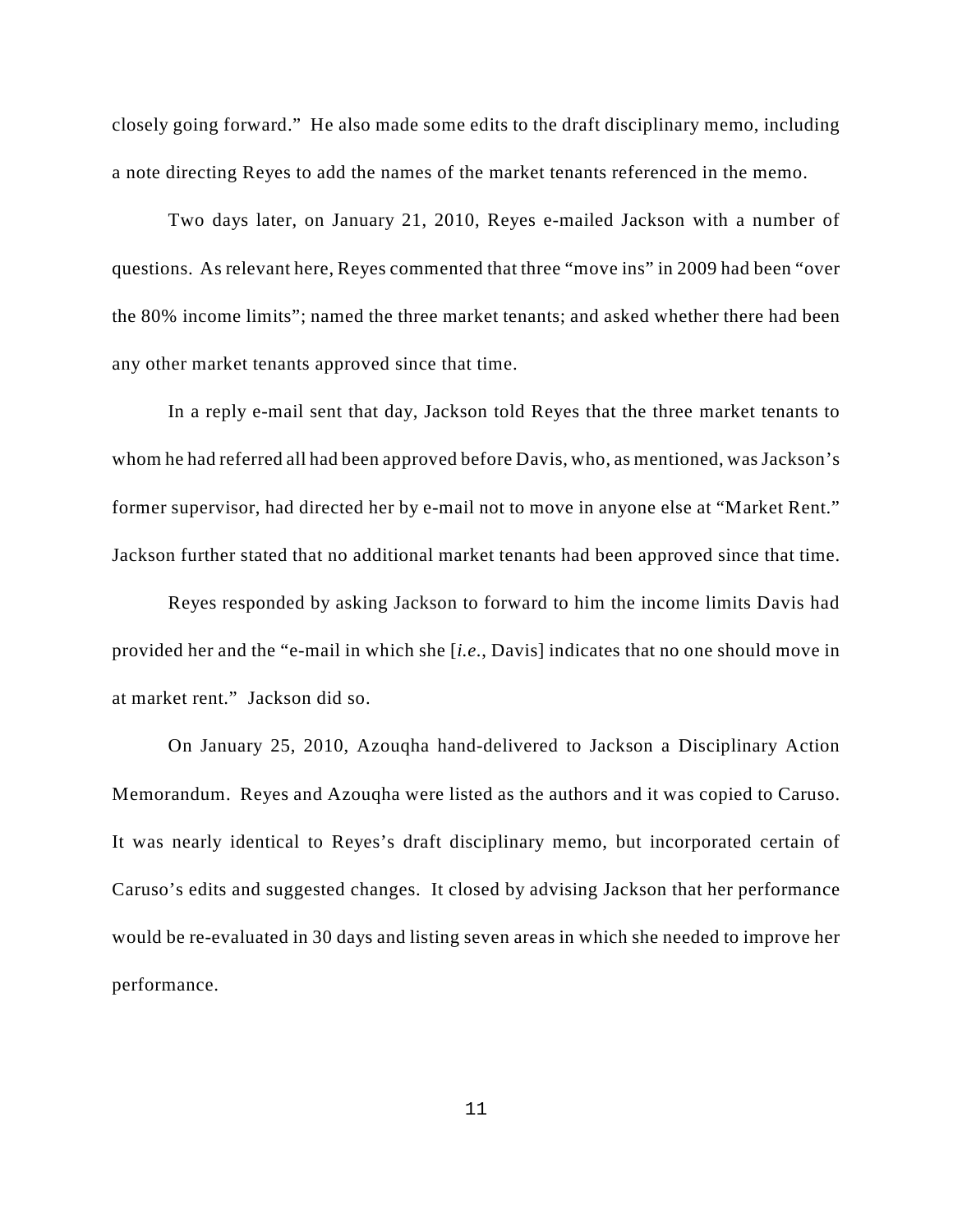closely going forward." He also made some edits to the draft disciplinary memo, including a note directing Reyes to add the names of the market tenants referenced in the memo.

Two days later, on January 21, 2010, Reyes e-mailed Jackson with a number of questions. As relevant here, Reyes commented that three "move ins" in 2009 had been "over the 80% income limits"; named the three market tenants; and asked whether there had been any other market tenants approved since that time.

In a reply e-mail sent that day, Jackson told Reyes that the three market tenants to whom he had referred all had been approved before Davis, who, as mentioned, was Jackson's former supervisor, had directed her by e-mail not to move in anyone else at "Market Rent." Jackson further stated that no additional market tenants had been approved since that time.

Reyes responded by asking Jackson to forward to him the income limits Davis had provided her and the "e-mail in which she [*i.e.*, Davis] indicates that no one should move in at market rent." Jackson did so.

On January 25, 2010, Azouqha hand-delivered to Jackson a Disciplinary Action Memorandum. Reyes and Azouqha were listed as the authors and it was copied to Caruso. It was nearly identical to Reyes's draft disciplinary memo, but incorporated certain of Caruso's edits and suggested changes. It closed by advising Jackson that her performance would be re-evaluated in 30 days and listing seven areas in which she needed to improve her performance.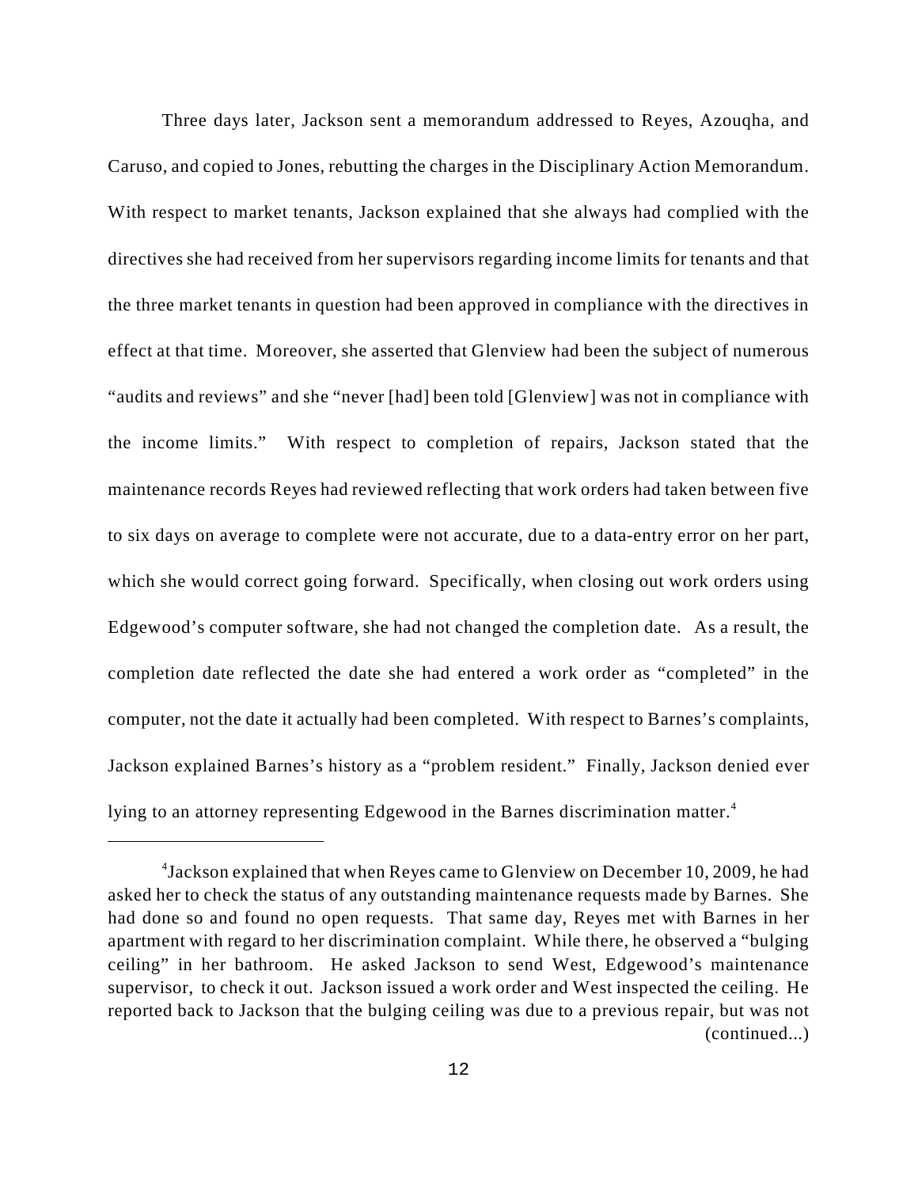Three days later, Jackson sent a memorandum addressed to Reyes, Azouqha, and Caruso, and copied to Jones, rebutting the charges in the Disciplinary Action Memorandum. With respect to market tenants, Jackson explained that she always had complied with the directives she had received from her supervisors regarding income limits for tenants and that the three market tenants in question had been approved in compliance with the directives in effect at that time. Moreover, she asserted that Glenview had been the subject of numerous "audits and reviews" and she "never [had] been told [Glenview] was not in compliance with the income limits." With respect to completion of repairs, Jackson stated that the maintenance records Reyes had reviewed reflecting that work orders had taken between five to six days on average to complete were not accurate, due to a data-entry error on her part, which she would correct going forward. Specifically, when closing out work orders using Edgewood's computer software, she had not changed the completion date. As a result, the completion date reflected the date she had entered a work order as "completed" in the computer, not the date it actually had been completed. With respect to Barnes's complaints, Jackson explained Barnes's history as a "problem resident." Finally, Jackson denied ever lying to an attorney representing Edgewood in the Barnes discrimination matter.[4]

---

[4] Jackson explained that when Reyes came to Glenview on December 10, 2009, he had asked her to check the status of any outstanding maintenance requests made by Barnes. She had done so and found no open requests. That same day, Reyes met with Barnes in her apartment with regard to her discrimination complaint. While there, he observed a "bulging ceiling" in her bathroom. He asked Jackson to send West, Edgewood's maintenance supervisor, to check it out. Jackson issued a work order and West inspected the ceiling. He reported back to Jackson that the bulging ceiling was due to a previous repair, but was not (continued...)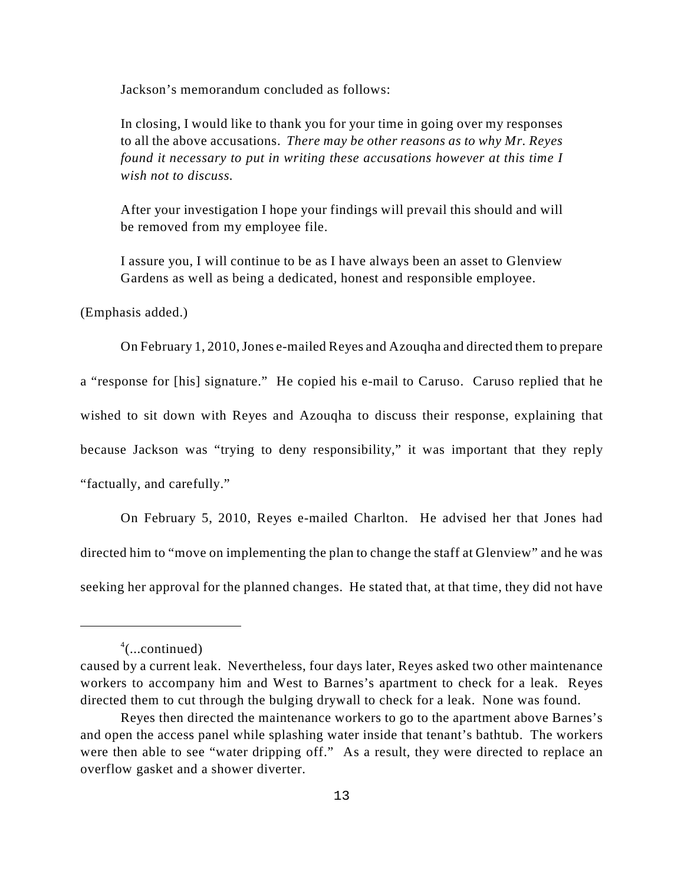Jackson's memorandum concluded as follows:

> In closing, I would like to thank you for your time in going over my responses to all the above accusations. *There may be other reasons as to why Mr. Reyes found it necessary to put in writing these accusations however at this time I wish not to discuss.*
>
> After your investigation I hope your findings will prevail this should and will be removed from my employee file.
>
> I assure you, I will continue to be as I have always been an asset to Glenview Gardens as well as being a dedicated, honest and responsible employee.

(Emphasis added.)

On February 1, 2010, Jones e-mailed Reyes and Azouqha and directed them to prepare a "response for [his] signature." He copied his e-mail to Caruso. Caruso replied that he wished to sit down with Reyes and Azouqha to discuss their response, explaining that because Jackson was "trying to deny responsibility," it was important that they reply "factually, and carefully."

On February 5, 2010, Reyes e-mailed Charlton. He advised her that Jones had directed him to "move on implementing the plan to change the staff at Glenview" and he was seeking her approval for the planned changes. He stated that, at that time, they did not have

---

[4](...continued)

caused by a current leak. Nevertheless, four days later, Reyes asked two other maintenance workers to accompany him and West to Barnes's apartment to check for a leak. Reyes directed them to cut through the bulging drywall to check for a leak. None was found.

Reyes then directed the maintenance workers to go to the apartment above Barnes's and open the access panel while splashing water inside that tenant's bathtub. The workers were then able to see "water dripping off." As a result, they were directed to replace an overflow gasket and a shower diverter.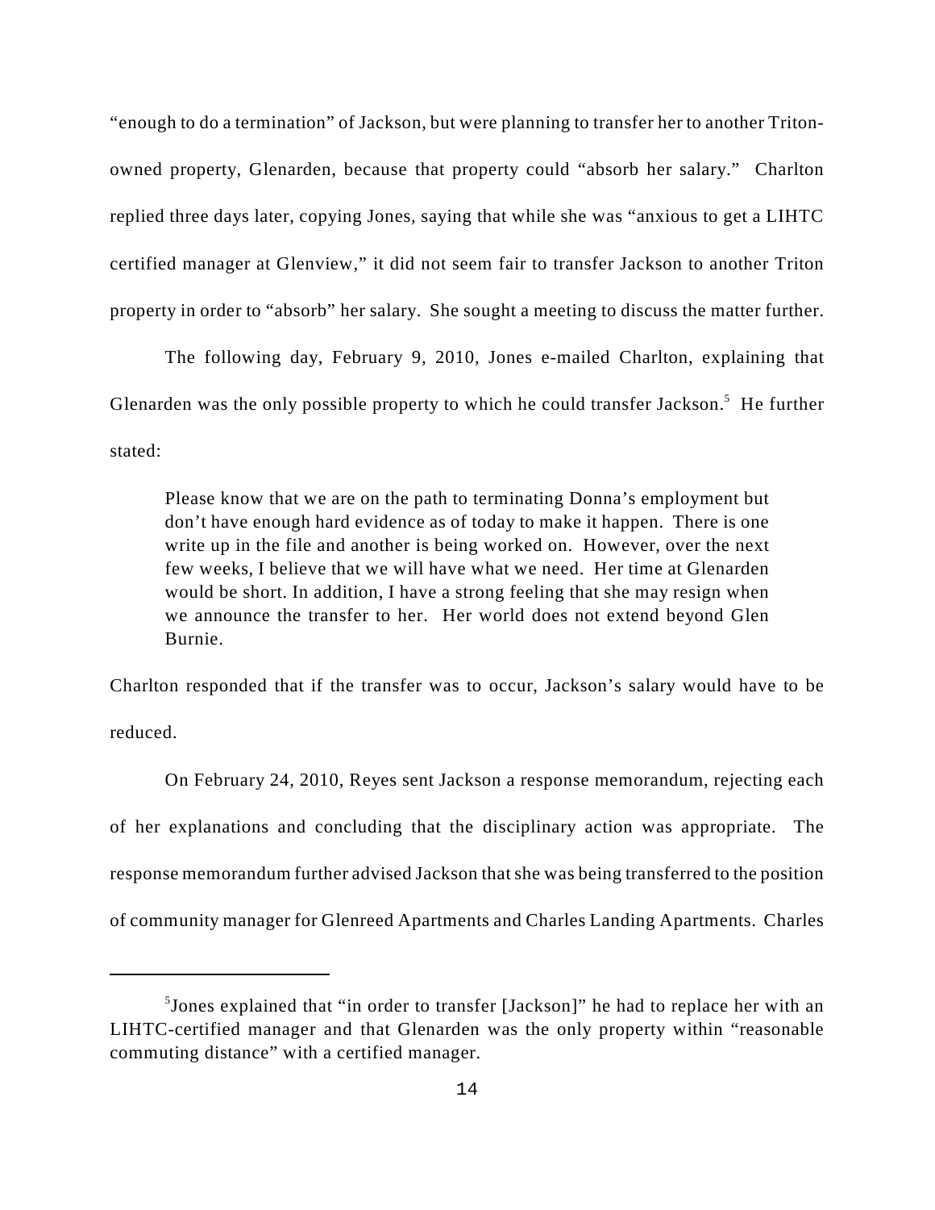"enough to do a termination" of Jackson, but were planning to transfer her to another Triton-owned property, Glenarden, because that property could "absorb her salary." Charlton replied three days later, copying Jones, saying that while she was "anxious to get a LIHTC certified manager at Glenview," it did not seem fair to transfer Jackson to another Triton property in order to "absorb" her salary. She sought a meeting to discuss the matter further.

The following day, February 9, 2010, Jones e-mailed Charlton, explaining that Glenarden was the only possible property to which he could transfer Jackson.[5] He further stated:

> Please know that we are on the path to terminating Donna's employment but don't have enough hard evidence as of today to make it happen. There is one write up in the file and another is being worked on. However, over the next few weeks, I believe that we will have what we need. Her time at Glenarden would be short. In addition, I have a strong feeling that she may resign when we announce the transfer to her. Her world does not extend beyond Glen Burnie.

Charlton responded that if the transfer was to occur, Jackson's salary would have to be reduced.

On February 24, 2010, Reyes sent Jackson a response memorandum, rejecting each of her explanations and concluding that the disciplinary action was appropriate. The response memorandum further advised Jackson that she was being transferred to the position of community manager for Glenreed Apartments and Charles Landing Apartments. Charles

---

[5]Jones explained that "in order to transfer [Jackson]" he had to replace her with an LIHTC-certified manager and that Glenarden was the only property within "reasonable commuting distance" with a certified manager.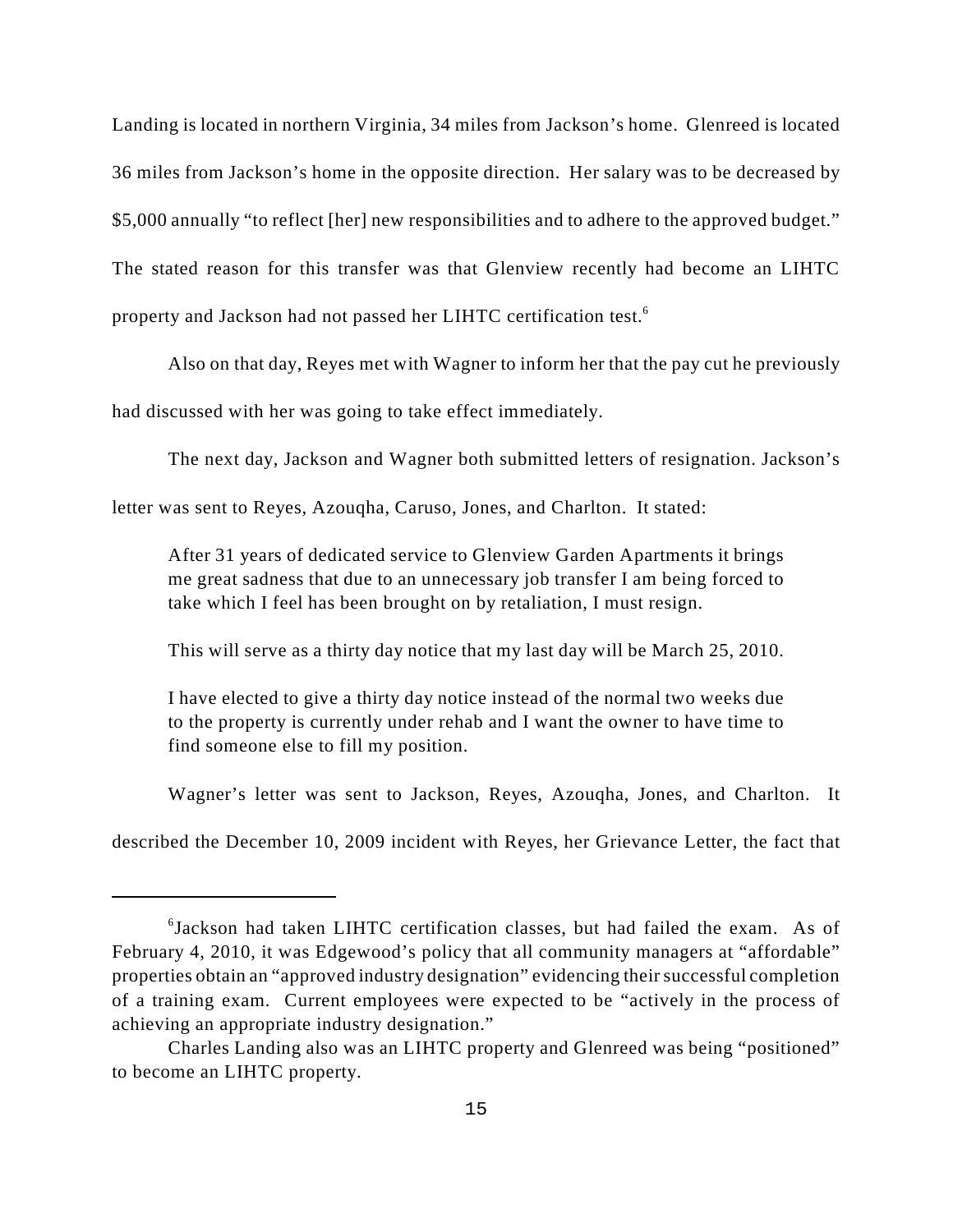Landing is located in northern Virginia, 34 miles from Jackson's home. Glenreed is located 36 miles from Jackson's home in the opposite direction. Her salary was to be decreased by $5,000 annually "to reflect [her] new responsibilities and to adhere to the approved budget." The stated reason for this transfer was that Glenview recently had become an LIHTC property and Jackson had not passed her LIHTC certification test.[6]

Also on that day, Reyes met with Wagner to inform her that the pay cut he previously had discussed with her was going to take effect immediately.

The next day, Jackson and Wagner both submitted letters of resignation. Jackson's letter was sent to Reyes, Azouqha, Caruso, Jones, and Charlton. It stated:

> After 31 years of dedicated service to Glenview Garden Apartments it brings me great sadness that due to an unnecessary job transfer I am being forced to take which I feel has been brought on by retaliation, I must resign.
>
> This will serve as a thirty day notice that my last day will be March 25, 2010.
>
> I have elected to give a thirty day notice instead of the normal two weeks due to the property is currently under rehab and I want the owner to have time to find someone else to fill my position.

Wagner's letter was sent to Jackson, Reyes, Azouqha, Jones, and Charlton. It described the December 10, 2009 incident with Reyes, her Grievance Letter, the fact that

---

[6]Jackson had taken LIHTC certification classes, but had failed the exam. As of February 4, 2010, it was Edgewood's policy that all community managers at "affordable" properties obtain an "approved industry designation" evidencing their successful completion of a training exam. Current employees were expected to be "actively in the process of achieving an appropriate industry designation."

Charles Landing also was an LIHTC property and Glenreed was being "positioned" to become an LIHTC property.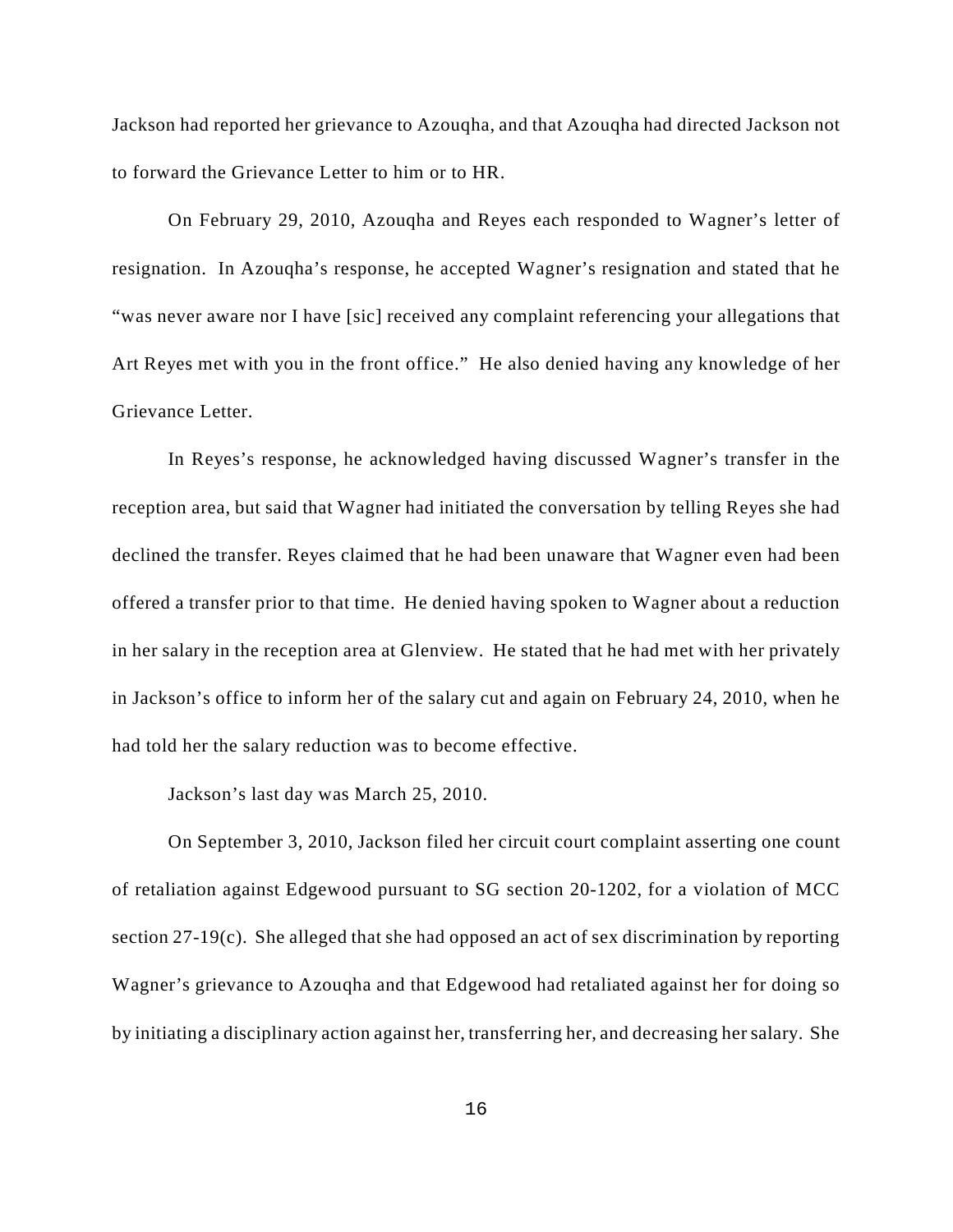Jackson had reported her grievance to Azouqha, and that Azouqha had directed Jackson not to forward the Grievance Letter to him or to HR.

On February 29, 2010, Azouqha and Reyes each responded to Wagner's letter of resignation. In Azouqha's response, he accepted Wagner's resignation and stated that he "was never aware nor I have [sic] received any complaint referencing your allegations that Art Reyes met with you in the front office." He also denied having any knowledge of her Grievance Letter.

In Reyes's response, he acknowledged having discussed Wagner's transfer in the reception area, but said that Wagner had initiated the conversation by telling Reyes she had declined the transfer. Reyes claimed that he had been unaware that Wagner even had been offered a transfer prior to that time. He denied having spoken to Wagner about a reduction in her salary in the reception area at Glenview. He stated that he had met with her privately in Jackson's office to inform her of the salary cut and again on February 24, 2010, when he had told her the salary reduction was to become effective.

Jackson's last day was March 25, 2010.

On September 3, 2010, Jackson filed her circuit court complaint asserting one count of retaliation against Edgewood pursuant to SG section 20-1202, for a violation of MCC section 27-19(c). She alleged that she had opposed an act of sex discrimination by reporting Wagner's grievance to Azouqha and that Edgewood had retaliated against her for doing so by initiating a disciplinary action against her, transferring her, and decreasing her salary. She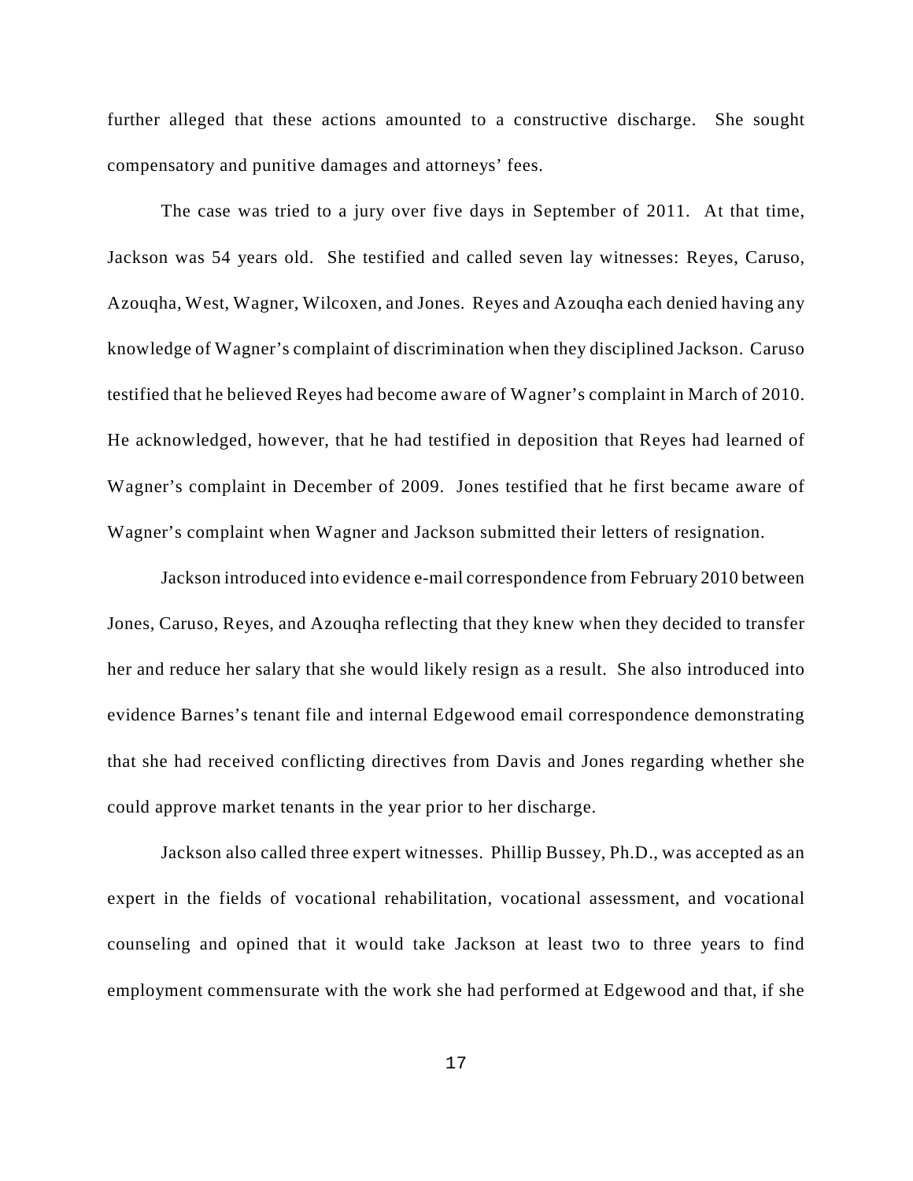further alleged that these actions amounted to a constructive discharge. She sought compensatory and punitive damages and attorneys' fees.

The case was tried to a jury over five days in September of 2011. At that time, Jackson was 54 years old. She testified and called seven lay witnesses: Reyes, Caruso, Azouqha, West, Wagner, Wilcoxen, and Jones. Reyes and Azouqha each denied having any knowledge of Wagner's complaint of discrimination when they disciplined Jackson. Caruso testified that he believed Reyes had become aware of Wagner's complaint in March of 2010. He acknowledged, however, that he had testified in deposition that Reyes had learned of Wagner's complaint in December of 2009. Jones testified that he first became aware of Wagner's complaint when Wagner and Jackson submitted their letters of resignation.

Jackson introduced into evidence e-mail correspondence from February 2010 between Jones, Caruso, Reyes, and Azouqha reflecting that they knew when they decided to transfer her and reduce her salary that she would likely resign as a result. She also introduced into evidence Barnes's tenant file and internal Edgewood email correspondence demonstrating that she had received conflicting directives from Davis and Jones regarding whether she could approve market tenants in the year prior to her discharge.

Jackson also called three expert witnesses. Phillip Bussey, Ph.D., was accepted as an expert in the fields of vocational rehabilitation, vocational assessment, and vocational counseling and opined that it would take Jackson at least two to three years to find employment commensurate with the work she had performed at Edgewood and that, if she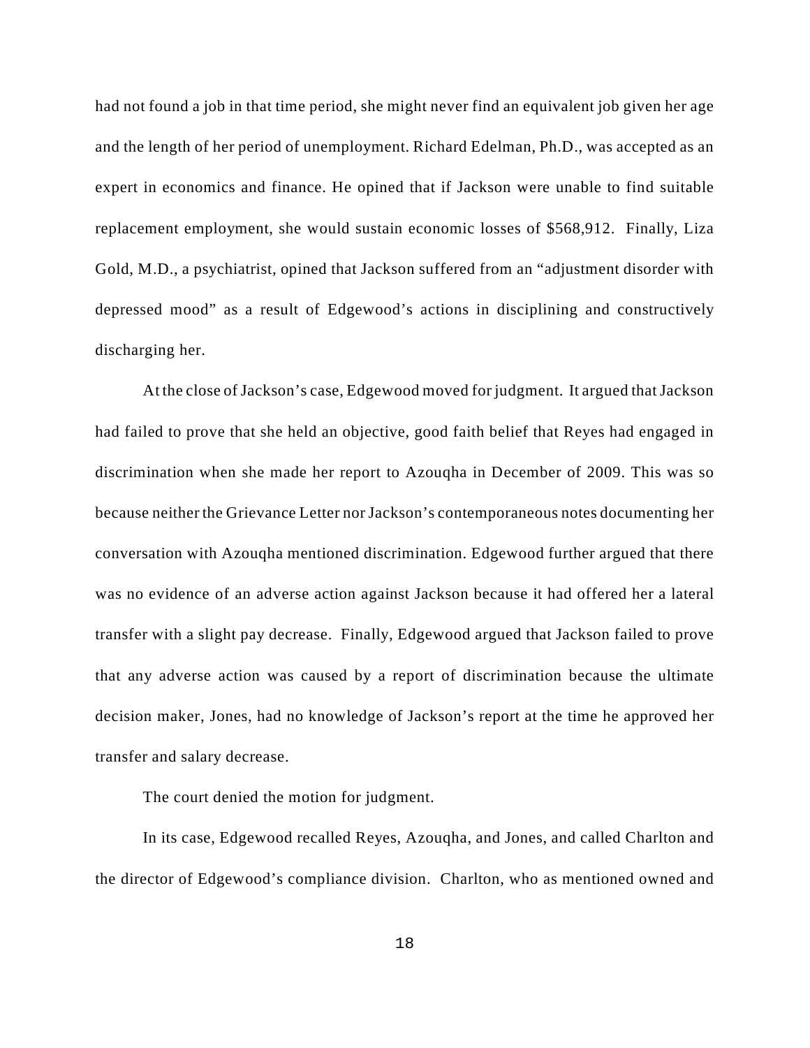had not found a job in that time period, she might never find an equivalent job given her age and the length of her period of unemployment. Richard Edelman, Ph.D., was accepted as an expert in economics and finance. He opined that if Jackson were unable to find suitable replacement employment, she would sustain economic losses of $568,912. Finally, Liza Gold, M.D., a psychiatrist, opined that Jackson suffered from an "adjustment disorder with depressed mood" as a result of Edgewood's actions in disciplining and constructively discharging her.

At the close of Jackson's case, Edgewood moved for judgment. It argued that Jackson had failed to prove that she held an objective, good faith belief that Reyes had engaged in discrimination when she made her report to Azouqha in December of 2009. This was so because neither the Grievance Letter nor Jackson's contemporaneous notes documenting her conversation with Azouqha mentioned discrimination. Edgewood further argued that there was no evidence of an adverse action against Jackson because it had offered her a lateral transfer with a slight pay decrease. Finally, Edgewood argued that Jackson failed to prove that any adverse action was caused by a report of discrimination because the ultimate decision maker, Jones, had no knowledge of Jackson's report at the time he approved her transfer and salary decrease.

The court denied the motion for judgment.

In its case, Edgewood recalled Reyes, Azouqha, and Jones, and called Charlton and the director of Edgewood's compliance division. Charlton, who as mentioned owned and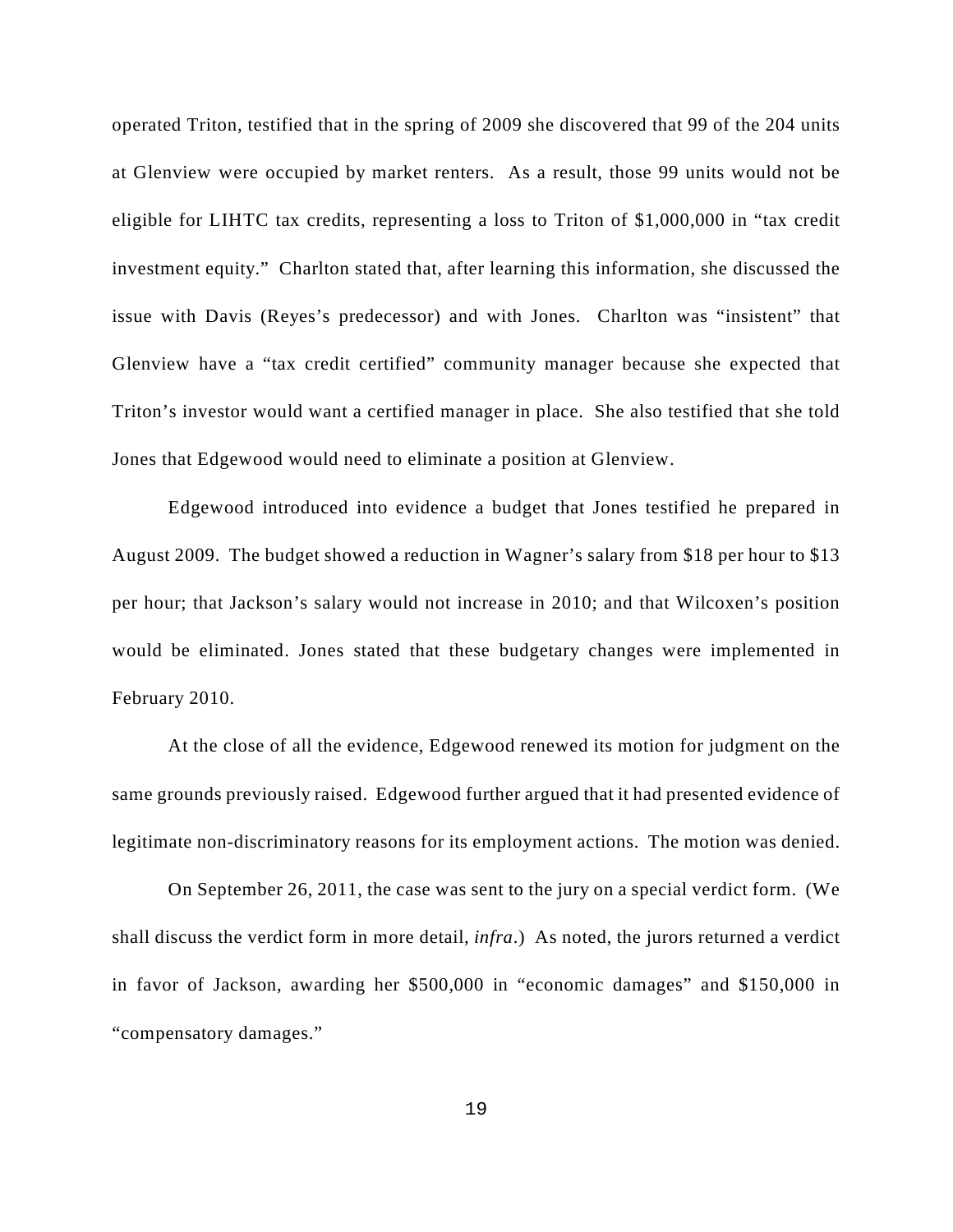operated Triton, testified that in the spring of 2009 she discovered that 99 of the 204 units at Glenview were occupied by market renters. As a result, those 99 units would not be eligible for LIHTC tax credits, representing a loss to Triton of $1,000,000 in "tax credit investment equity." Charlton stated that, after learning this information, she discussed the issue with Davis (Reyes's predecessor) and with Jones. Charlton was "insistent" that Glenview have a "tax credit certified" community manager because she expected that Triton's investor would want a certified manager in place. She also testified that she told Jones that Edgewood would need to eliminate a position at Glenview.

Edgewood introduced into evidence a budget that Jones testified he prepared in August 2009. The budget showed a reduction in Wagner's salary from $18 per hour to $13 per hour; that Jackson's salary would not increase in 2010; and that Wilcoxen's position would be eliminated. Jones stated that these budgetary changes were implemented in February 2010.

At the close of all the evidence, Edgewood renewed its motion for judgment on the same grounds previously raised. Edgewood further argued that it had presented evidence of legitimate non-discriminatory reasons for its employment actions. The motion was denied.

On September 26, 2011, the case was sent to the jury on a special verdict form. (We shall discuss the verdict form in more detail, *infra*.) As noted, the jurors returned a verdict in favor of Jackson, awarding her $500,000 in "economic damages" and $150,000 in "compensatory damages."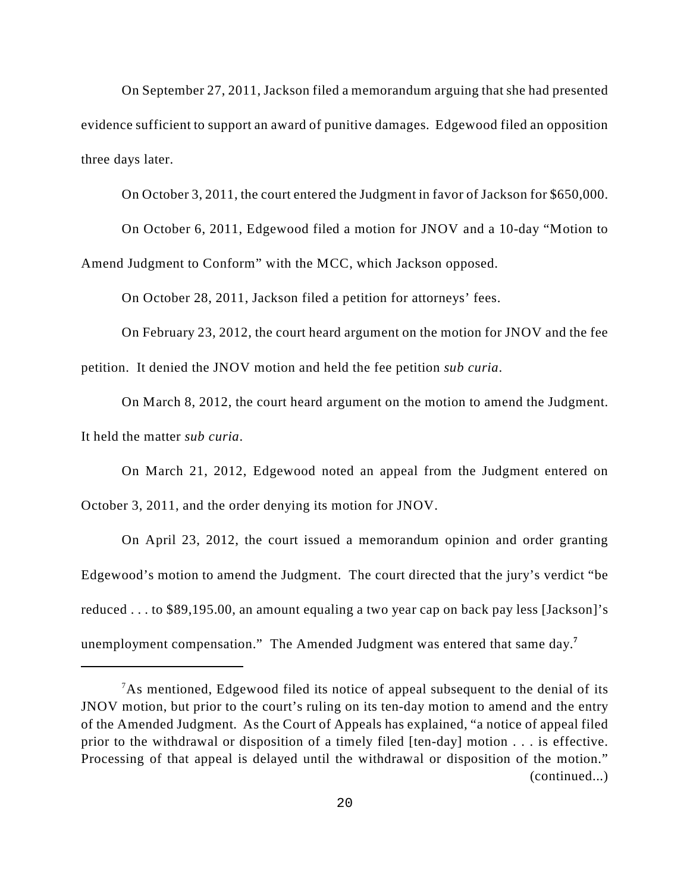On September 27, 2011, Jackson filed a memorandum arguing that she had presented evidence sufficient to support an award of punitive damages. Edgewood filed an opposition three days later.

On October 3, 2011, the court entered the Judgment in favor of Jackson for $650,000.

On October 6, 2011, Edgewood filed a motion for JNOV and a 10-day "Motion to Amend Judgment to Conform" with the MCC, which Jackson opposed.

On October 28, 2011, Jackson filed a petition for attorneys' fees.

On February 23, 2012, the court heard argument on the motion for JNOV and the fee petition. It denied the JNOV motion and held the fee petition *sub curia*.

On March 8, 2012, the court heard argument on the motion to amend the Judgment. It held the matter *sub curia*.

On March 21, 2012, Edgewood noted an appeal from the Judgment entered on October 3, 2011, and the order denying its motion for JNOV.

On April 23, 2012, the court issued a memorandum opinion and order granting Edgewood's motion to amend the Judgment. The court directed that the jury's verdict "be reduced . . . to $89,195.00, an amount equaling a two year cap on back pay less [Jackson]'s unemployment compensation." The Amended Judgment was entered that same day.[7]

---

[7]As mentioned, Edgewood filed its notice of appeal subsequent to the denial of its JNOV motion, but prior to the court's ruling on its ten-day motion to amend and the entry of the Amended Judgment. As the Court of Appeals has explained, "a notice of appeal filed prior to the withdrawal or disposition of a timely filed [ten-day] motion . . . is effective. Processing of that appeal is delayed until the withdrawal or disposition of the motion." (continued...)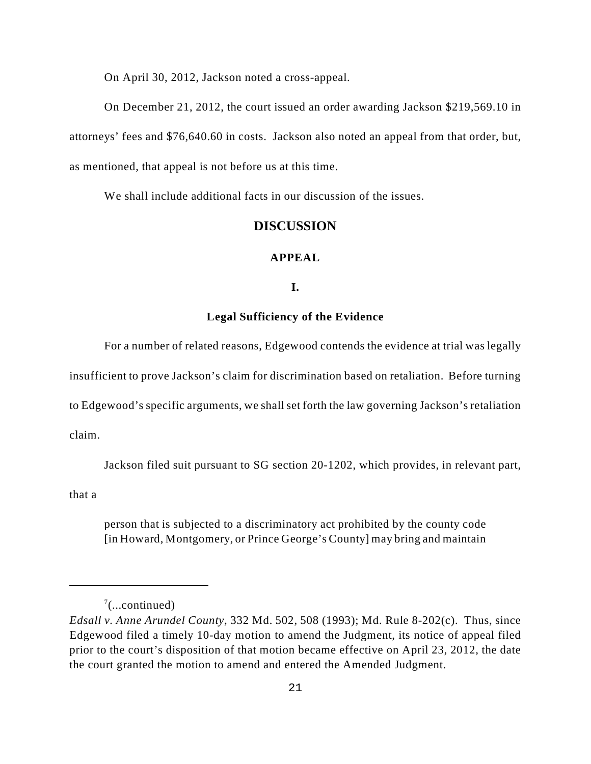On April 30, 2012, Jackson noted a cross-appeal.

On December 21, 2012, the court issued an order awarding Jackson $219,569.10 in attorneys' fees and $76,640.60 in costs. Jackson also noted an appeal from that order, but, as mentioned, that appeal is not before us at this time.

We shall include additional facts in our discussion of the issues.

## DISCUSSION

### APPEAL

#### I.

#### Legal Sufficiency of the Evidence

For a number of related reasons, Edgewood contends the evidence at trial was legally insufficient to prove Jackson's claim for discrimination based on retaliation. Before turning to Edgewood's specific arguments, we shall set forth the law governing Jackson's retaliation claim.

Jackson filed suit pursuant to SG section 20-1202, which provides, in relevant part, that a

> person that is subjected to a discriminatory act prohibited by the county code [in Howard, Montgomery, or Prince George's County] may bring and maintain

---

[7](...continued)
*Edsall v. Anne Arundel County*, 332 Md. 502, 508 (1993); Md. Rule 8-202(c). Thus, since Edgewood filed a timely 10-day motion to amend the Judgment, its notice of appeal filed prior to the court's disposition of that motion became effective on April 23, 2012, the date the court granted the motion to amend and entered the Amended Judgment.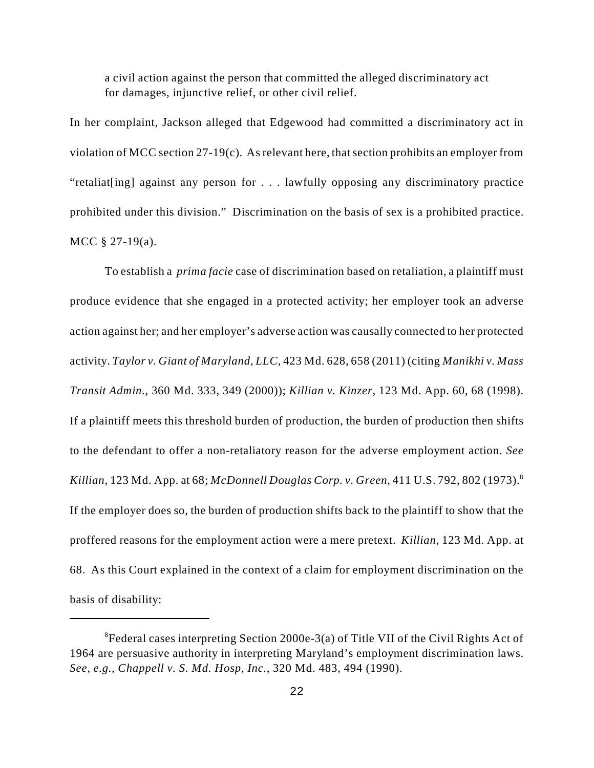a civil action against the person that committed the alleged discriminatory act for damages, injunctive relief, or other civil relief.

In her complaint, Jackson alleged that Edgewood had committed a discriminatory act in violation of MCC section 27-19(c). As relevant here, that section prohibits an employer from "retaliat[ing] against any person for . . . lawfully opposing any discriminatory practice prohibited under this division." Discrimination on the basis of sex is a prohibited practice. MCC § 27-19(a).

To establish a *prima facie* case of discrimination based on retaliation, a plaintiff must produce evidence that she engaged in a protected activity; her employer took an adverse action against her; and her employer's adverse action was causally connected to her protected activity. *Taylor v. Giant of Maryland, LLC*, 423 Md. 628, 658 (2011) (citing *Manikhi v. Mass Transit Admin.*, 360 Md. 333, 349 (2000)); *Killian v. Kinzer*, 123 Md. App. 60, 68 (1998). If a plaintiff meets this threshold burden of production, the burden of production then shifts to the defendant to offer a non-retaliatory reason for the adverse employment action. *See Killian*, 123 Md. App. at 68; *McDonnell Douglas Corp. v. Green*, 411 U.S. 792, 802 (1973).[8] If the employer does so, the burden of production shifts back to the plaintiff to show that the proffered reasons for the employment action were a mere pretext. *Killian*, 123 Md. App. at 68. As this Court explained in the context of a claim for employment discrimination on the basis of disability:

---

[8]Federal cases interpreting Section 2000e-3(a) of Title VII of the Civil Rights Act of 1964 are persuasive authority in interpreting Maryland's employment discrimination laws. *See, e.g.*, *Chappell v. S. Md. Hosp, Inc.*, 320 Md. 483, 494 (1990).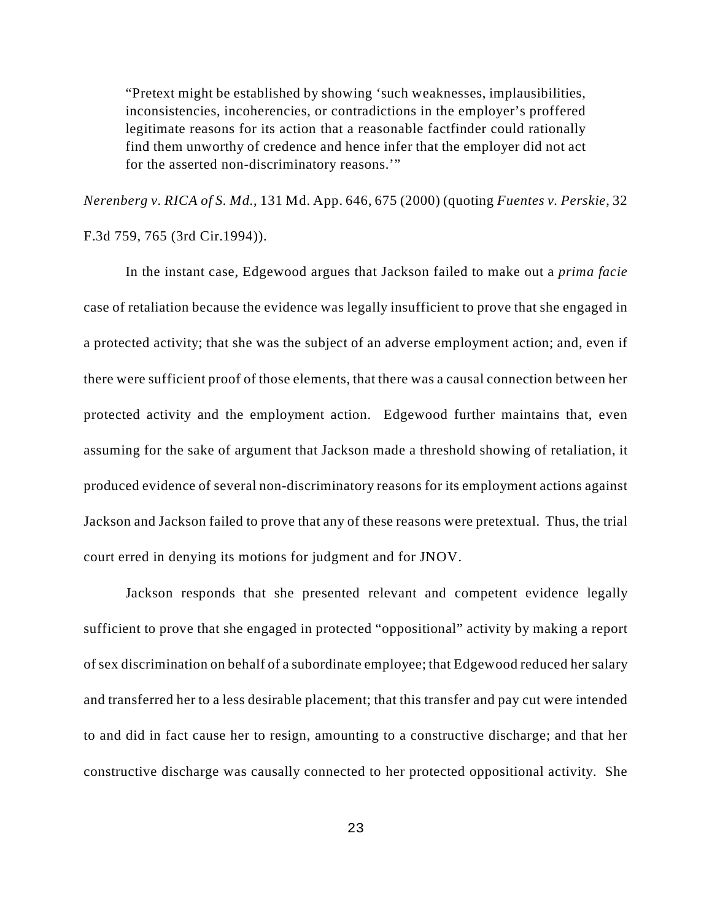> "Pretext might be established by showing 'such weaknesses, implausibilities, inconsistencies, incoherencies, or contradictions in the employer's proffered legitimate reasons for its action that a reasonable factfinder could rationally find them unworthy of credence and hence infer that the employer did not act for the asserted non-discriminatory reasons.'"

*Nerenberg v. RICA of S. Md.*, 131 Md. App. 646, 675 (2000) (quoting *Fuentes v. Perskie*, 32 F.3d 759, 765 (3rd Cir.1994)).

In the instant case, Edgewood argues that Jackson failed to make out a *prima facie* case of retaliation because the evidence was legally insufficient to prove that she engaged in a protected activity; that she was the subject of an adverse employment action; and, even if there were sufficient proof of those elements, that there was a causal connection between her protected activity and the employment action. Edgewood further maintains that, even assuming for the sake of argument that Jackson made a threshold showing of retaliation, it produced evidence of several non-discriminatory reasons for its employment actions against Jackson and Jackson failed to prove that any of these reasons were pretextual. Thus, the trial court erred in denying its motions for judgment and for JNOV.

Jackson responds that she presented relevant and competent evidence legally sufficient to prove that she engaged in protected "oppositional" activity by making a report of sex discrimination on behalf of a subordinate employee; that Edgewood reduced her salary and transferred her to a less desirable placement; that this transfer and pay cut were intended to and did in fact cause her to resign, amounting to a constructive discharge; and that her constructive discharge was causally connected to her protected oppositional activity. She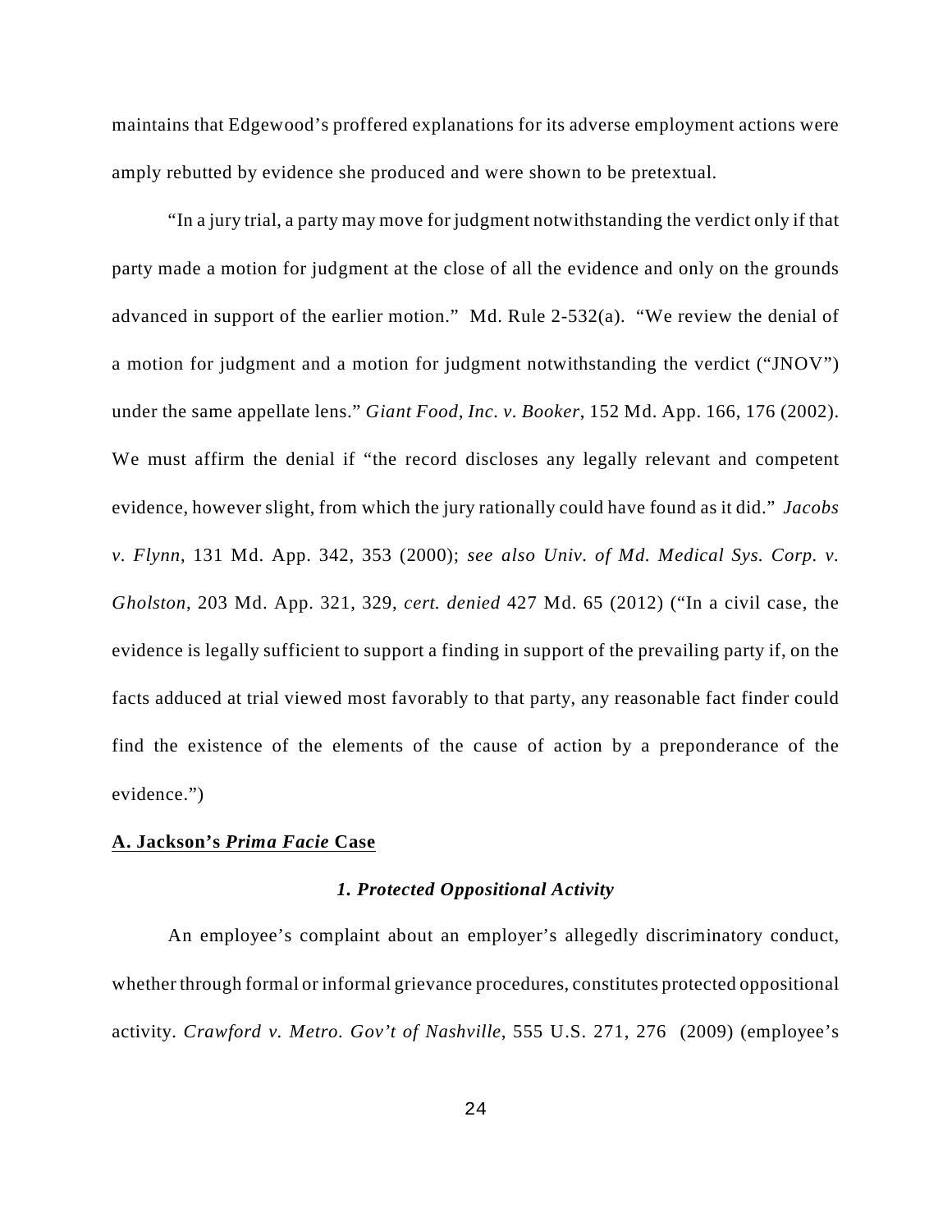maintains that Edgewood's proffered explanations for its adverse employment actions were amply rebutted by evidence she produced and were shown to be pretextual.

"In a jury trial, a party may move for judgment notwithstanding the verdict only if that party made a motion for judgment at the close of all the evidence and only on the grounds advanced in support of the earlier motion." Md. Rule 2-532(a). "We review the denial of a motion for judgment and a motion for judgment notwithstanding the verdict ("JNOV") under the same appellate lens." *Giant Food, Inc. v. Booker*, 152 Md. App. 166, 176 (2002). We must affirm the denial if "the record discloses any legally relevant and competent evidence, however slight, from which the jury rationally could have found as it did." *Jacobs v. Flynn*, 131 Md. App. 342, 353 (2000); *see also Univ. of Md. Medical Sys. Corp. v. Gholston*, 203 Md. App. 321, 329, *cert. denied* 427 Md. 65 (2012) ("In a civil case, the evidence is legally sufficient to support a finding in support of the prevailing party if, on the facts adduced at trial viewed most favorably to that party, any reasonable fact finder could find the existence of the elements of the cause of action by a preponderance of the evidence.")

## A. Jackson's *Prima Facie* Case

### *1. Protected Oppositional Activity*

An employee's complaint about an employer's allegedly discriminatory conduct, whether through formal or informal grievance procedures, constitutes protected oppositional activity. *Crawford v. Metro. Gov't of Nashville*, 555 U.S. 271, 276 (2009) (employee's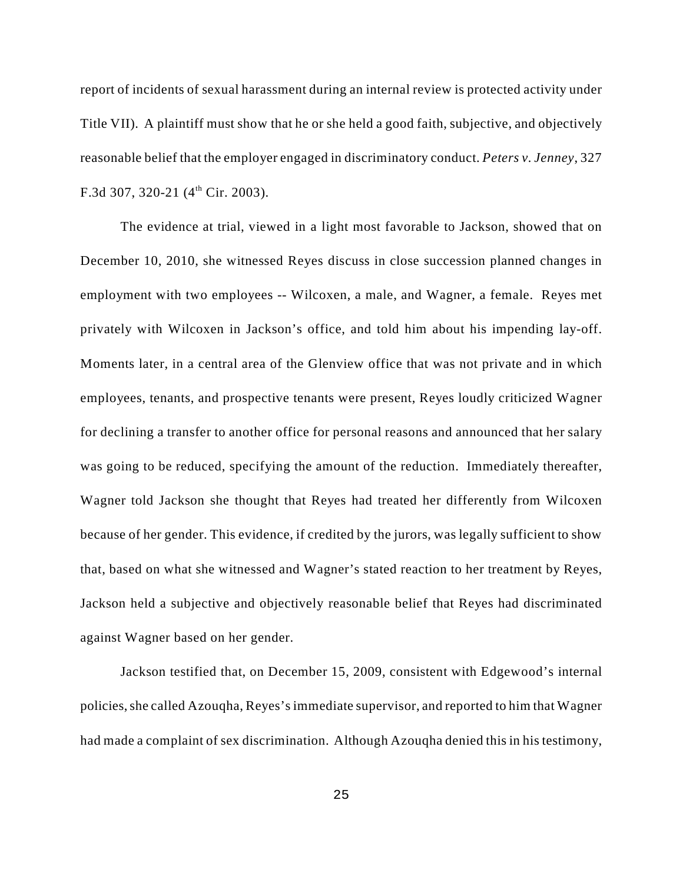report of incidents of sexual harassment during an internal review is protected activity under Title VII). A plaintiff must show that he or she held a good faith, subjective, and objectively reasonable belief that the employer engaged in discriminatory conduct. *Peters v. Jenney*, 327 F.3d 307, 320-21 (4th Cir. 2003).

The evidence at trial, viewed in a light most favorable to Jackson, showed that on December 10, 2010, she witnessed Reyes discuss in close succession planned changes in employment with two employees -- Wilcoxen, a male, and Wagner, a female. Reyes met privately with Wilcoxen in Jackson's office, and told him about his impending lay-off. Moments later, in a central area of the Glenview office that was not private and in which employees, tenants, and prospective tenants were present, Reyes loudly criticized Wagner for declining a transfer to another office for personal reasons and announced that her salary was going to be reduced, specifying the amount of the reduction. Immediately thereafter, Wagner told Jackson she thought that Reyes had treated her differently from Wilcoxen because of her gender. This evidence, if credited by the jurors, was legally sufficient to show that, based on what she witnessed and Wagner's stated reaction to her treatment by Reyes, Jackson held a subjective and objectively reasonable belief that Reyes had discriminated against Wagner based on her gender.

Jackson testified that, on December 15, 2009, consistent with Edgewood's internal policies, she called Azouqha, Reyes's immediate supervisor, and reported to him that Wagner had made a complaint of sex discrimination. Although Azouqha denied this in his testimony,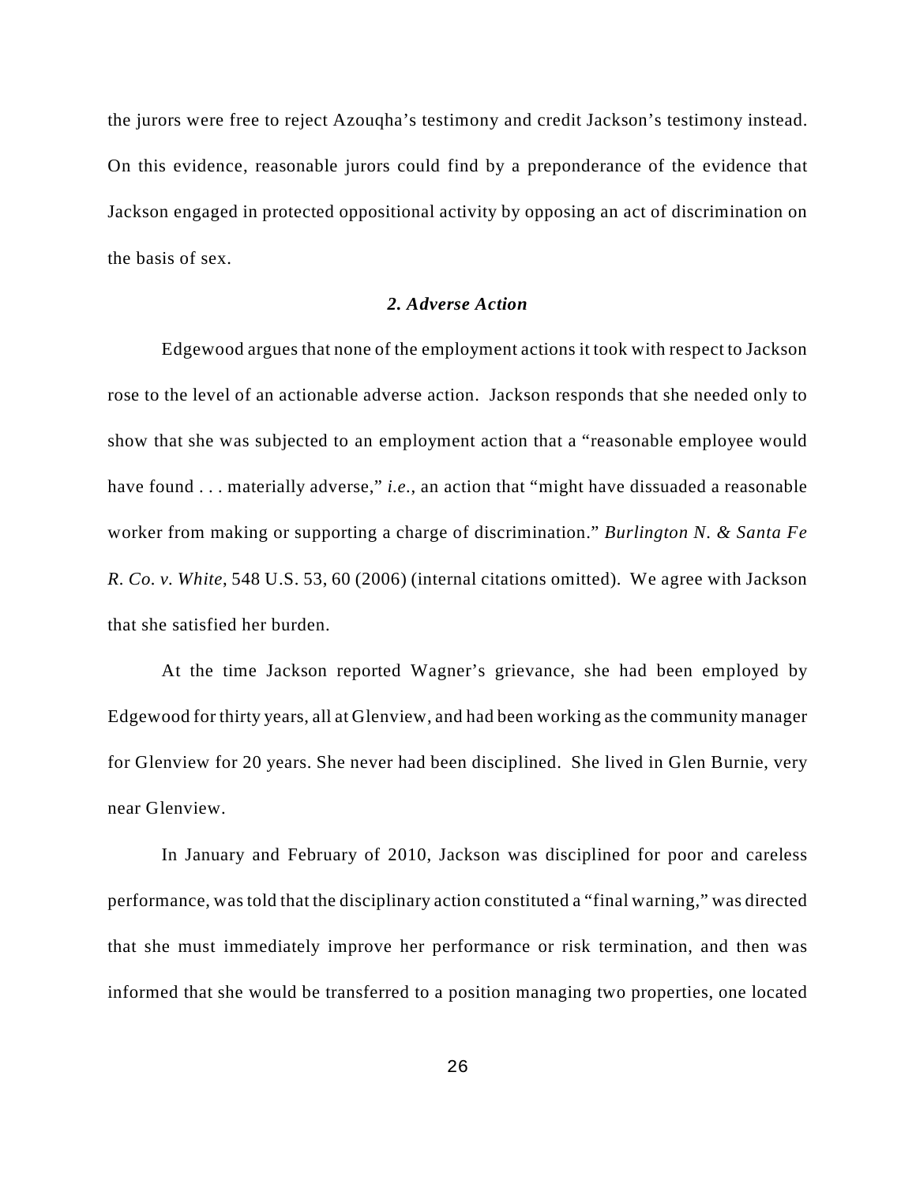the jurors were free to reject Azouqha's testimony and credit Jackson's testimony instead. On this evidence, reasonable jurors could find by a preponderance of the evidence that Jackson engaged in protected oppositional activity by opposing an act of discrimination on the basis of sex.

### *2. Adverse Action*

Edgewood argues that none of the employment actions it took with respect to Jackson rose to the level of an actionable adverse action. Jackson responds that she needed only to show that she was subjected to an employment action that a "reasonable employee would have found . . . materially adverse," *i.e.*, an action that "might have dissuaded a reasonable worker from making or supporting a charge of discrimination." *Burlington N. & Santa Fe R. Co. v. White*, 548 U.S. 53, 60 (2006) (internal citations omitted). We agree with Jackson that she satisfied her burden.

At the time Jackson reported Wagner's grievance, she had been employed by Edgewood for thirty years, all at Glenview, and had been working as the community manager for Glenview for 20 years. She never had been disciplined. She lived in Glen Burnie, very near Glenview.

In January and February of 2010, Jackson was disciplined for poor and careless performance, was told that the disciplinary action constituted a "final warning," was directed that she must immediately improve her performance or risk termination, and then was informed that she would be transferred to a position managing two properties, one located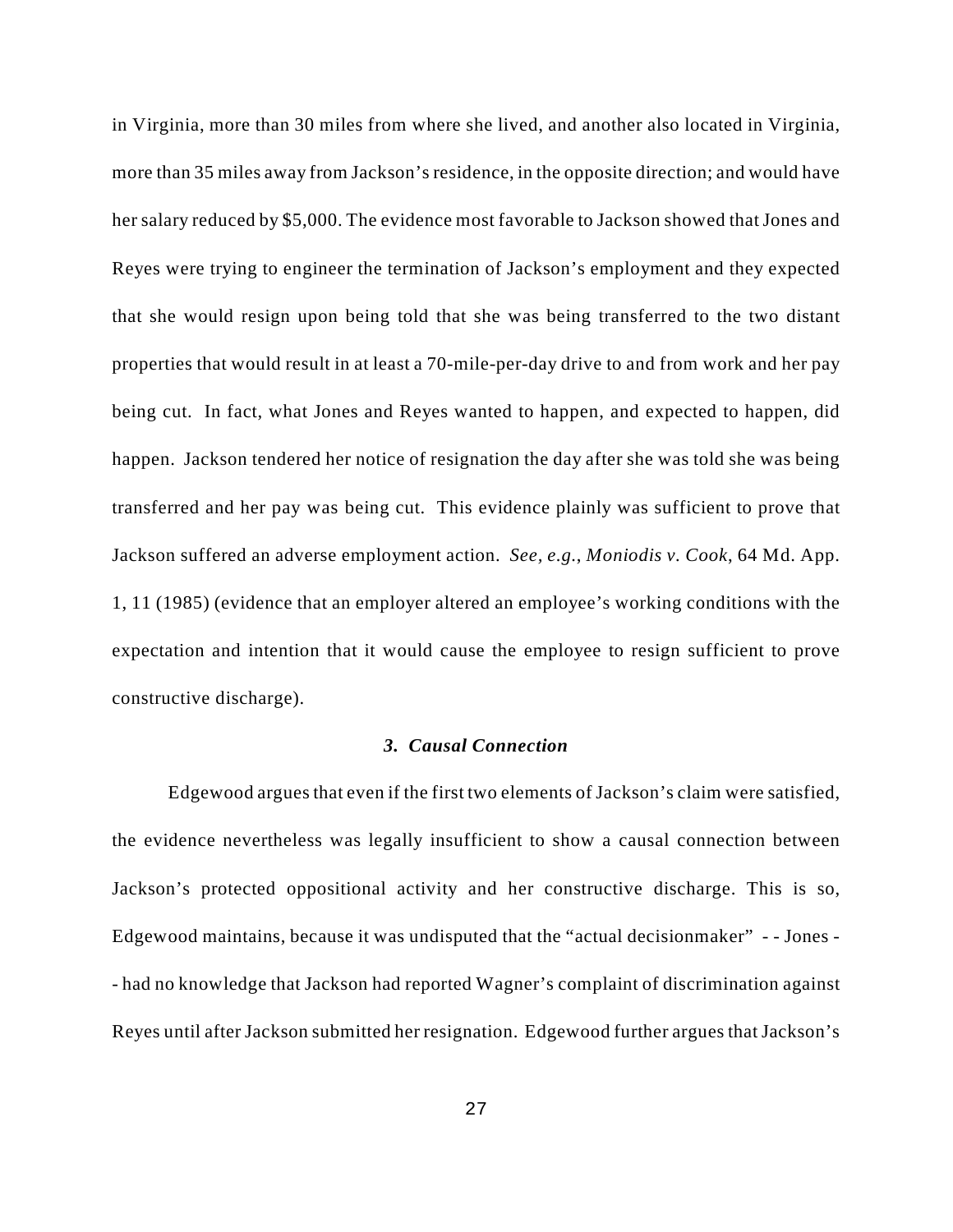in Virginia, more than 30 miles from where she lived, and another also located in Virginia, more than 35 miles away from Jackson's residence, in the opposite direction; and would have her salary reduced by $5,000. The evidence most favorable to Jackson showed that Jones and Reyes were trying to engineer the termination of Jackson's employment and they expected that she would resign upon being told that she was being transferred to the two distant properties that would result in at least a 70-mile-per-day drive to and from work and her pay being cut. In fact, what Jones and Reyes wanted to happen, and expected to happen, did happen. Jackson tendered her notice of resignation the day after she was told she was being transferred and her pay was being cut. This evidence plainly was sufficient to prove that Jackson suffered an adverse employment action. *See, e.g.*, *Moniodis v. Cook*, 64 Md. App. 1, 11 (1985) (evidence that an employer altered an employee's working conditions with the expectation and intention that it would cause the employee to resign sufficient to prove constructive discharge).

### *3. Causal Connection*

Edgewood argues that even if the first two elements of Jackson's claim were satisfied, the evidence nevertheless was legally insufficient to show a causal connection between Jackson's protected oppositional activity and her constructive discharge. This is so, Edgewood maintains, because it was undisputed that the "actual decisionmaker" - - Jones - - had no knowledge that Jackson had reported Wagner's complaint of discrimination against Reyes until after Jackson submitted her resignation. Edgewood further argues that Jackson's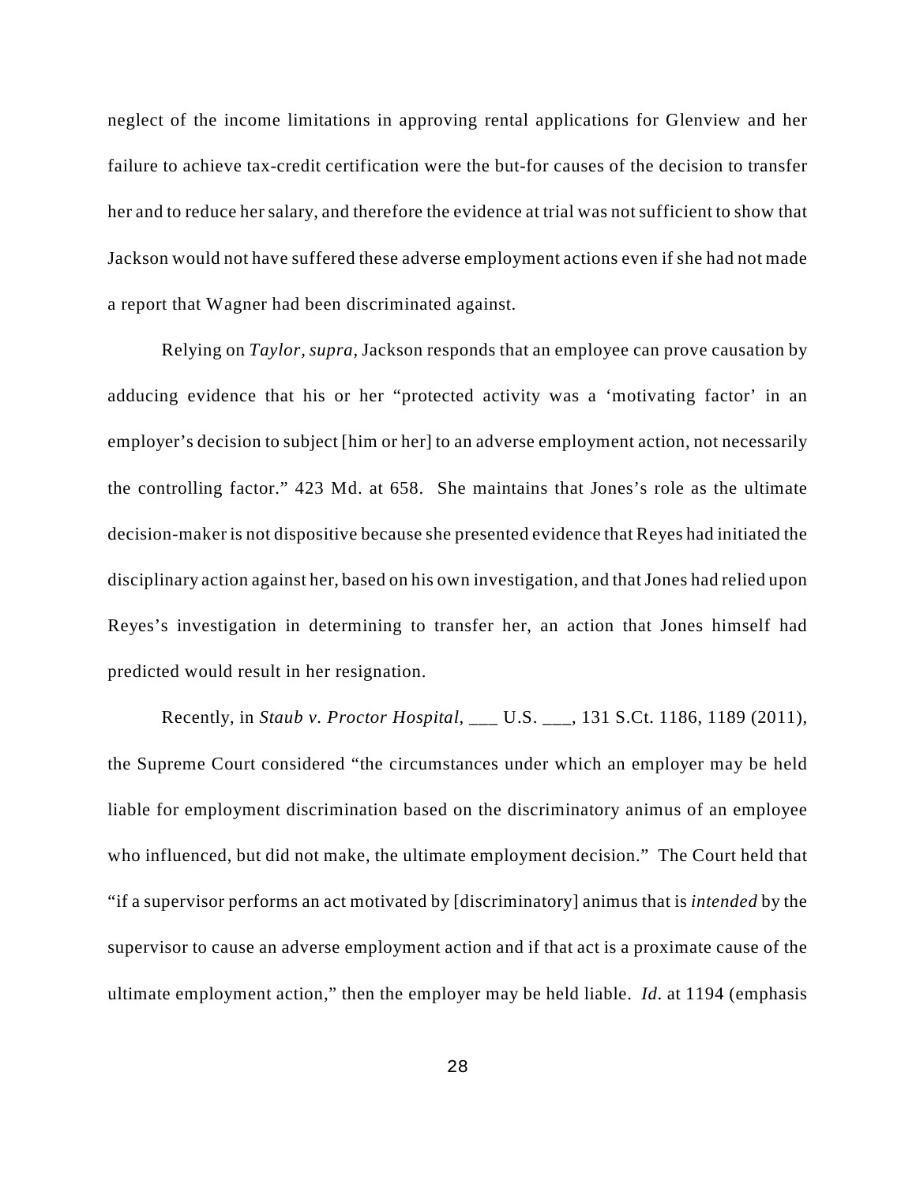neglect of the income limitations in approving rental applications for Glenview and her failure to achieve tax-credit certification were the but-for causes of the decision to transfer her and to reduce her salary, and therefore the evidence at trial was not sufficient to show that Jackson would not have suffered these adverse employment actions even if she had not made a report that Wagner had been discriminated against.

Relying on *Taylor*, *supra*, Jackson responds that an employee can prove causation by adducing evidence that his or her "protected activity was a 'motivating factor' in an employer's decision to subject [him or her] to an adverse employment action, not necessarily the controlling factor." 423 Md. at 658. She maintains that Jones's role as the ultimate decision-maker is not dispositive because she presented evidence that Reyes had initiated the disciplinary action against her, based on his own investigation, and that Jones had relied upon Reyes's investigation in determining to transfer her, an action that Jones himself had predicted would result in her resignation.

Recently, in *Staub v. Proctor Hospital*, ___ U.S. ___, 131 S.Ct. 1186, 1189 (2011), the Supreme Court considered "the circumstances under which an employer may be held liable for employment discrimination based on the discriminatory animus of an employee who influenced, but did not make, the ultimate employment decision." The Court held that "if a supervisor performs an act motivated by [discriminatory] animus that is *intended* by the supervisor to cause an adverse employment action and if that act is a proximate cause of the ultimate employment action," then the employer may be held liable. *Id.* at 1194 (emphasis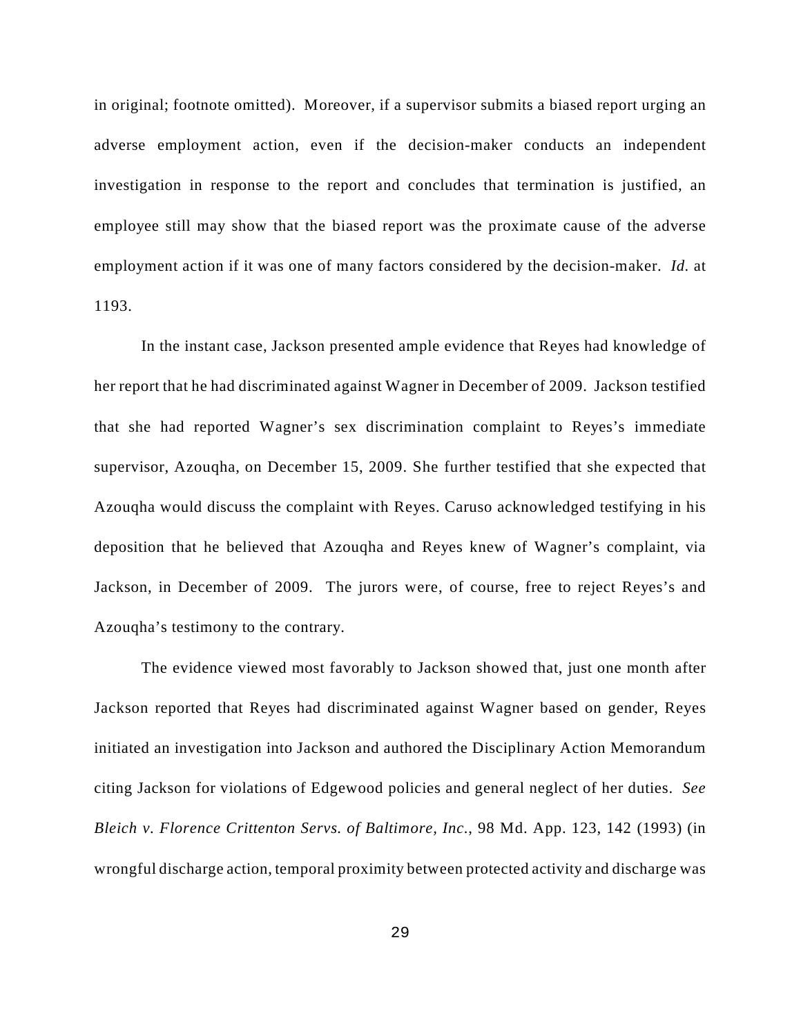in original; footnote omitted). Moreover, if a supervisor submits a biased report urging an adverse employment action, even if the decision-maker conducts an independent investigation in response to the report and concludes that termination is justified, an employee still may show that the biased report was the proximate cause of the adverse employment action if it was one of many factors considered by the decision-maker. *Id.* at 1193.

In the instant case, Jackson presented ample evidence that Reyes had knowledge of her report that he had discriminated against Wagner in December of 2009. Jackson testified that she had reported Wagner's sex discrimination complaint to Reyes's immediate supervisor, Azouqha, on December 15, 2009. She further testified that she expected that Azouqha would discuss the complaint with Reyes. Caruso acknowledged testifying in his deposition that he believed that Azouqha and Reyes knew of Wagner's complaint, via Jackson, in December of 2009. The jurors were, of course, free to reject Reyes's and Azouqha's testimony to the contrary.

The evidence viewed most favorably to Jackson showed that, just one month after Jackson reported that Reyes had discriminated against Wagner based on gender, Reyes initiated an investigation into Jackson and authored the Disciplinary Action Memorandum citing Jackson for violations of Edgewood policies and general neglect of her duties. *See Bleich v. Florence Crittenton Servs. of Baltimore, Inc.*, 98 Md. App. 123, 142 (1993) (in wrongful discharge action, temporal proximity between protected activity and discharge was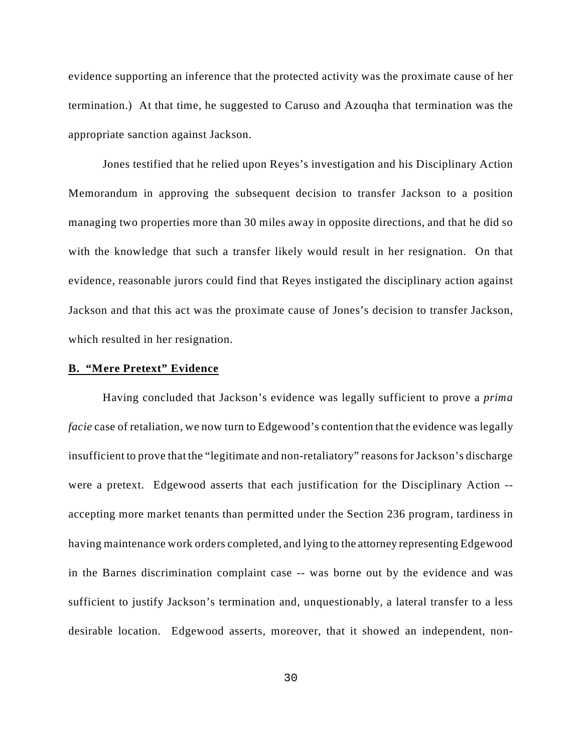evidence supporting an inference that the protected activity was the proximate cause of her termination.) At that time, he suggested to Caruso and Azouqha that termination was the appropriate sanction against Jackson.

Jones testified that he relied upon Reyes's investigation and his Disciplinary Action Memorandum in approving the subsequent decision to transfer Jackson to a position managing two properties more than 30 miles away in opposite directions, and that he did so with the knowledge that such a transfer likely would result in her resignation. On that evidence, reasonable jurors could find that Reyes instigated the disciplinary action against Jackson and that this act was the proximate cause of Jones's decision to transfer Jackson, which resulted in her resignation.

**B. "Mere Pretext" Evidence**

Having concluded that Jackson's evidence was legally sufficient to prove a *prima facie* case of retaliation, we now turn to Edgewood's contention that the evidence was legally insufficient to prove that the "legitimate and non-retaliatory" reasons for Jackson's discharge were a pretext. Edgewood asserts that each justification for the Disciplinary Action -- accepting more market tenants than permitted under the Section 236 program, tardiness in having maintenance work orders completed, and lying to the attorney representing Edgewood in the Barnes discrimination complaint case -- was borne out by the evidence and was sufficient to justify Jackson's termination and, unquestionably, a lateral transfer to a less desirable location. Edgewood asserts, moreover, that it showed an independent, non-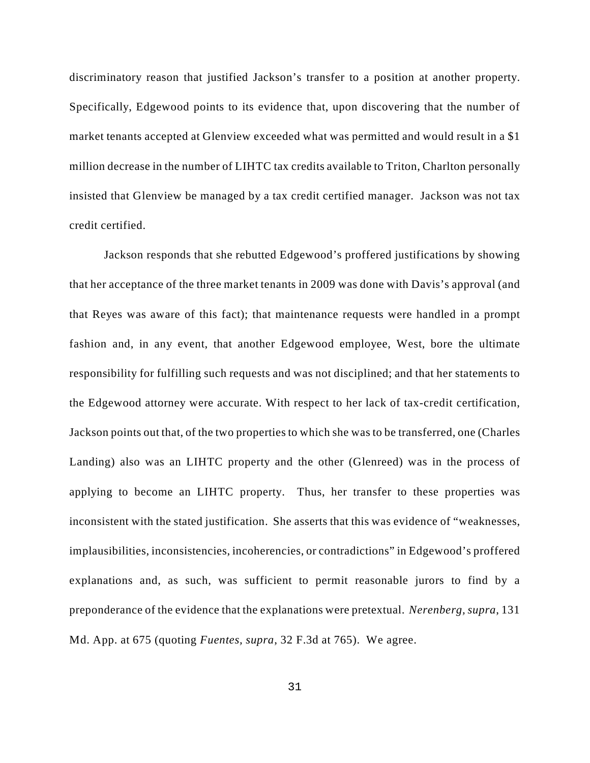discriminatory reason that justified Jackson's transfer to a position at another property. Specifically, Edgewood points to its evidence that, upon discovering that the number of market tenants accepted at Glenview exceeded what was permitted and would result in a $1 million decrease in the number of LIHTC tax credits available to Triton, Charlton personally insisted that Glenview be managed by a tax credit certified manager. Jackson was not tax credit certified.

Jackson responds that she rebutted Edgewood's proffered justifications by showing that her acceptance of the three market tenants in 2009 was done with Davis's approval (and that Reyes was aware of this fact); that maintenance requests were handled in a prompt fashion and, in any event, that another Edgewood employee, West, bore the ultimate responsibility for fulfilling such requests and was not disciplined; and that her statements to the Edgewood attorney were accurate. With respect to her lack of tax-credit certification, Jackson points out that, of the two properties to which she was to be transferred, one (Charles Landing) also was an LIHTC property and the other (Glenreed) was in the process of applying to become an LIHTC property. Thus, her transfer to these properties was inconsistent with the stated justification. She asserts that this was evidence of "weaknesses, implausibilities, inconsistencies, incoherencies, or contradictions" in Edgewood's proffered explanations and, as such, was sufficient to permit reasonable jurors to find by a preponderance of the evidence that the explanations were pretextual. *Nerenberg, supra*, 131 Md. App. at 675 (quoting *Fuentes, supra*, 32 F.3d at 765). We agree.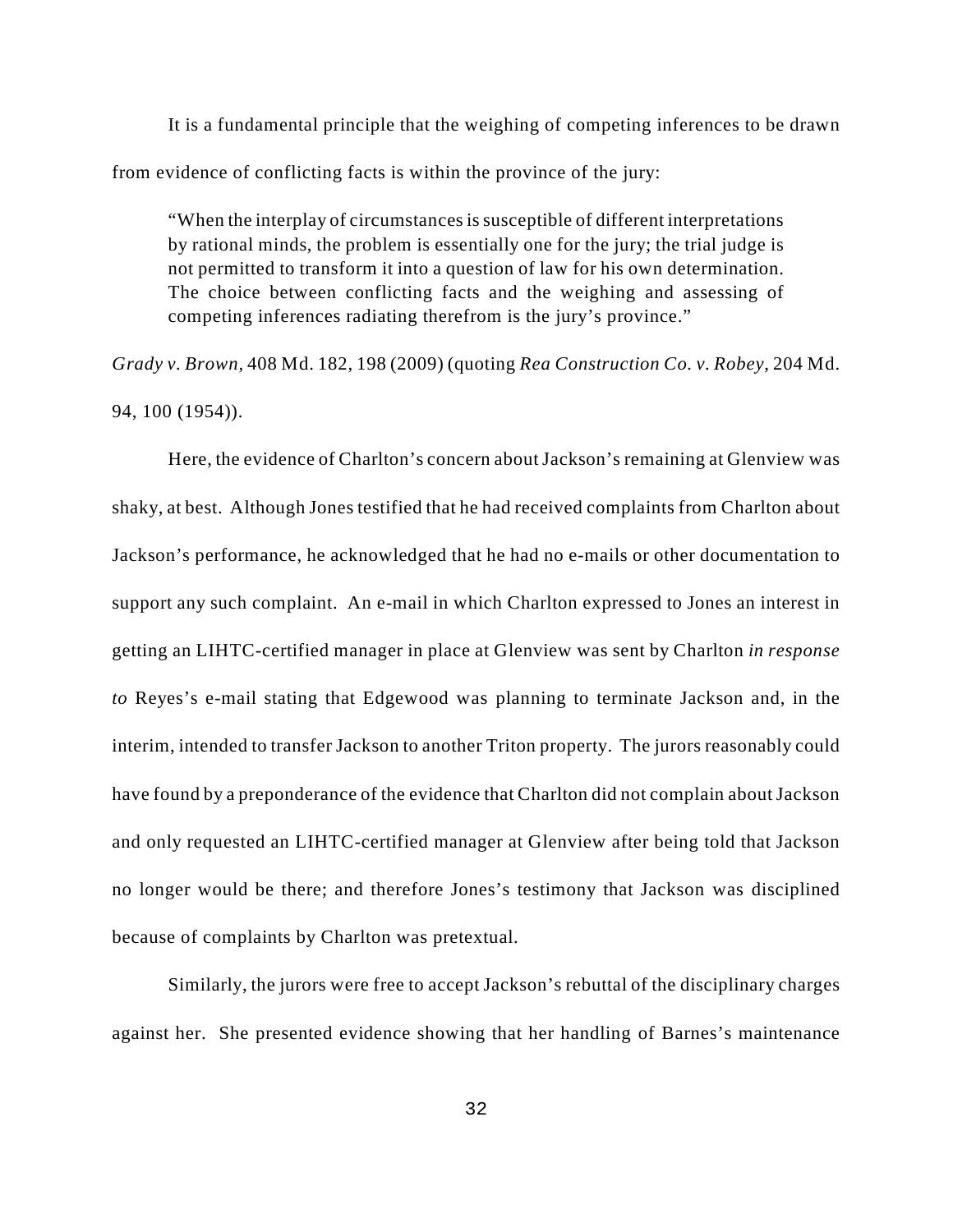It is a fundamental principle that the weighing of competing inferences to be drawn from evidence of conflicting facts is within the province of the jury:

> "When the interplay of circumstances is susceptible of different interpretations by rational minds, the problem is essentially one for the jury; the trial judge is not permitted to transform it into a question of law for his own determination. The choice between conflicting facts and the weighing and assessing of competing inferences radiating therefrom is the jury's province."

*Grady v. Brown*, 408 Md. 182, 198 (2009) (quoting *Rea Construction Co. v. Robey*, 204 Md. 94, 100 (1954)).

Here, the evidence of Charlton's concern about Jackson's remaining at Glenview was shaky, at best. Although Jones testified that he had received complaints from Charlton about Jackson's performance, he acknowledged that he had no e-mails or other documentation to support any such complaint. An e-mail in which Charlton expressed to Jones an interest in getting an LIHTC-certified manager in place at Glenview was sent by Charlton *in response to* Reyes's e-mail stating that Edgewood was planning to terminate Jackson and, in the interim, intended to transfer Jackson to another Triton property. The jurors reasonably could have found by a preponderance of the evidence that Charlton did not complain about Jackson and only requested an LIHTC-certified manager at Glenview after being told that Jackson no longer would be there; and therefore Jones's testimony that Jackson was disciplined because of complaints by Charlton was pretextual.

Similarly, the jurors were free to accept Jackson's rebuttal of the disciplinary charges against her. She presented evidence showing that her handling of Barnes's maintenance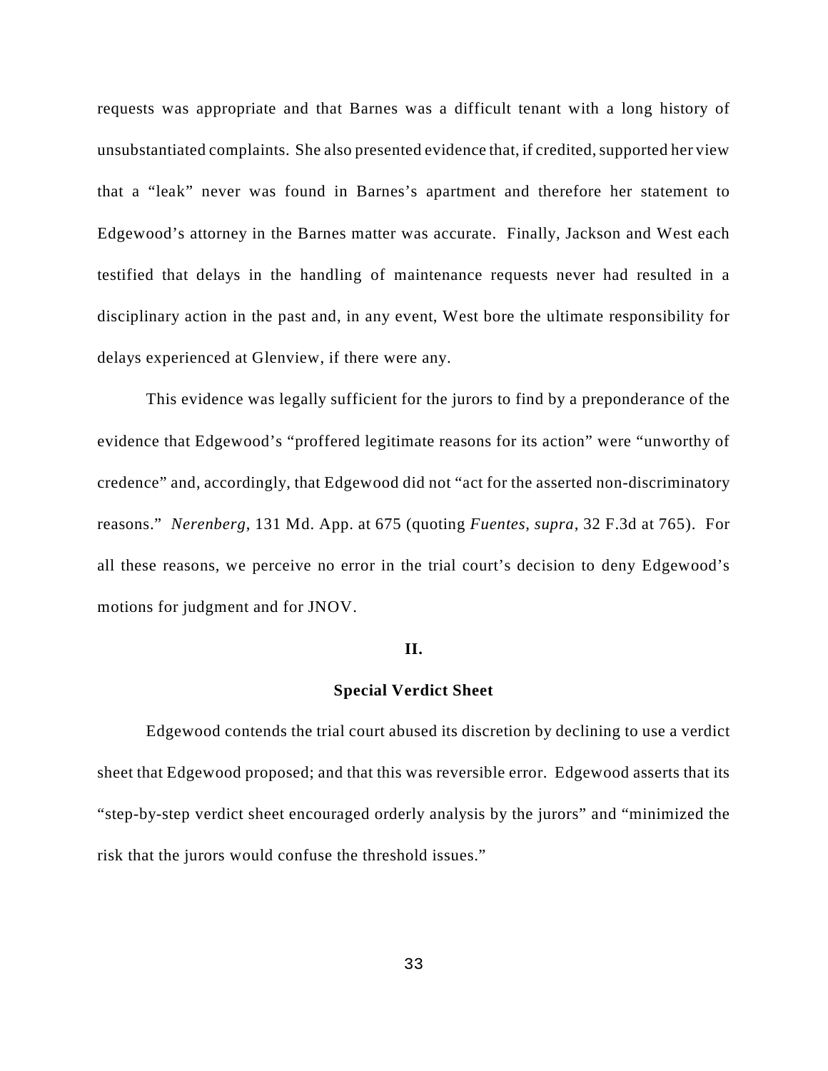requests was appropriate and that Barnes was a difficult tenant with a long history of unsubstantiated complaints. She also presented evidence that, if credited, supported her view that a "leak" never was found in Barnes's apartment and therefore her statement to Edgewood's attorney in the Barnes matter was accurate. Finally, Jackson and West each testified that delays in the handling of maintenance requests never had resulted in a disciplinary action in the past and, in any event, West bore the ultimate responsibility for delays experienced at Glenview, if there were any.

This evidence was legally sufficient for the jurors to find by a preponderance of the evidence that Edgewood's "proffered legitimate reasons for its action" were "unworthy of credence" and, accordingly, that Edgewood did not "act for the asserted non-discriminatory reasons." *Nerenberg*, 131 Md. App. at 675 (quoting *Fuentes*, *supra*, 32 F.3d at 765). For all these reasons, we perceive no error in the trial court's decision to deny Edgewood's motions for judgment and for JNOV.

## II.

## Special Verdict Sheet

Edgewood contends the trial court abused its discretion by declining to use a verdict sheet that Edgewood proposed; and that this was reversible error. Edgewood asserts that its "step-by-step verdict sheet encouraged orderly analysis by the jurors" and "minimized the risk that the jurors would confuse the threshold issues."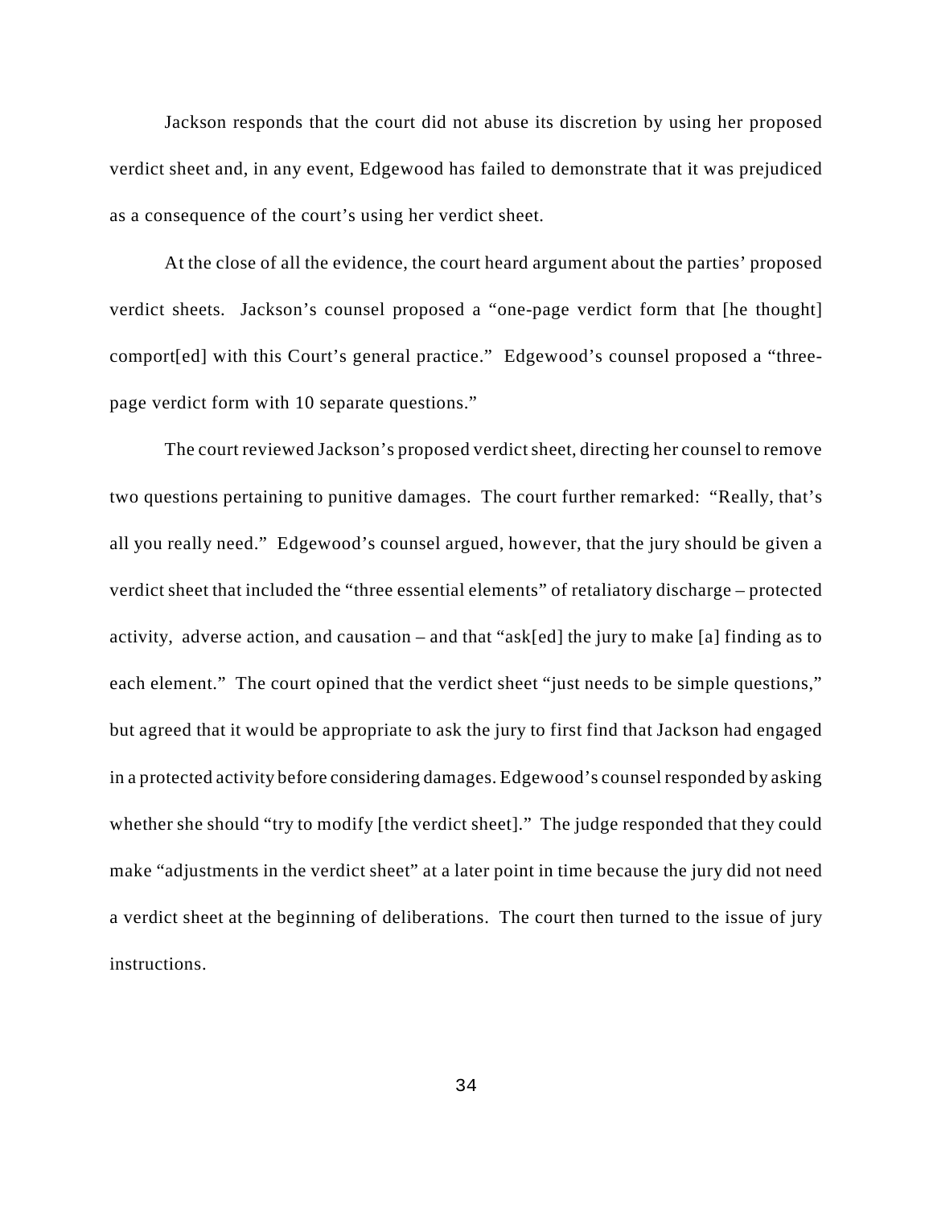Jackson responds that the court did not abuse its discretion by using her proposed verdict sheet and, in any event, Edgewood has failed to demonstrate that it was prejudiced as a consequence of the court's using her verdict sheet.

At the close of all the evidence, the court heard argument about the parties' proposed verdict sheets. Jackson's counsel proposed a "one-page verdict form that [he thought] comport[ed] with this Court's general practice." Edgewood's counsel proposed a "three-page verdict form with 10 separate questions."

The court reviewed Jackson's proposed verdict sheet, directing her counsel to remove two questions pertaining to punitive damages. The court further remarked: "Really, that's all you really need." Edgewood's counsel argued, however, that the jury should be given a verdict sheet that included the "three essential elements" of retaliatory discharge – protected activity, adverse action, and causation – and that "ask[ed] the jury to make [a] finding as to each element." The court opined that the verdict sheet "just needs to be simple questions," but agreed that it would be appropriate to ask the jury to first find that Jackson had engaged in a protected activity before considering damages. Edgewood's counsel responded by asking whether she should "try to modify [the verdict sheet]." The judge responded that they could make "adjustments in the verdict sheet" at a later point in time because the jury did not need a verdict sheet at the beginning of deliberations. The court then turned to the issue of jury instructions.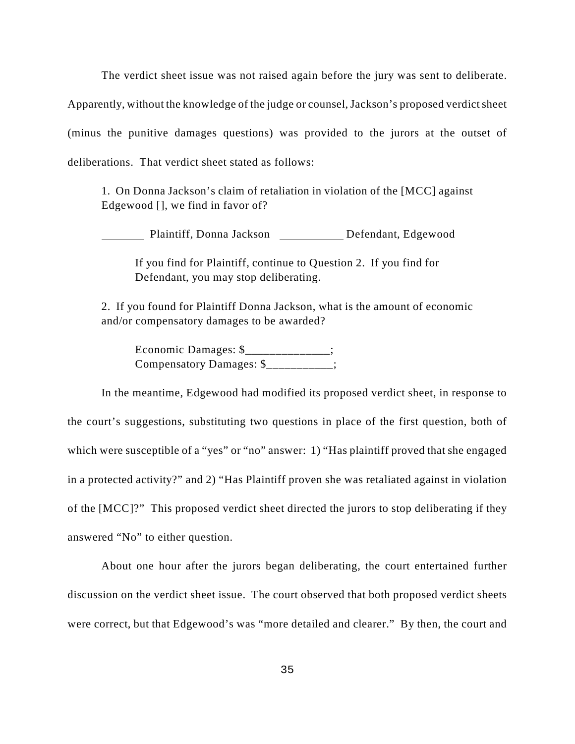The verdict sheet issue was not raised again before the jury was sent to deliberate. Apparently, without the knowledge of the judge or counsel, Jackson's proposed verdict sheet (minus the punitive damages questions) was provided to the jurors at the outset of deliberations. That verdict sheet stated as follows:

> 1. On Donna Jackson's claim of retaliation in violation of the [MCC] against Edgewood [], we find in favor of?
>
> _______ Plaintiff, Donna Jackson ___________ Defendant, Edgewood
>
> > If you find for Plaintiff, continue to Question 2. If you find for Defendant, you may stop deliberating.
>
> 2. If you found for Plaintiff Donna Jackson, what is the amount of economic and/or compensatory damages to be awarded?
>
> > Economic Damages: $______________;
> > Compensatory Damages: $___________;

In the meantime, Edgewood had modified its proposed verdict sheet, in response to the court's suggestions, substituting two questions in place of the first question, both of which were susceptible of a "yes" or "no" answer: 1) "Has plaintiff proved that she engaged in a protected activity?" and 2) "Has Plaintiff proven she was retaliated against in violation of the [MCC]?" This proposed verdict sheet directed the jurors to stop deliberating if they answered "No" to either question.

About one hour after the jurors began deliberating, the court entertained further discussion on the verdict sheet issue. The court observed that both proposed verdict sheets were correct, but that Edgewood's was "more detailed and clearer." By then, the court and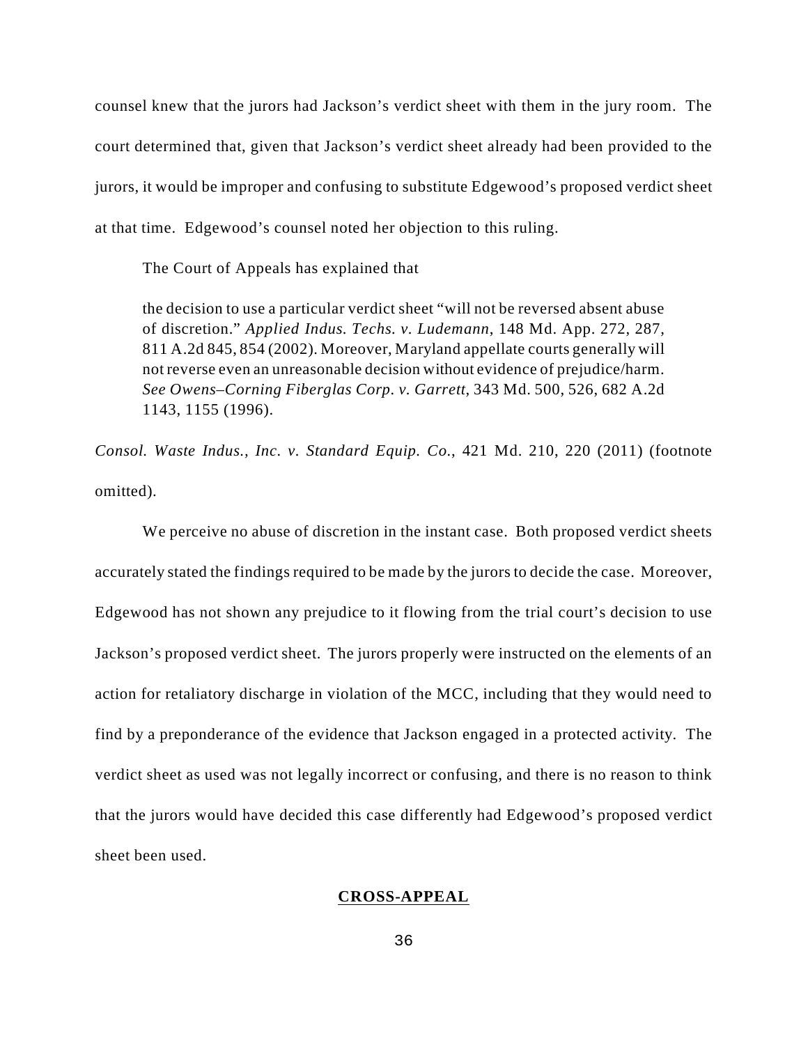counsel knew that the jurors had Jackson's verdict sheet with them in the jury room. The court determined that, given that Jackson's verdict sheet already had been provided to the jurors, it would be improper and confusing to substitute Edgewood's proposed verdict sheet at that time. Edgewood's counsel noted her objection to this ruling.

The Court of Appeals has explained that

> the decision to use a particular verdict sheet "will not be reversed absent abuse of discretion." *Applied Indus. Techs. v. Ludemann*, 148 Md. App. 272, 287, 811 A.2d 845, 854 (2002). Moreover, Maryland appellate courts generally will not reverse even an unreasonable decision without evidence of prejudice/harm. *See Owens–Corning Fiberglas Corp. v. Garrett*, 343 Md. 500, 526, 682 A.2d 1143, 1155 (1996).

*Consol. Waste Indus., Inc. v. Standard Equip. Co.*, 421 Md. 210, 220 (2011) (footnote omitted).

We perceive no abuse of discretion in the instant case. Both proposed verdict sheets accurately stated the findings required to be made by the jurors to decide the case. Moreover, Edgewood has not shown any prejudice to it flowing from the trial court's decision to use Jackson's proposed verdict sheet. The jurors properly were instructed on the elements of an action for retaliatory discharge in violation of the MCC, including that they would need to find by a preponderance of the evidence that Jackson engaged in a protected activity. The verdict sheet as used was not legally incorrect or confusing, and there is no reason to think that the jurors would have decided this case differently had Edgewood's proposed verdict sheet been used.

## **CROSS-APPEAL**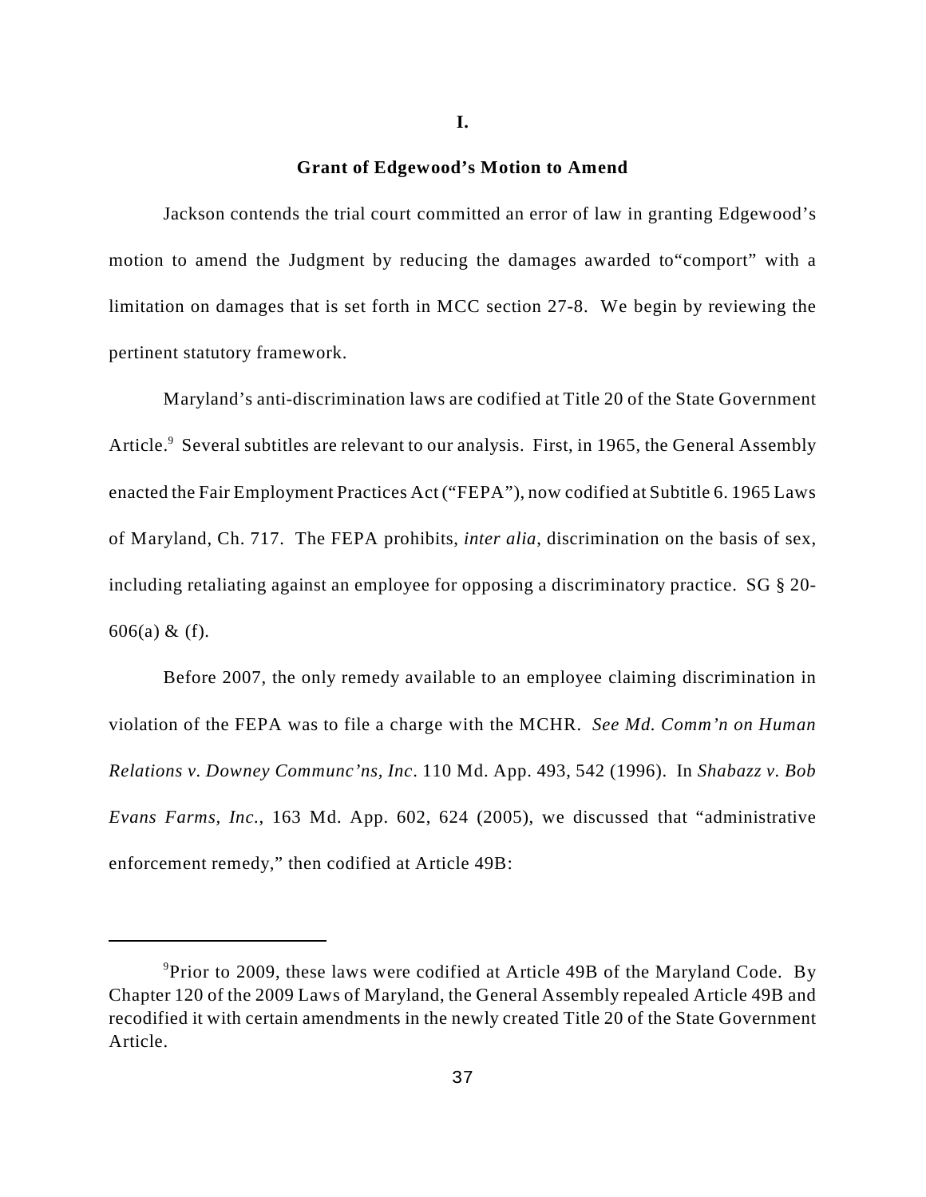## I.

## Grant of Edgewood's Motion to Amend

Jackson contends the trial court committed an error of law in granting Edgewood's motion to amend the Judgment by reducing the damages awarded to"comport" with a limitation on damages that is set forth in MCC section 27-8. We begin by reviewing the pertinent statutory framework.

Maryland's anti-discrimination laws are codified at Title 20 of the State Government Article.[9] Several subtitles are relevant to our analysis. First, in 1965, the General Assembly enacted the Fair Employment Practices Act ("FEPA"), now codified at Subtitle 6. 1965 Laws of Maryland, Ch. 717. The FEPA prohibits, *inter alia*, discrimination on the basis of sex, including retaliating against an employee for opposing a discriminatory practice. SG § 20-606(a) & (f).

Before 2007, the only remedy available to an employee claiming discrimination in violation of the FEPA was to file a charge with the MCHR. *See Md. Comm'n on Human Relations v. Downey Communc'ns, Inc*. 110 Md. App. 493, 542 (1996). In *Shabazz v. Bob Evans Farms, Inc.*, 163 Md. App. 602, 624 (2005), we discussed that "administrative enforcement remedy," then codified at Article 49B:

---

[9] Prior to 2009, these laws were codified at Article 49B of the Maryland Code. By Chapter 120 of the 2009 Laws of Maryland, the General Assembly repealed Article 49B and recodified it with certain amendments in the newly created Title 20 of the State Government Article.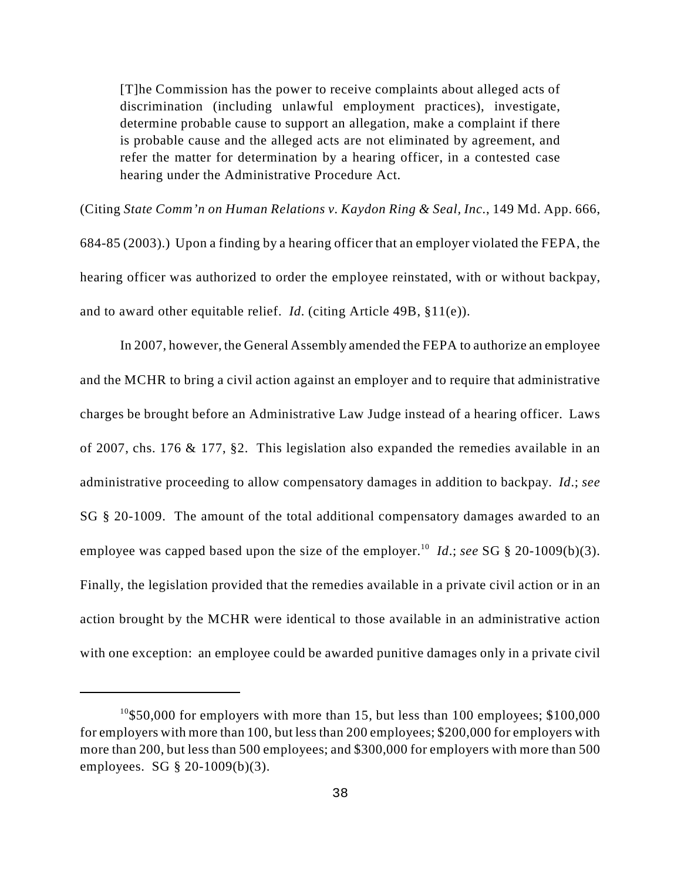> [T]he Commission has the power to receive complaints about alleged acts of discrimination (including unlawful employment practices), investigate, determine probable cause to support an allegation, make a complaint if there is probable cause and the alleged acts are not eliminated by agreement, and refer the matter for determination by a hearing officer, in a contested case hearing under the Administrative Procedure Act.

(Citing *State Comm'n on Human Relations v. Kaydon Ring & Seal, Inc.*, 149 Md. App. 666, 684-85 (2003).) Upon a finding by a hearing officer that an employer violated the FEPA, the hearing officer was authorized to order the employee reinstated, with or without backpay, and to award other equitable relief. *Id.* (citing Article 49B, §11(e)).

In 2007, however, the General Assembly amended the FEPA to authorize an employee and the MCHR to bring a civil action against an employer and to require that administrative charges be brought before an Administrative Law Judge instead of a hearing officer. Laws of 2007, chs. 176 & 177, §2. This legislation also expanded the remedies available in an administrative proceeding to allow compensatory damages in addition to backpay. *Id.*; *see* SG § 20-1009. The amount of the total additional compensatory damages awarded to an employee was capped based upon the size of the employer.[10] *Id.*; *see* SG § 20-1009(b)(3). Finally, the legislation provided that the remedies available in a private civil action or in an action brought by the MCHR were identical to those available in an administrative action with one exception: an employee could be awarded punitive damages only in a private civil

---

[10] $50,000 for employers with more than 15, but less than 100 employees; $100,000 for employers with more than 100, but less than 200 employees; $200,000 for employers with more than 200, but less than 500 employees; and $300,000 for employers with more than 500 employees. SG § 20-1009(b)(3).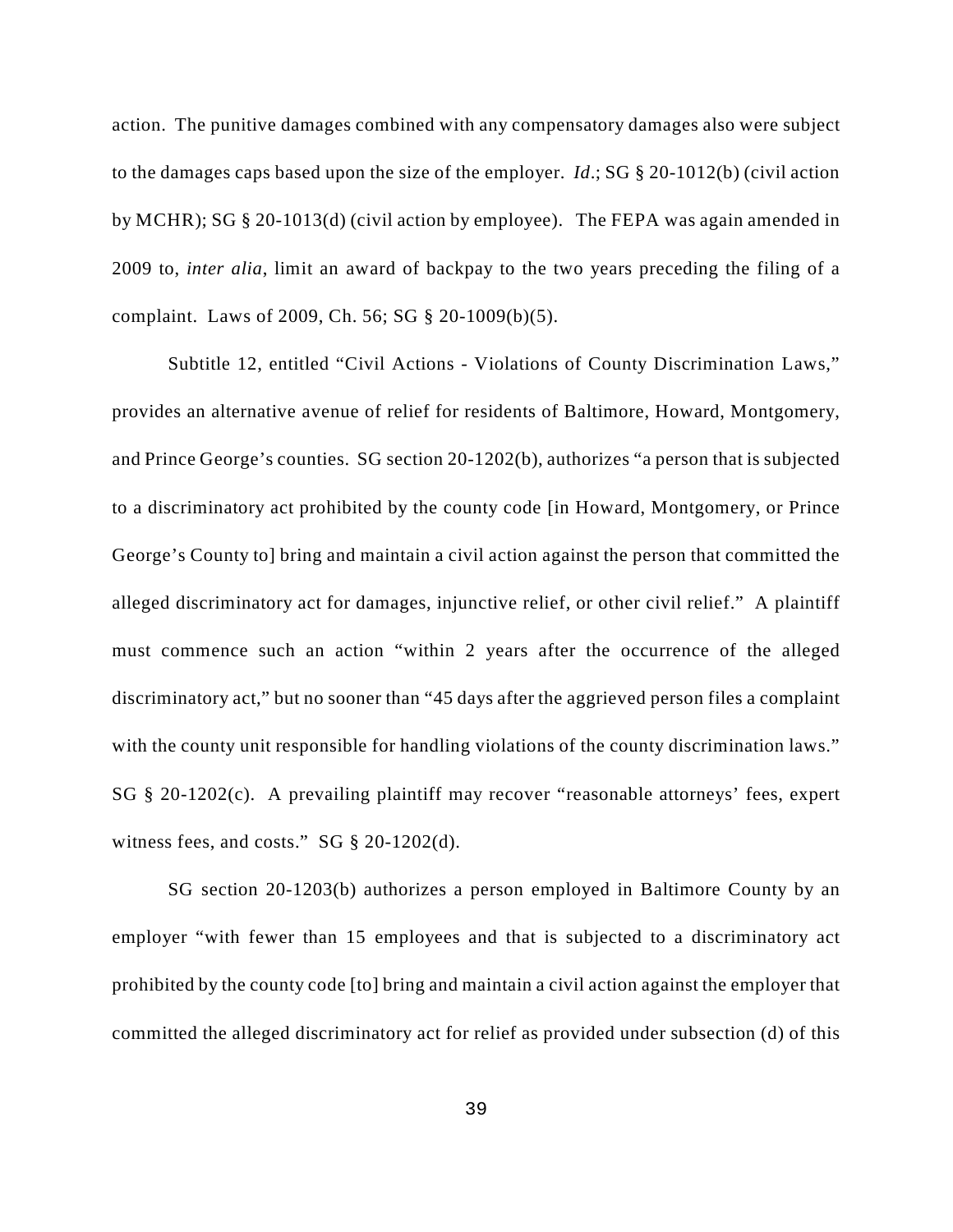action. The punitive damages combined with any compensatory damages also were subject to the damages caps based upon the size of the employer. *Id*.; SG § 20-1012(b) (civil action by MCHR); SG § 20-1013(d) (civil action by employee). The FEPA was again amended in 2009 to, *inter alia*, limit an award of backpay to the two years preceding the filing of a complaint. Laws of 2009, Ch. 56; SG § 20-1009(b)(5).

Subtitle 12, entitled "Civil Actions - Violations of County Discrimination Laws," provides an alternative avenue of relief for residents of Baltimore, Howard, Montgomery, and Prince George's counties. SG section 20-1202(b), authorizes "a person that is subjected to a discriminatory act prohibited by the county code [in Howard, Montgomery, or Prince George's County to] bring and maintain a civil action against the person that committed the alleged discriminatory act for damages, injunctive relief, or other civil relief." A plaintiff must commence such an action "within 2 years after the occurrence of the alleged discriminatory act," but no sooner than "45 days after the aggrieved person files a complaint with the county unit responsible for handling violations of the county discrimination laws." SG § 20-1202(c). A prevailing plaintiff may recover "reasonable attorneys' fees, expert witness fees, and costs." SG § 20-1202(d).

SG section 20-1203(b) authorizes a person employed in Baltimore County by an employer "with fewer than 15 employees and that is subjected to a discriminatory act prohibited by the county code [to] bring and maintain a civil action against the employer that committed the alleged discriminatory act for relief as provided under subsection (d) of this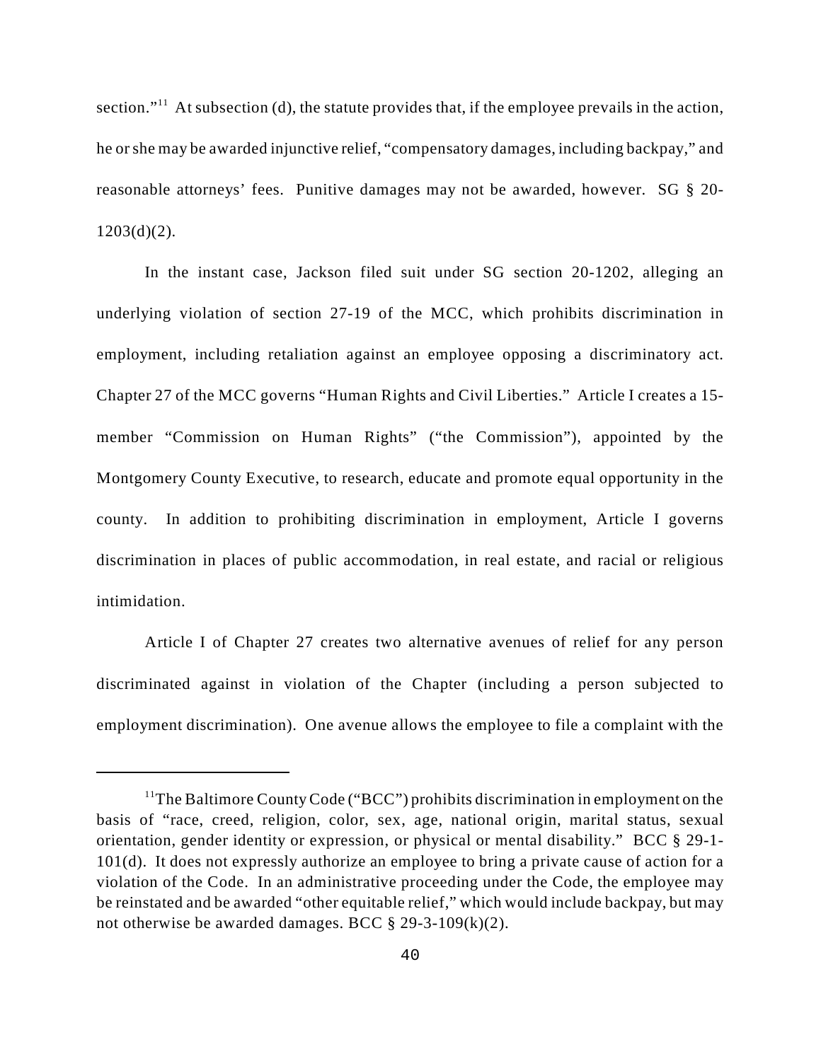section."[11] At subsection (d), the statute provides that, if the employee prevails in the action, he or she may be awarded injunctive relief, "compensatory damages, including backpay," and reasonable attorneys' fees. Punitive damages may not be awarded, however. SG § 20-1203(d)(2).

In the instant case, Jackson filed suit under SG section 20-1202, alleging an underlying violation of section 27-19 of the MCC, which prohibits discrimination in employment, including retaliation against an employee opposing a discriminatory act. Chapter 27 of the MCC governs "Human Rights and Civil Liberties." Article I creates a 15-member "Commission on Human Rights" ("the Commission"), appointed by the Montgomery County Executive, to research, educate and promote equal opportunity in the county. In addition to prohibiting discrimination in employment, Article I governs discrimination in places of public accommodation, in real estate, and racial or religious intimidation.

Article I of Chapter 27 creates two alternative avenues of relief for any person discriminated against in violation of the Chapter (including a person subjected to employment discrimination). One avenue allows the employee to file a complaint with the

---

[11] The Baltimore County Code ("BCC") prohibits discrimination in employment on the basis of "race, creed, religion, color, sex, age, national origin, marital status, sexual orientation, gender identity or expression, or physical or mental disability." BCC § 29-1-101(d). It does not expressly authorize an employee to bring a private cause of action for a violation of the Code. In an administrative proceeding under the Code, the employee may be reinstated and be awarded "other equitable relief," which would include backpay, but may not otherwise be awarded damages. BCC § 29-3-109(k)(2).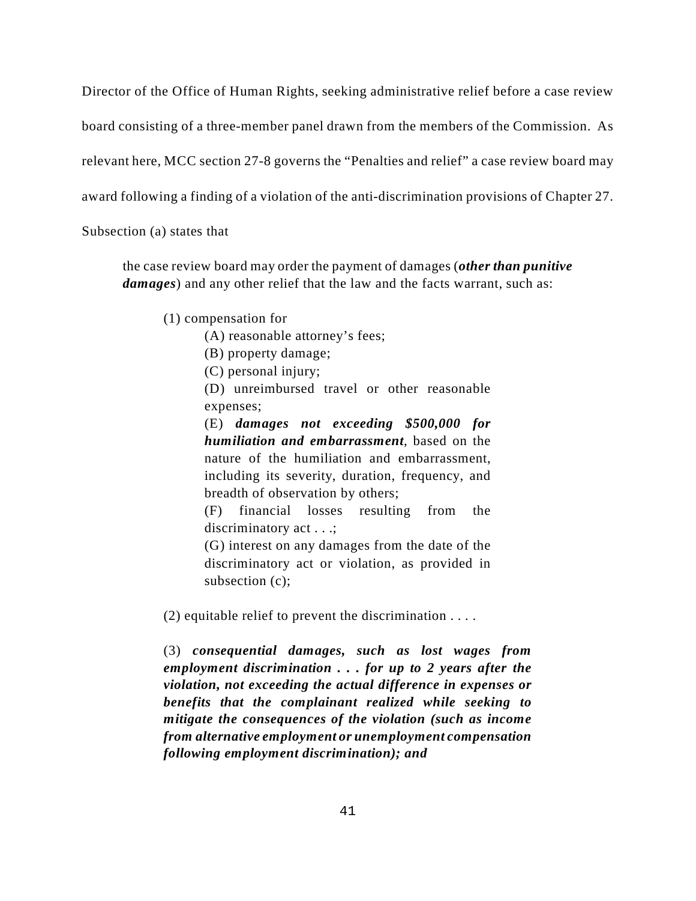Director of the Office of Human Rights, seeking administrative relief before a case review board consisting of a three-member panel drawn from the members of the Commission. As relevant here, MCC section 27-8 governs the "Penalties and relief" a case review board may award following a finding of a violation of the anti-discrimination provisions of Chapter 27. Subsection (a) states that

> the case review board may order the payment of damages (***other than punitive damages***) and any other relief that the law and the facts warrant, such as:
>
> (1) compensation for
>
> (A) reasonable attorney's fees;
>
> (B) property damage;
>
> (C) personal injury;
>
> (D) unreimbursed travel or other reasonable expenses;
>
> (E) ***damages not exceeding $500,000 for humiliation and embarrassment***, based on the nature of the humiliation and embarrassment, including its severity, duration, frequency, and breadth of observation by others;
>
> (F) financial losses resulting from the discriminatory act . . .;
>
> (G) interest on any damages from the date of the discriminatory act or violation, as provided in subsection (c);
>
> (2) equitable relief to prevent the discrimination . . . .
>
> (3) ***consequential damages, such as lost wages from employment discrimination . . . for up to 2 years after the violation, not exceeding the actual difference in expenses or benefits that the complainant realized while seeking to mitigate the consequences of the violation (such as income from alternative employment or unemployment compensation following employment discrimination); and***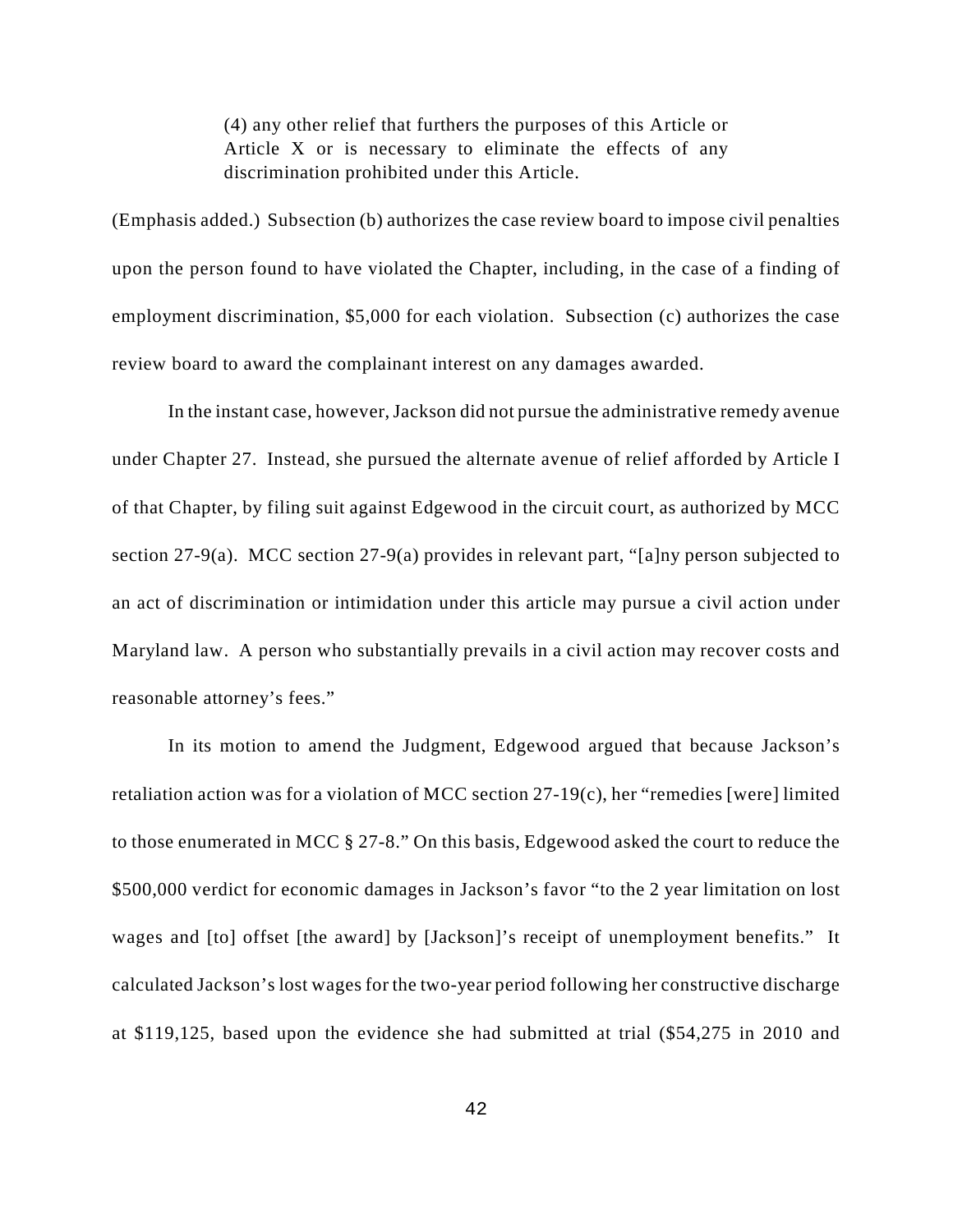> (4) any other relief that furthers the purposes of this Article or Article X or is necessary to eliminate the effects of any discrimination prohibited under this Article.

(Emphasis added.) Subsection (b) authorizes the case review board to impose civil penalties upon the person found to have violated the Chapter, including, in the case of a finding of employment discrimination, $5,000 for each violation. Subsection (c) authorizes the case review board to award the complainant interest on any damages awarded.

In the instant case, however, Jackson did not pursue the administrative remedy avenue under Chapter 27. Instead, she pursued the alternate avenue of relief afforded by Article I of that Chapter, by filing suit against Edgewood in the circuit court, as authorized by MCC section 27-9(a). MCC section 27-9(a) provides in relevant part, "[a]ny person subjected to an act of discrimination or intimidation under this article may pursue a civil action under Maryland law. A person who substantially prevails in a civil action may recover costs and reasonable attorney's fees."

In its motion to amend the Judgment, Edgewood argued that because Jackson's retaliation action was for a violation of MCC section 27-19(c), her "remedies [were] limited to those enumerated in MCC § 27-8." On this basis, Edgewood asked the court to reduce the $500,000 verdict for economic damages in Jackson's favor "to the 2 year limitation on lost wages and [to] offset [the award] by [Jackson]'s receipt of unemployment benefits." It calculated Jackson's lost wages for the two-year period following her constructive discharge at $119,125, based upon the evidence she had submitted at trial ($54,275 in 2010 and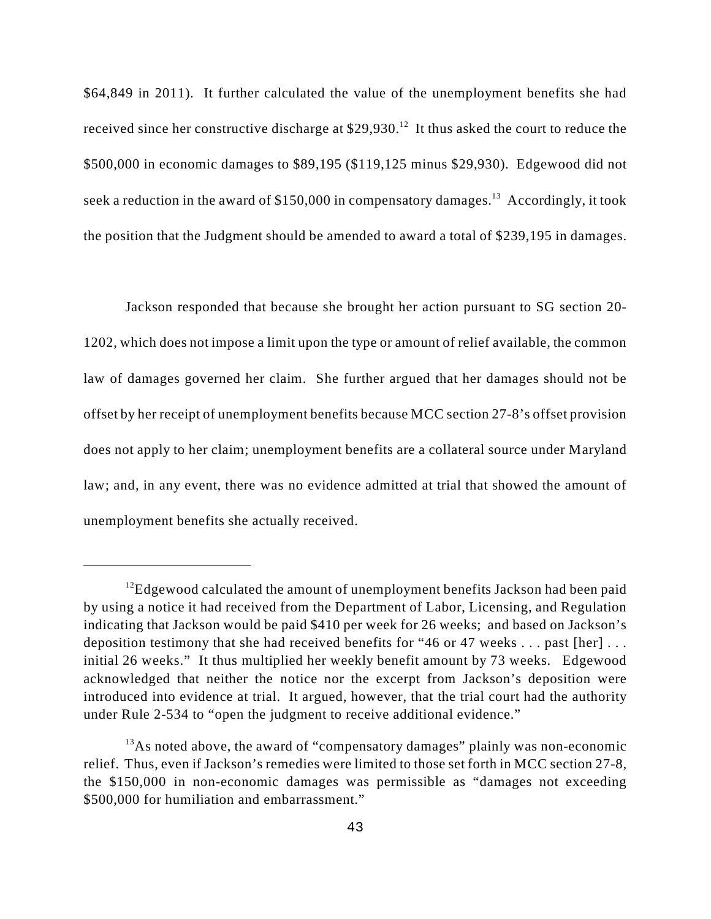$64,849 in 2011). It further calculated the value of the unemployment benefits she had received since her constructive discharge at $29,930.[12] It thus asked the court to reduce the $500,000 in economic damages to $89,195 ($119,125 minus $29,930). Edgewood did not seek a reduction in the award of $150,000 in compensatory damages.[13] Accordingly, it took the position that the Judgment should be amended to award a total of $239,195 in damages.

Jackson responded that because she brought her action pursuant to SG section 20-1202, which does not impose a limit upon the type or amount of relief available, the common law of damages governed her claim. She further argued that her damages should not be offset by her receipt of unemployment benefits because MCC section 27-8's offset provision does not apply to her claim; unemployment benefits are a collateral source under Maryland law; and, in any event, there was no evidence admitted at trial that showed the amount of unemployment benefits she actually received.

---

[12] Edgewood calculated the amount of unemployment benefits Jackson had been paid by using a notice it had received from the Department of Labor, Licensing, and Regulation indicating that Jackson would be paid $410 per week for 26 weeks; and based on Jackson's deposition testimony that she had received benefits for "46 or 47 weeks . . . past [her] . . . initial 26 weeks." It thus multiplied her weekly benefit amount by 73 weeks. Edgewood acknowledged that neither the notice nor the excerpt from Jackson's deposition were introduced into evidence at trial. It argued, however, that the trial court had the authority under Rule 2-534 to "open the judgment to receive additional evidence."

[13] As noted above, the award of "compensatory damages" plainly was non-economic relief. Thus, even if Jackson's remedies were limited to those set forth in MCC section 27-8, the $150,000 in non-economic damages was permissible as "damages not exceeding $500,000 for humiliation and embarrassment."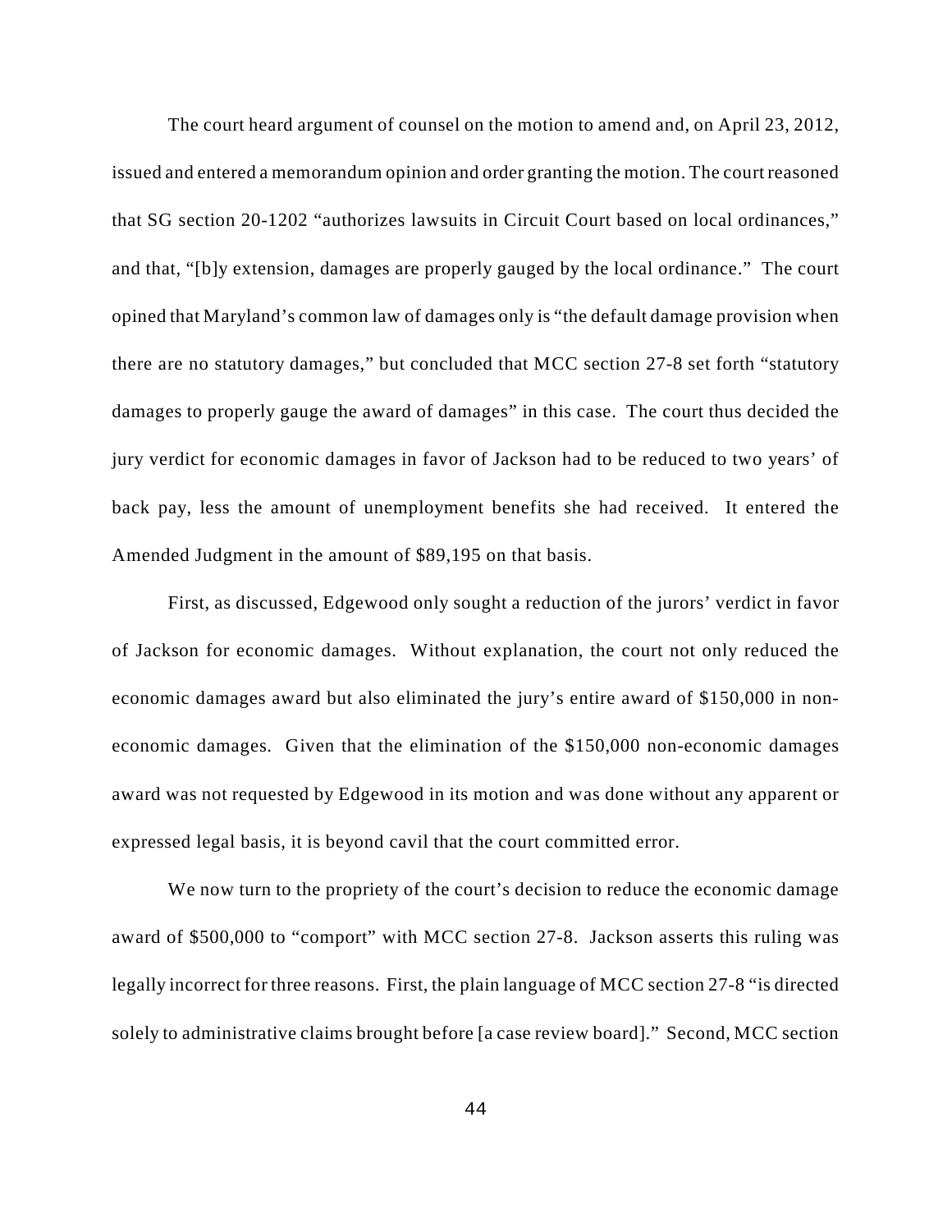The court heard argument of counsel on the motion to amend and, on April 23, 2012, issued and entered a memorandum opinion and order granting the motion. The court reasoned that SG section 20-1202 "authorizes lawsuits in Circuit Court based on local ordinances," and that, "[b]y extension, damages are properly gauged by the local ordinance." The court opined that Maryland's common law of damages only is "the default damage provision when there are no statutory damages," but concluded that MCC section 27-8 set forth "statutory damages to properly gauge the award of damages" in this case. The court thus decided the jury verdict for economic damages in favor of Jackson had to be reduced to two years' of back pay, less the amount of unemployment benefits she had received. It entered the Amended Judgment in the amount of $89,195 on that basis.

First, as discussed, Edgewood only sought a reduction of the jurors' verdict in favor of Jackson for economic damages. Without explanation, the court not only reduced the economic damages award but also eliminated the jury's entire award of $150,000 in non-economic damages. Given that the elimination of the $150,000 non-economic damages award was not requested by Edgewood in its motion and was done without any apparent or expressed legal basis, it is beyond cavil that the court committed error.

We now turn to the propriety of the court's decision to reduce the economic damage award of $500,000 to "comport" with MCC section 27-8. Jackson asserts this ruling was legally incorrect for three reasons. First, the plain language of MCC section 27-8 "is directed solely to administrative claims brought before [a case review board]." Second, MCC section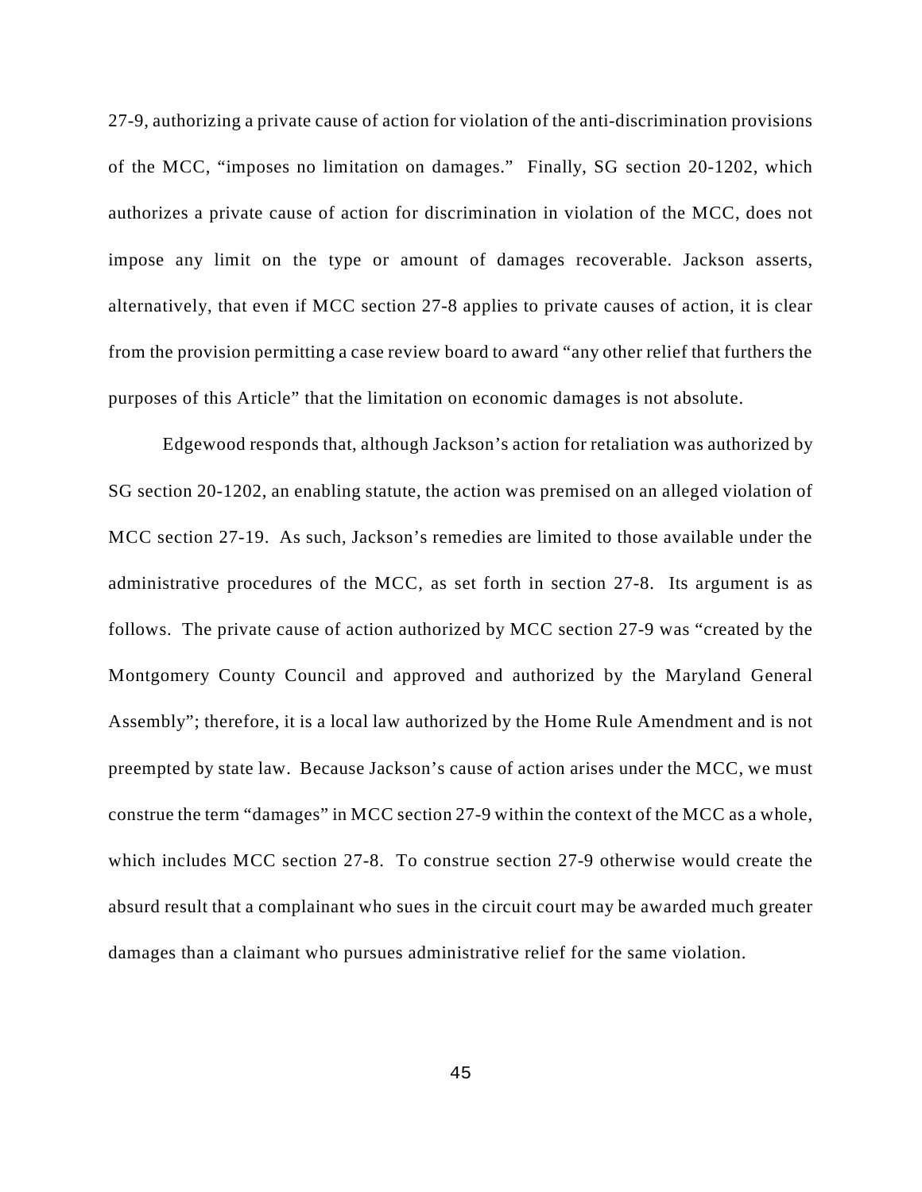27-9, authorizing a private cause of action for violation of the anti-discrimination provisions of the MCC, "imposes no limitation on damages." Finally, SG section 20-1202, which authorizes a private cause of action for discrimination in violation of the MCC, does not impose any limit on the type or amount of damages recoverable. Jackson asserts, alternatively, that even if MCC section 27-8 applies to private causes of action, it is clear from the provision permitting a case review board to award "any other relief that furthers the purposes of this Article" that the limitation on economic damages is not absolute.

Edgewood responds that, although Jackson's action for retaliation was authorized by SG section 20-1202, an enabling statute, the action was premised on an alleged violation of MCC section 27-19. As such, Jackson's remedies are limited to those available under the administrative procedures of the MCC, as set forth in section 27-8. Its argument is as follows. The private cause of action authorized by MCC section 27-9 was "created by the Montgomery County Council and approved and authorized by the Maryland General Assembly"; therefore, it is a local law authorized by the Home Rule Amendment and is not preempted by state law. Because Jackson's cause of action arises under the MCC, we must construe the term "damages" in MCC section 27-9 within the context of the MCC as a whole, which includes MCC section 27-8. To construe section 27-9 otherwise would create the absurd result that a complainant who sues in the circuit court may be awarded much greater damages than a claimant who pursues administrative relief for the same violation.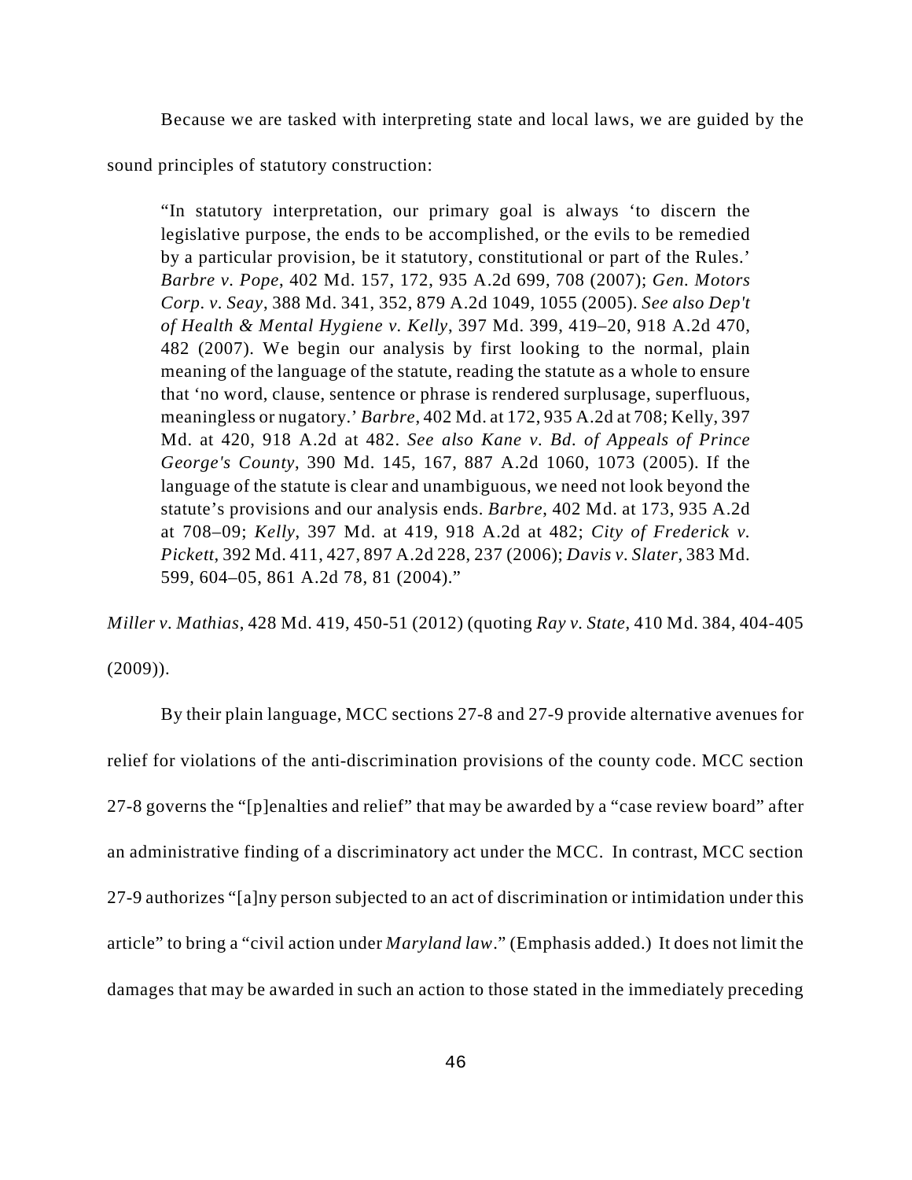Because we are tasked with interpreting state and local laws, we are guided by the sound principles of statutory construction:

> "In statutory interpretation, our primary goal is always 'to discern the legislative purpose, the ends to be accomplished, or the evils to be remedied by a particular provision, be it statutory, constitutional or part of the Rules.' *Barbre v. Pope*, 402 Md. 157, 172, 935 A.2d 699, 708 (2007); *Gen. Motors Corp. v. Seay*, 388 Md. 341, 352, 879 A.2d 1049, 1055 (2005). *See also Dep't of Health & Mental Hygiene v. Kelly*, 397 Md. 399, 419–20, 918 A.2d 470, 482 (2007). We begin our analysis by first looking to the normal, plain meaning of the language of the statute, reading the statute as a whole to ensure that 'no word, clause, sentence or phrase is rendered surplusage, superfluous, meaningless or nugatory.' *Barbre*, 402 Md. at 172, 935 A.2d at 708; Kelly, 397 Md. at 420, 918 A.2d at 482. *See also Kane v. Bd. of Appeals of Prince George's County*, 390 Md. 145, 167, 887 A.2d 1060, 1073 (2005). If the language of the statute is clear and unambiguous, we need not look beyond the statute's provisions and our analysis ends. *Barbre*, 402 Md. at 173, 935 A.2d at 708–09; *Kelly*, 397 Md. at 419, 918 A.2d at 482; *City of Frederick v. Pickett*, 392 Md. 411, 427, 897 A.2d 228, 237 (2006); *Davis v. Slater*, 383 Md. 599, 604–05, 861 A.2d 78, 81 (2004)."

*Miller v. Mathias*, 428 Md. 419, 450-51 (2012) (quoting *Ray v. State*, 410 Md. 384, 404-405 (2009)).

By their plain language, MCC sections 27-8 and 27-9 provide alternative avenues for relief for violations of the anti-discrimination provisions of the county code. MCC section 27-8 governs the "[p]enalties and relief" that may be awarded by a "case review board" after an administrative finding of a discriminatory act under the MCC. In contrast, MCC section 27-9 authorizes "[a]ny person subjected to an act of discrimination or intimidation under this article" to bring a "civil action under *Maryland law*." (Emphasis added.) It does not limit the damages that may be awarded in such an action to those stated in the immediately preceding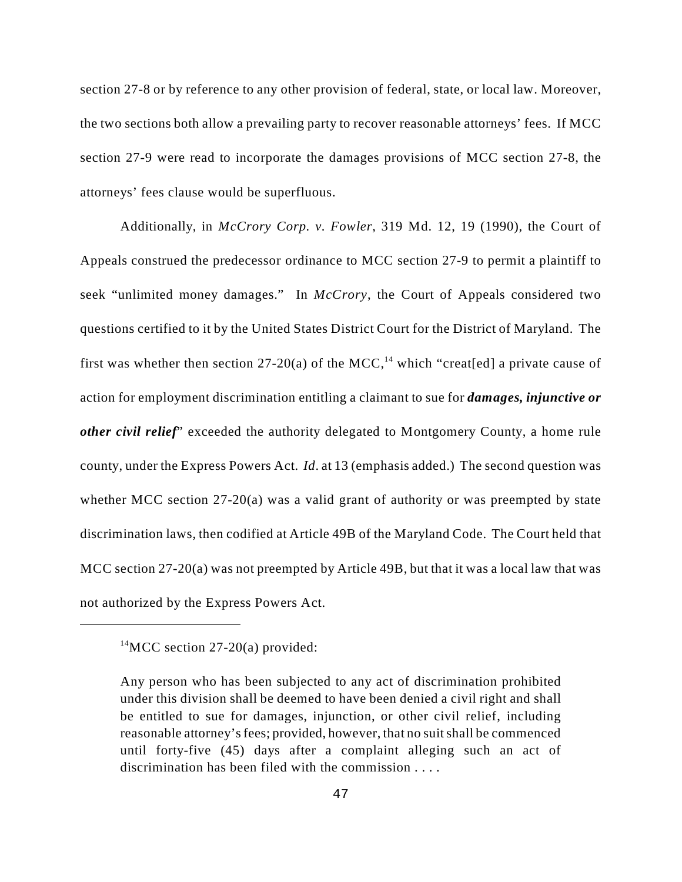section 27-8 or by reference to any other provision of federal, state, or local law. Moreover, the two sections both allow a prevailing party to recover reasonable attorneys' fees. If MCC section 27-9 were read to incorporate the damages provisions of MCC section 27-8, the attorneys' fees clause would be superfluous.

Additionally, in *McCrory Corp. v. Fowler*, 319 Md. 12, 19 (1990), the Court of Appeals construed the predecessor ordinance to MCC section 27-9 to permit a plaintiff to seek "unlimited money damages." In *McCrory*, the Court of Appeals considered two questions certified to it by the United States District Court for the District of Maryland. The first was whether then section 27-20(a) of the MCC,[14] which "creat[ed] a private cause of action for employment discrimination entitling a claimant to sue for ***damages, injunctive or other civil relief***" exceeded the authority delegated to Montgomery County, a home rule county, under the Express Powers Act. *Id*. at 13 (emphasis added.) The second question was whether MCC section 27-20(a) was a valid grant of authority or was preempted by state discrimination laws, then codified at Article 49B of the Maryland Code. The Court held that MCC section 27-20(a) was not preempted by Article 49B, but that it was a local law that was not authorized by the Express Powers Act.

---

[14]MCC section 27-20(a) provided:

> Any person who has been subjected to any act of discrimination prohibited under this division shall be deemed to have been denied a civil right and shall be entitled to sue for damages, injunction, or other civil relief, including reasonable attorney's fees; provided, however, that no suit shall be commenced until forty-five (45) days after a complaint alleging such an act of discrimination has been filed with the commission . . . .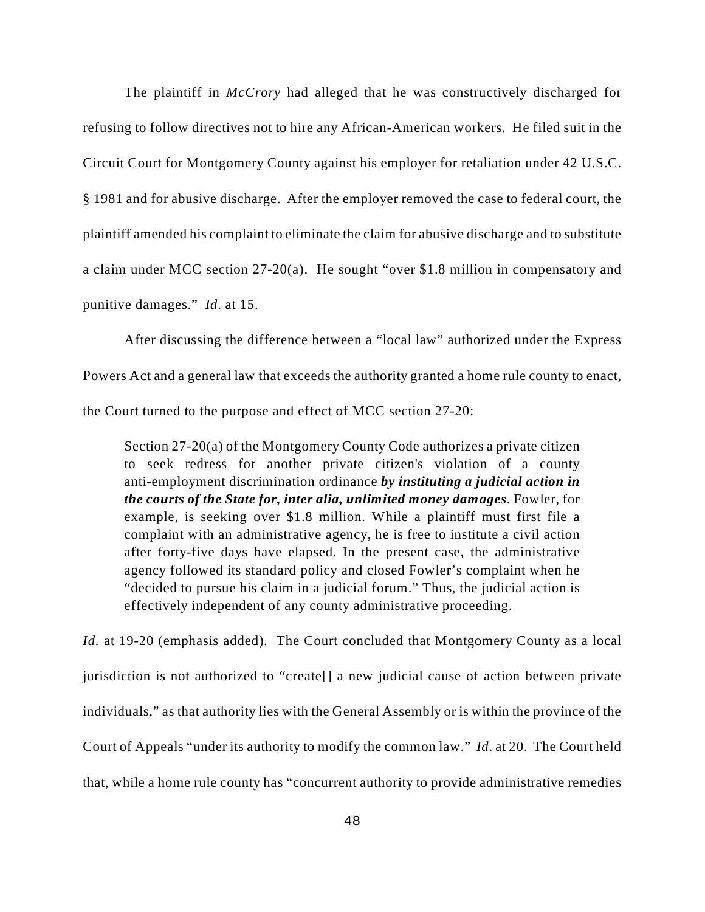The plaintiff in *McCrory* had alleged that he was constructively discharged for refusing to follow directives not to hire any African-American workers. He filed suit in the Circuit Court for Montgomery County against his employer for retaliation under 42 U.S.C. § 1981 and for abusive discharge. After the employer removed the case to federal court, the plaintiff amended his complaint to eliminate the claim for abusive discharge and to substitute a claim under MCC section 27-20(a). He sought "over $1.8 million in compensatory and punitive damages." *Id*. at 15.

After discussing the difference between a "local law" authorized under the Express Powers Act and a general law that exceeds the authority granted a home rule county to enact, the Court turned to the purpose and effect of MCC section 27-20:

> Section 27-20(a) of the Montgomery County Code authorizes a private citizen to seek redress for another private citizen's violation of a county anti-employment discrimination ordinance ***by instituting a judicial action in the courts of the State for, inter alia, unlimited money damages***. Fowler, for example, is seeking over $1.8 million. While a plaintiff must first file a complaint with an administrative agency, he is free to institute a civil action after forty-five days have elapsed. In the present case, the administrative agency followed its standard policy and closed Fowler's complaint when he "decided to pursue his claim in a judicial forum." Thus, the judicial action is effectively independent of any county administrative proceeding.

*Id*. at 19-20 (emphasis added). The Court concluded that Montgomery County as a local jurisdiction is not authorized to "create[] a new judicial cause of action between private individuals," as that authority lies with the General Assembly or is within the province of the Court of Appeals "under its authority to modify the common law." *Id*. at 20. The Court held that, while a home rule county has "concurrent authority to provide administrative remedies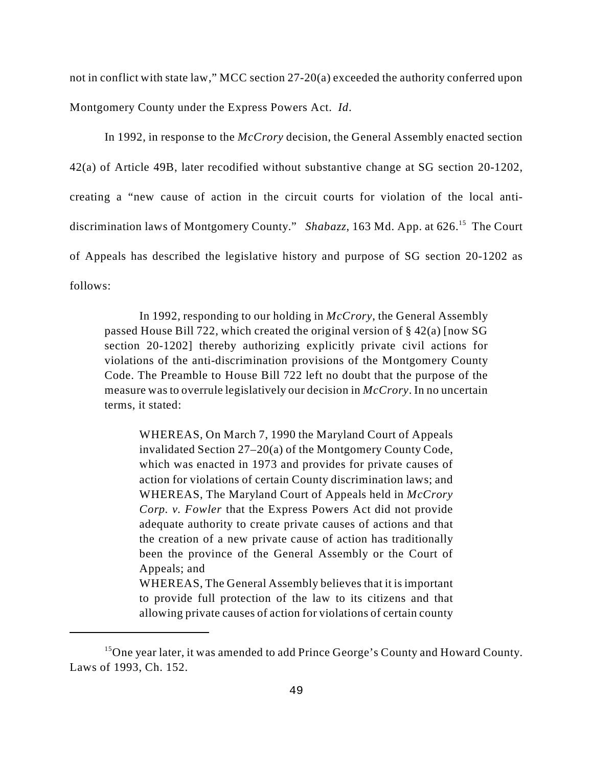not in conflict with state law," MCC section 27-20(a) exceeded the authority conferred upon Montgomery County under the Express Powers Act. *Id*.

In 1992, in response to the *McCrory* decision, the General Assembly enacted section 42(a) of Article 49B, later recodified without substantive change at SG section 20-1202, creating a "new cause of action in the circuit courts for violation of the local anti-discrimination laws of Montgomery County." *Shabazz*, 163 Md. App. at 626.[15] The Court of Appeals has described the legislative history and purpose of SG section 20-1202 as follows:

> In 1992, responding to our holding in *McCrory*, the General Assembly passed House Bill 722, which created the original version of § 42(a) [now SG section 20-1202] thereby authorizing explicitly private civil actions for violations of the anti-discrimination provisions of the Montgomery County Code. The Preamble to House Bill 722 left no doubt that the purpose of the measure was to overrule legislatively our decision in *McCrory*. In no uncertain terms, it stated:
>
>> WHEREAS, On March 7, 1990 the Maryland Court of Appeals invalidated Section 27–20(a) of the Montgomery County Code, which was enacted in 1973 and provides for private causes of action for violations of certain County discrimination laws; and
>> WHEREAS, The Maryland Court of Appeals held in *McCrory Corp. v. Fowler* that the Express Powers Act did not provide adequate authority to create private causes of actions and that the creation of a new private cause of action has traditionally been the province of the General Assembly or the Court of Appeals; and
>> WHEREAS, The General Assembly believes that it is important to provide full protection of the law to its citizens and that allowing private causes of action for violations of certain county

[15] One year later, it was amended to add Prince George's County and Howard County. Laws of 1993, Ch. 152.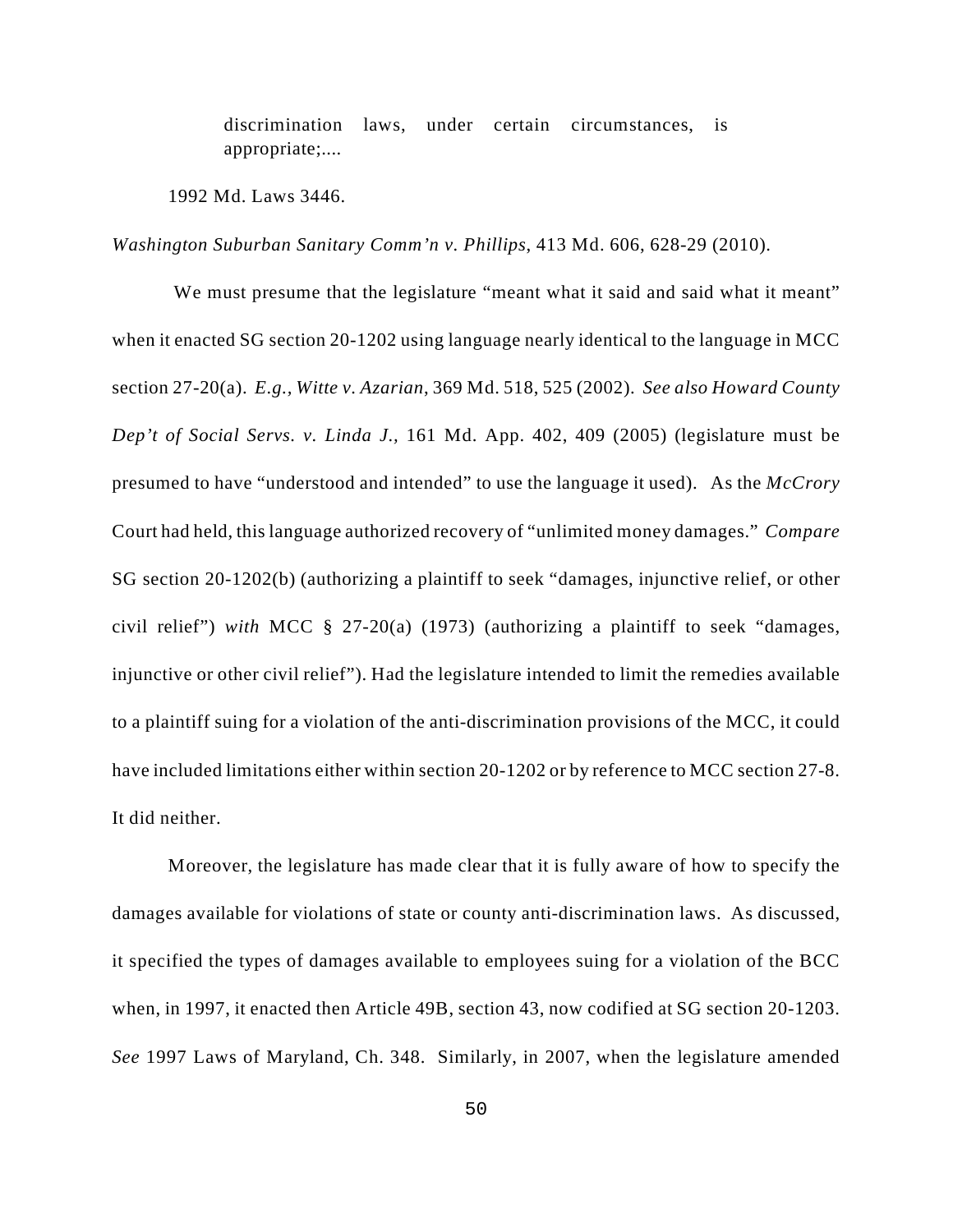> discrimination laws, under certain circumstances, is appropriate;....

1992 Md. Laws 3446.

*Washington Suburban Sanitary Comm'n v. Phillips*, 413 Md. 606, 628-29 (2010).

We must presume that the legislature "meant what it said and said what it meant" when it enacted SG section 20-1202 using language nearly identical to the language in MCC section 27-20(a). *E.g.*, *Witte v. Azarian*, 369 Md. 518, 525 (2002). *See also Howard County Dep't of Social Servs. v. Linda J.*, 161 Md. App. 402, 409 (2005) (legislature must be presumed to have "understood and intended" to use the language it used). As the *McCrory* Court had held, this language authorized recovery of "unlimited money damages." *Compare* SG section 20-1202(b) (authorizing a plaintiff to seek "damages, injunctive relief, or other civil relief") *with* MCC § 27-20(a) (1973) (authorizing a plaintiff to seek "damages, injunctive or other civil relief"). Had the legislature intended to limit the remedies available to a plaintiff suing for a violation of the anti-discrimination provisions of the MCC, it could have included limitations either within section 20-1202 or by reference to MCC section 27-8. It did neither.

Moreover, the legislature has made clear that it is fully aware of how to specify the damages available for violations of state or county anti-discrimination laws. As discussed, it specified the types of damages available to employees suing for a violation of the BCC when, in 1997, it enacted then Article 49B, section 43, now codified at SG section 20-1203. *See* 1997 Laws of Maryland, Ch. 348. Similarly, in 2007, when the legislature amended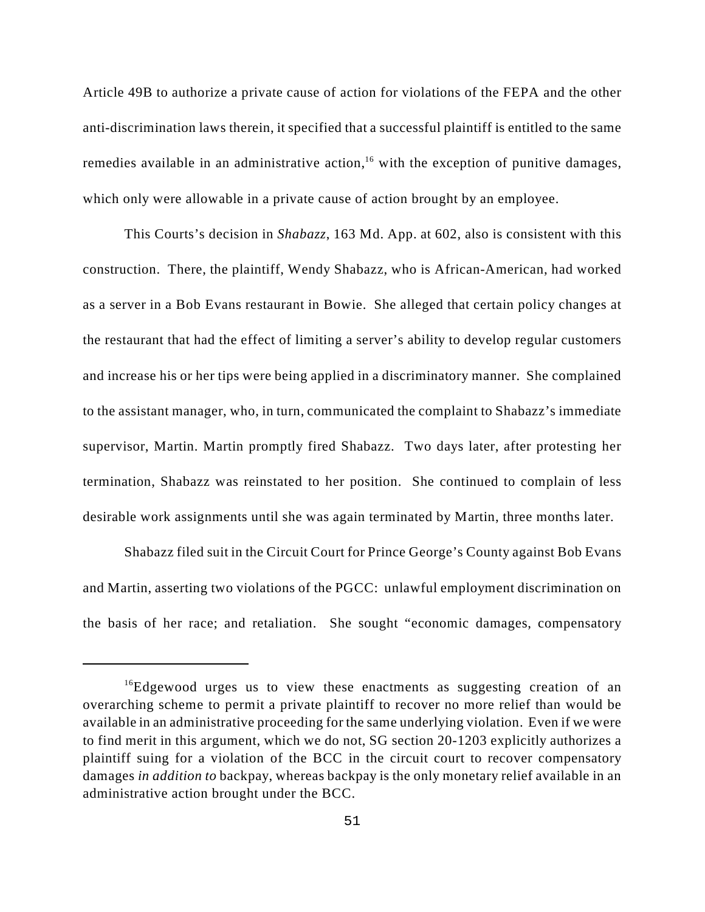Article 49B to authorize a private cause of action for violations of the FEPA and the other anti-discrimination laws therein, it specified that a successful plaintiff is entitled to the same remedies available in an administrative action,[16] with the exception of punitive damages, which only were allowable in a private cause of action brought by an employee.

This Courts's decision in *Shabazz*, 163 Md. App. at 602, also is consistent with this construction. There, the plaintiff, Wendy Shabazz, who is African-American, had worked as a server in a Bob Evans restaurant in Bowie. She alleged that certain policy changes at the restaurant that had the effect of limiting a server's ability to develop regular customers and increase his or her tips were being applied in a discriminatory manner. She complained to the assistant manager, who, in turn, communicated the complaint to Shabazz's immediate supervisor, Martin. Martin promptly fired Shabazz. Two days later, after protesting her termination, Shabazz was reinstated to her position. She continued to complain of less desirable work assignments until she was again terminated by Martin, three months later.

Shabazz filed suit in the Circuit Court for Prince George's County against Bob Evans and Martin, asserting two violations of the PGCC: unlawful employment discrimination on the basis of her race; and retaliation. She sought "economic damages, compensatory

---

[16] Edgewood urges us to view these enactments as suggesting creation of an overarching scheme to permit a private plaintiff to recover no more relief than would be available in an administrative proceeding for the same underlying violation. Even if we were to find merit in this argument, which we do not, SG section 20-1203 explicitly authorizes a plaintiff suing for a violation of the BCC in the circuit court to recover compensatory damages *in addition to* backpay, whereas backpay is the only monetary relief available in an administrative action brought under the BCC.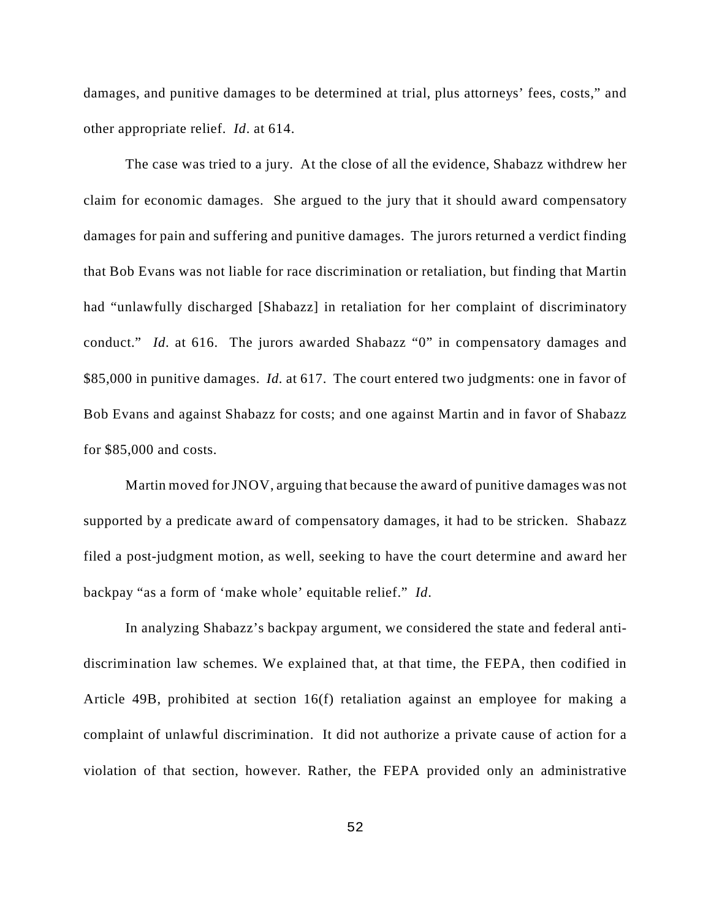damages, and punitive damages to be determined at trial, plus attorneys' fees, costs," and other appropriate relief. *Id*. at 614.

The case was tried to a jury. At the close of all the evidence, Shabazz withdrew her claim for economic damages. She argued to the jury that it should award compensatory damages for pain and suffering and punitive damages. The jurors returned a verdict finding that Bob Evans was not liable for race discrimination or retaliation, but finding that Martin had "unlawfully discharged [Shabazz] in retaliation for her complaint of discriminatory conduct." *Id*. at 616. The jurors awarded Shabazz "0" in compensatory damages and $85,000 in punitive damages. *Id.* at 617. The court entered two judgments: one in favor of Bob Evans and against Shabazz for costs; and one against Martin and in favor of Shabazz for $85,000 and costs.

Martin moved for JNOV, arguing that because the award of punitive damages was not supported by a predicate award of compensatory damages, it had to be stricken. Shabazz filed a post-judgment motion, as well, seeking to have the court determine and award her backpay "as a form of 'make whole' equitable relief." *Id*.

In analyzing Shabazz's backpay argument, we considered the state and federal anti-discrimination law schemes. We explained that, at that time, the FEPA, then codified in Article 49B, prohibited at section 16(f) retaliation against an employee for making a complaint of unlawful discrimination. It did not authorize a private cause of action for a violation of that section, however. Rather, the FEPA provided only an administrative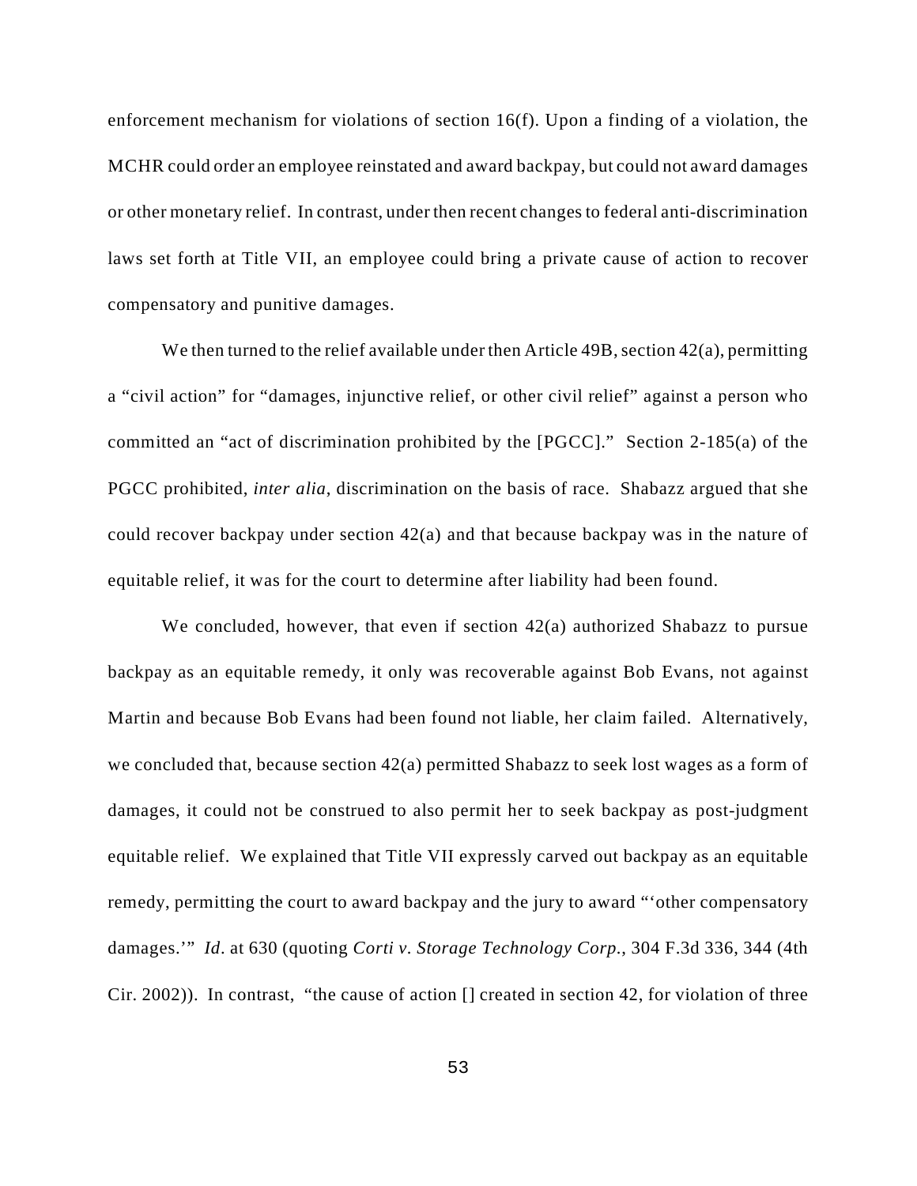enforcement mechanism for violations of section 16(f). Upon a finding of a violation, the MCHR could order an employee reinstated and award backpay, but could not award damages or other monetary relief. In contrast, under then recent changes to federal anti-discrimination laws set forth at Title VII, an employee could bring a private cause of action to recover compensatory and punitive damages.

We then turned to the relief available under then Article 49B, section 42(a), permitting a "civil action" for "damages, injunctive relief, or other civil relief" against a person who committed an "act of discrimination prohibited by the [PGCC]." Section 2-185(a) of the PGCC prohibited, *inter alia*, discrimination on the basis of race. Shabazz argued that she could recover backpay under section 42(a) and that because backpay was in the nature of equitable relief, it was for the court to determine after liability had been found.

We concluded, however, that even if section 42(a) authorized Shabazz to pursue backpay as an equitable remedy, it only was recoverable against Bob Evans, not against Martin and because Bob Evans had been found not liable, her claim failed. Alternatively, we concluded that, because section 42(a) permitted Shabazz to seek lost wages as a form of damages, it could not be construed to also permit her to seek backpay as post-judgment equitable relief. We explained that Title VII expressly carved out backpay as an equitable remedy, permitting the court to award backpay and the jury to award "'other compensatory damages.'" *Id*. at 630 (quoting *Corti v. Storage Technology Corp.*, 304 F.3d 336, 344 (4th Cir. 2002)). In contrast, "the cause of action [] created in section 42, for violation of three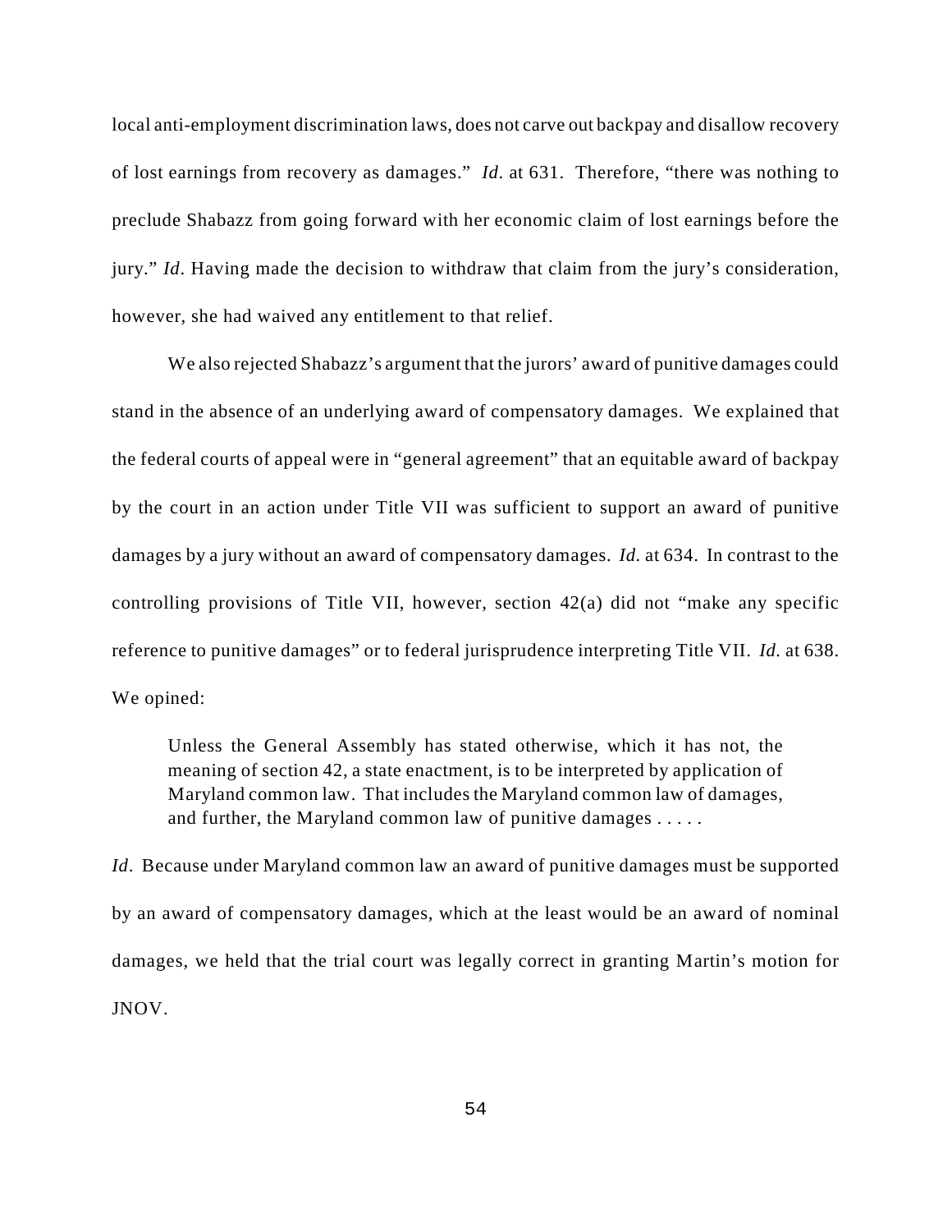local anti-employment discrimination laws, does not carve out backpay and disallow recovery of lost earnings from recovery as damages." *Id*. at 631. Therefore, "there was nothing to preclude Shabazz from going forward with her economic claim of lost earnings before the jury." *Id*. Having made the decision to withdraw that claim from the jury's consideration, however, she had waived any entitlement to that relief.

We also rejected Shabazz's argument that the jurors' award of punitive damages could stand in the absence of an underlying award of compensatory damages. We explained that the federal courts of appeal were in "general agreement" that an equitable award of backpay by the court in an action under Title VII was sufficient to support an award of punitive damages by a jury without an award of compensatory damages. *Id.* at 634. In contrast to the controlling provisions of Title VII, however, section 42(a) did not "make any specific reference to punitive damages" or to federal jurisprudence interpreting Title VII. *Id.* at 638. We opined:

> Unless the General Assembly has stated otherwise, which it has not, the meaning of section 42, a state enactment, is to be interpreted by application of Maryland common law. That includes the Maryland common law of damages, and further, the Maryland common law of punitive damages . . . . .

*Id*. Because under Maryland common law an award of punitive damages must be supported by an award of compensatory damages, which at the least would be an award of nominal damages, we held that the trial court was legally correct in granting Martin's motion for JNOV.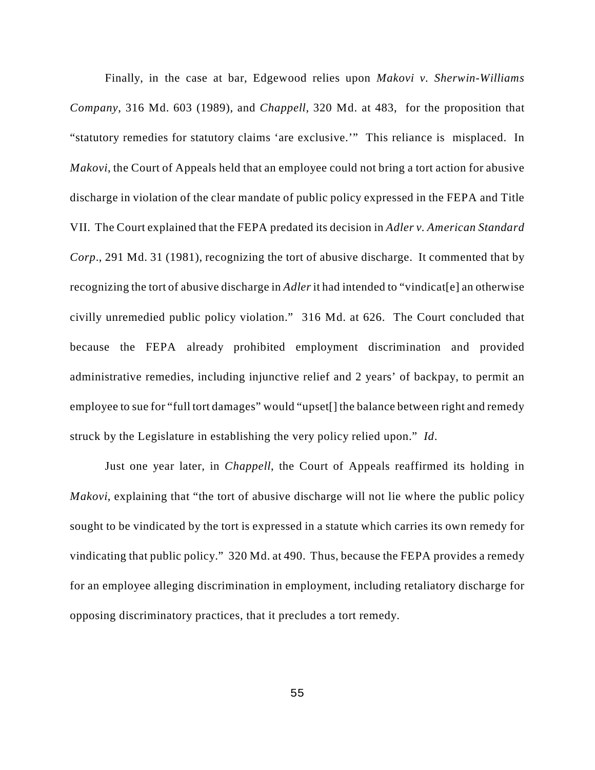Finally, in the case at bar, Edgewood relies upon *Makovi v. Sherwin-Williams Company*, 316 Md. 603 (1989), and *Chappell*, 320 Md. at 483, for the proposition that "statutory remedies for statutory claims 'are exclusive.'" This reliance is misplaced. In *Makovi*, the Court of Appeals held that an employee could not bring a tort action for abusive discharge in violation of the clear mandate of public policy expressed in the FEPA and Title VII. The Court explained that the FEPA predated its decision in *Adler v. American Standard Corp*., 291 Md. 31 (1981), recognizing the tort of abusive discharge. It commented that by recognizing the tort of abusive discharge in *Adler* it had intended to "vindicat[e] an otherwise civilly unremedied public policy violation." 316 Md. at 626. The Court concluded that because the FEPA already prohibited employment discrimination and provided administrative remedies, including injunctive relief and 2 years' of backpay, to permit an employee to sue for "full tort damages" would "upset[] the balance between right and remedy struck by the Legislature in establishing the very policy relied upon." *Id*.

Just one year later, in *Chappell*, the Court of Appeals reaffirmed its holding in *Makovi*, explaining that "the tort of abusive discharge will not lie where the public policy sought to be vindicated by the tort is expressed in a statute which carries its own remedy for vindicating that public policy." 320 Md. at 490. Thus, because the FEPA provides a remedy for an employee alleging discrimination in employment, including retaliatory discharge for opposing discriminatory practices, that it precludes a tort remedy.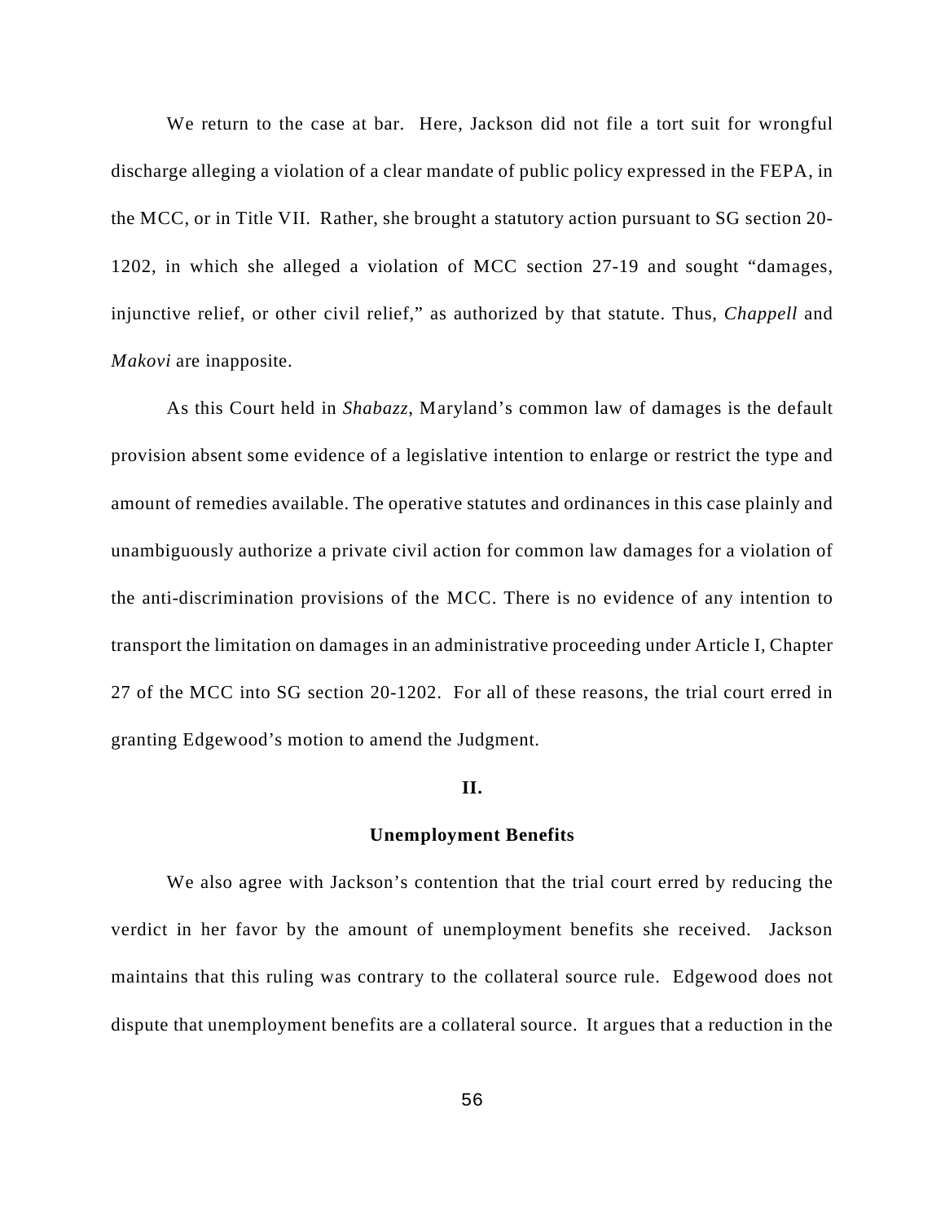We return to the case at bar. Here, Jackson did not file a tort suit for wrongful discharge alleging a violation of a clear mandate of public policy expressed in the FEPA, in the MCC, or in Title VII. Rather, she brought a statutory action pursuant to SG section 20-1202, in which she alleged a violation of MCC section 27-19 and sought "damages, injunctive relief, or other civil relief," as authorized by that statute. Thus, *Chappell* and *Makovi* are inapposite.

As this Court held in *Shabazz*, Maryland's common law of damages is the default provision absent some evidence of a legislative intention to enlarge or restrict the type and amount of remedies available. The operative statutes and ordinances in this case plainly and unambiguously authorize a private civil action for common law damages for a violation of the anti-discrimination provisions of the MCC. There is no evidence of any intention to transport the limitation on damages in an administrative proceeding under Article I, Chapter 27 of the MCC into SG section 20-1202. For all of these reasons, the trial court erred in granting Edgewood's motion to amend the Judgment.

## II.

## Unemployment Benefits

We also agree with Jackson's contention that the trial court erred by reducing the verdict in her favor by the amount of unemployment benefits she received. Jackson maintains that this ruling was contrary to the collateral source rule. Edgewood does not dispute that unemployment benefits are a collateral source. It argues that a reduction in the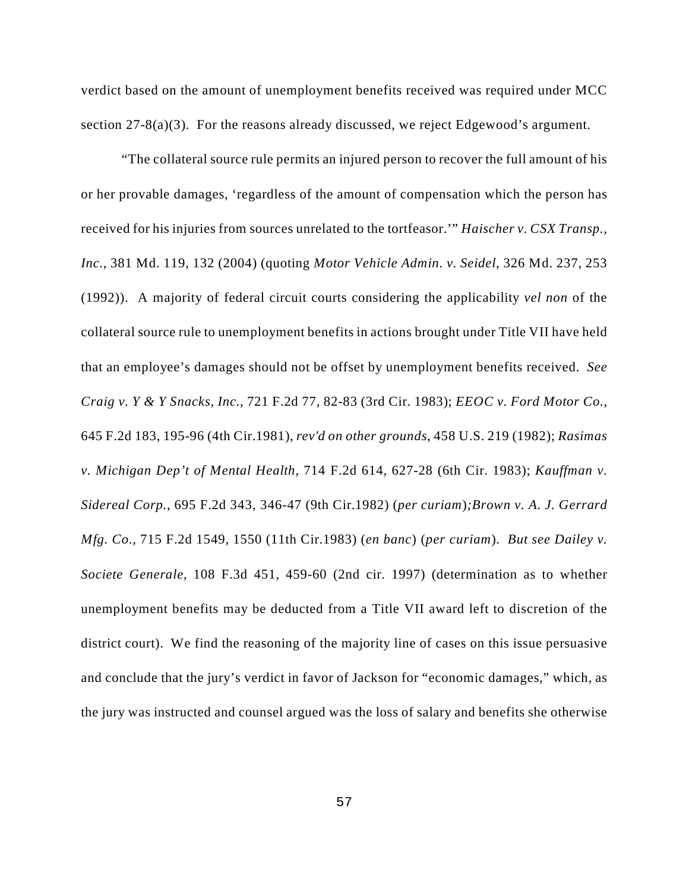verdict based on the amount of unemployment benefits received was required under MCC section 27-8(a)(3). For the reasons already discussed, we reject Edgewood's argument.

"The collateral source rule permits an injured person to recover the full amount of his or her provable damages, 'regardless of the amount of compensation which the person has received for his injuries from sources unrelated to the tortfeasor.'" *Haischer v. CSX Transp., Inc.*, 381 Md. 119, 132 (2004) (quoting *Motor Vehicle Admin. v. Seidel*, 326 Md. 237, 253 (1992)). A majority of federal circuit courts considering the applicability *vel non* of the collateral source rule to unemployment benefits in actions brought under Title VII have held that an employee's damages should not be offset by unemployment benefits received. *See Craig v. Y & Y Snacks, Inc.*, 721 F.2d 77, 82-83 (3rd Cir. 1983); *EEOC v. Ford Motor Co.*, 645 F.2d 183, 195-96 (4th Cir.1981), *rev'd on other grounds*, 458 U.S. 219 (1982); *Rasimas v. Michigan Dep't of Mental Health*, 714 F.2d 614, 627-28 (6th Cir. 1983); *Kauffman v. Sidereal Corp.*, 695 F.2d 343, 346-47 (9th Cir.1982) (*per curiam*);*Brown v. A. J. Gerrard Mfg. Co.*, 715 F.2d 1549, 1550 (11th Cir.1983) (*en banc*) (*per curiam*). *But see Dailey v. Societe Generale*, 108 F.3d 451, 459-60 (2nd cir. 1997) (determination as to whether unemployment benefits may be deducted from a Title VII award left to discretion of the district court). We find the reasoning of the majority line of cases on this issue persuasive and conclude that the jury's verdict in favor of Jackson for "economic damages," which, as the jury was instructed and counsel argued was the loss of salary and benefits she otherwise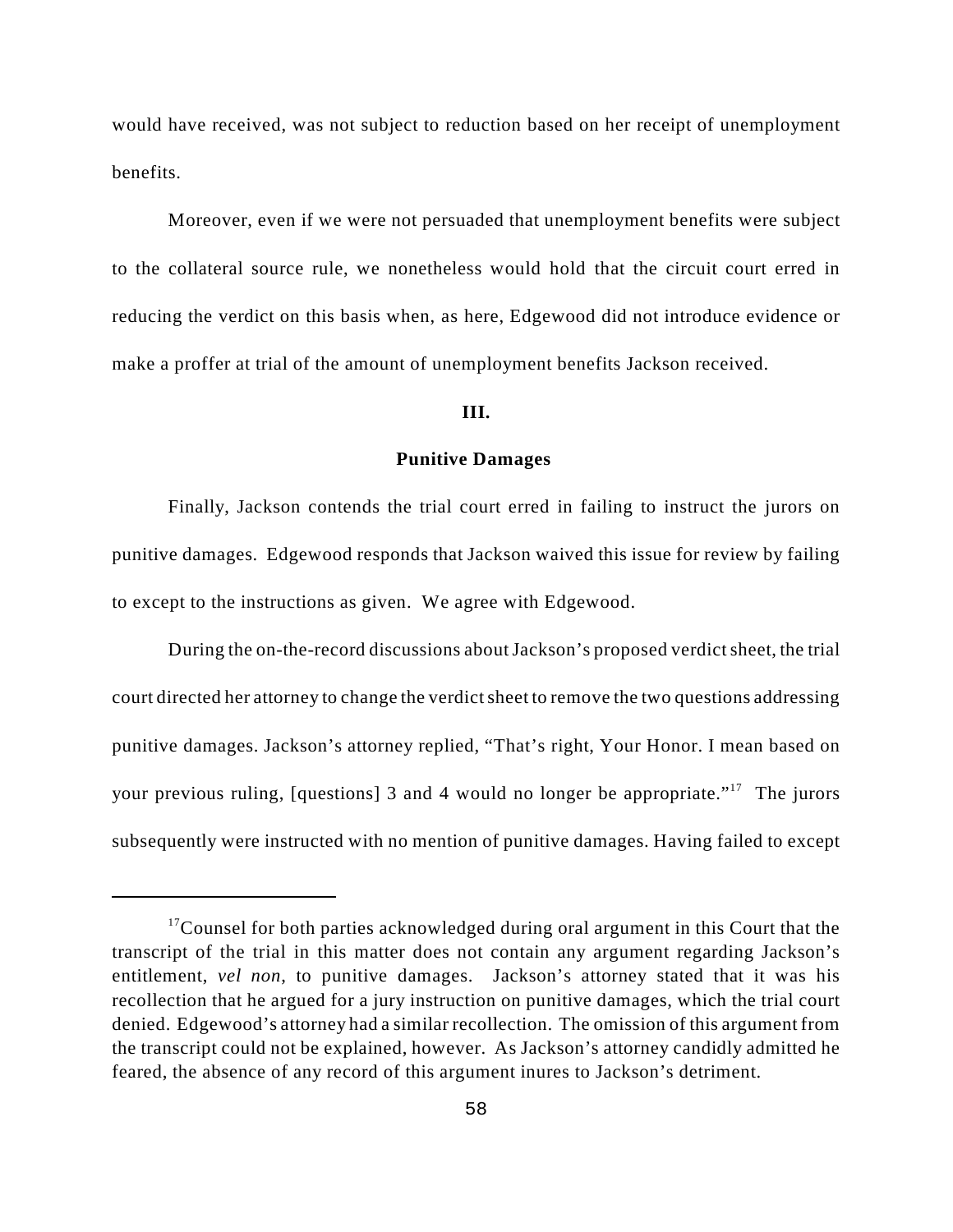would have received, was not subject to reduction based on her receipt of unemployment benefits.

Moreover, even if we were not persuaded that unemployment benefits were subject to the collateral source rule, we nonetheless would hold that the circuit court erred in reducing the verdict on this basis when, as here, Edgewood did not introduce evidence or make a proffer at trial of the amount of unemployment benefits Jackson received.

### III.

### Punitive Damages

Finally, Jackson contends the trial court erred in failing to instruct the jurors on punitive damages. Edgewood responds that Jackson waived this issue for review by failing to except to the instructions as given. We agree with Edgewood.

During the on-the-record discussions about Jackson's proposed verdict sheet, the trial court directed her attorney to change the verdict sheet to remove the two questions addressing punitive damages. Jackson's attorney replied, "That's right, Your Honor. I mean based on your previous ruling, [questions] 3 and 4 would no longer be appropriate."[17] The jurors subsequently were instructed with no mention of punitive damages. Having failed to except

[17] Counsel for both parties acknowledged during oral argument in this Court that the transcript of the trial in this matter does not contain any argument regarding Jackson's entitlement, *vel non*, to punitive damages. Jackson's attorney stated that it was his recollection that he argued for a jury instruction on punitive damages, which the trial court denied. Edgewood's attorney had a similar recollection. The omission of this argument from the transcript could not be explained, however. As Jackson's attorney candidly admitted he feared, the absence of any record of this argument inures to Jackson's detriment.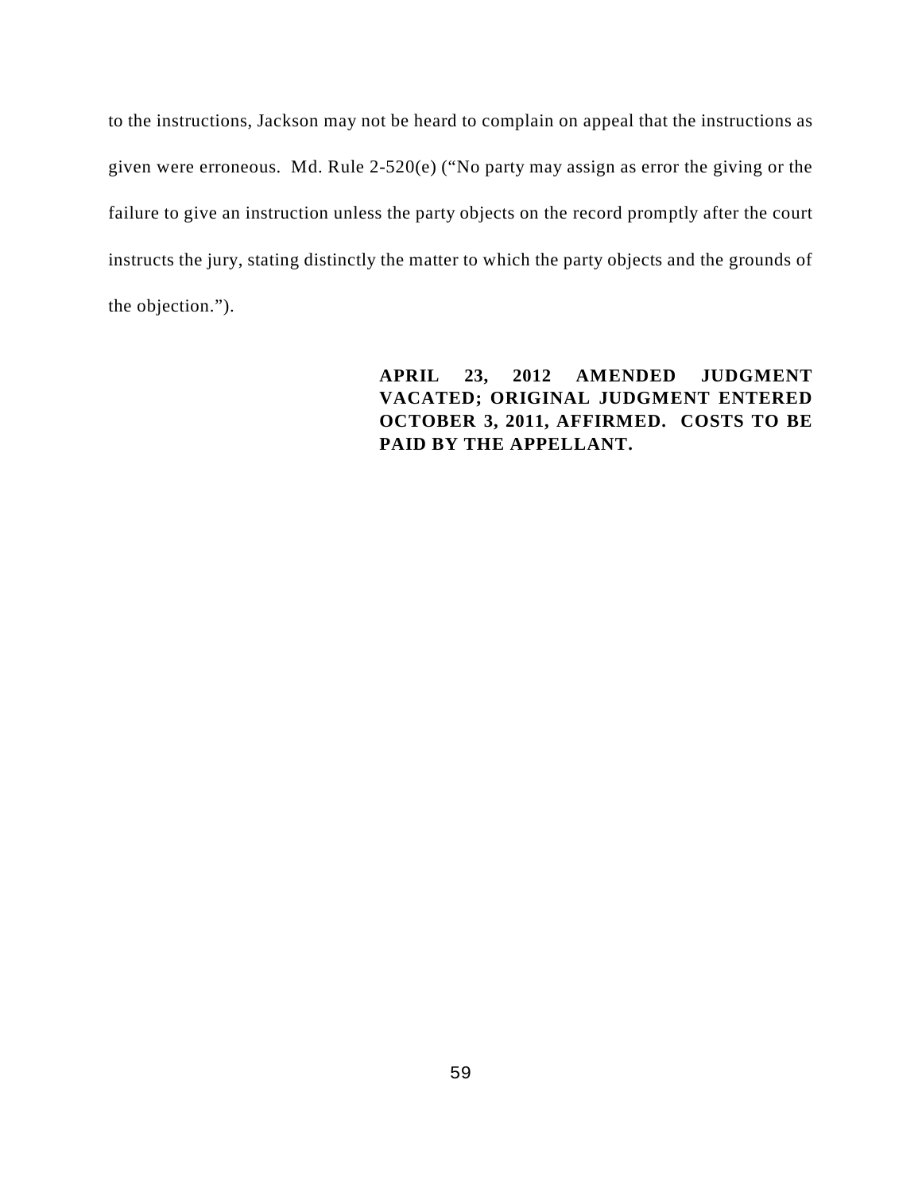to the instructions, Jackson may not be heard to complain on appeal that the instructions as given were erroneous. Md. Rule 2-520(e) ("No party may assign as error the giving or the failure to give an instruction unless the party objects on the record promptly after the court instructs the jury, stating distinctly the matter to which the party objects and the grounds of the objection.").

**APRIL 23, 2012 AMENDED JUDGMENT VACATED; ORIGINAL JUDGMENT ENTERED OCTOBER 3, 2011, AFFIRMED. COSTS TO BE PAID BY THE APPELLANT.**